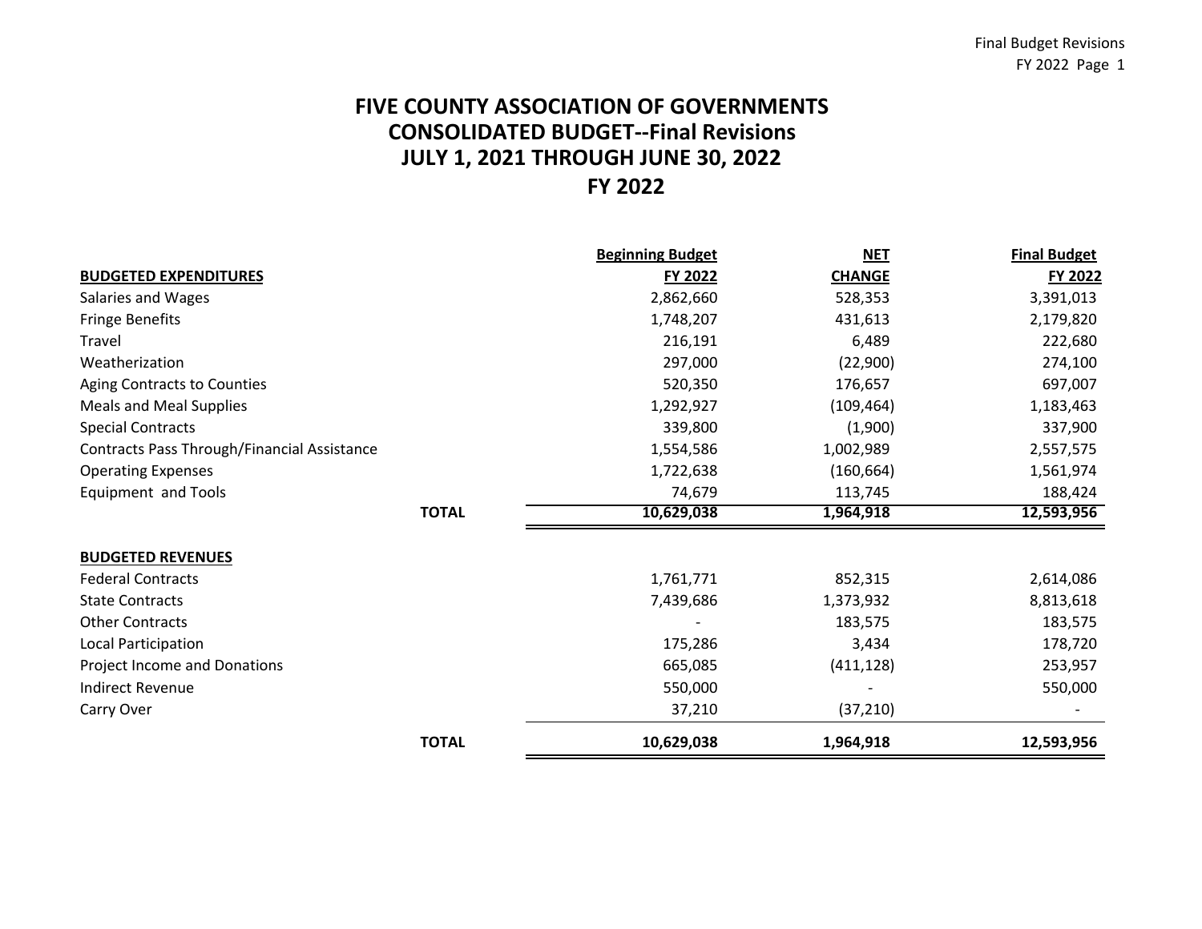# FIVE COUNTY ASSOCIATION OF GOVERNMENTS
# CONSOLIDATED BUDGET--Final Revisions
# JULY 1, 2021 THROUGH JUNE 30, 2022
# FY 2022

| BUDGETED EXPENDITURES | | Beginning Budget FY 2022 | NET CHANGE | Final Budget FY 2022 |
|---|---|---|---|---|
| Salaries and Wages | | 2,862,660 | 528,353 | 3,391,013 |
| Fringe Benefits | | 1,748,207 | 431,613 | 2,179,820 |
| Travel | | 216,191 | 6,489 | 222,680 |
| Weatherization | | 297,000 | (22,900) | 274,100 |
| Aging Contracts to Counties | | 520,350 | 176,657 | 697,007 |
| Meals and Meal Supplies | | 1,292,927 | (109,464) | 1,183,463 |
| Special Contracts | | 339,800 | (1,900) | 337,900 |
| Contracts Pass Through/Financial Assistance | | 1,554,586 | 1,002,989 | 2,557,575 |
| Operating Expenses | | 1,722,638 | (160,664) | 1,561,974 |
| Equipment and Tools | | 74,679 | 113,745 | 188,424 |
| | **TOTAL** | **10,629,038** | **1,964,918** | **12,593,956** |
| **BUDGETED REVENUES** | | | | |
| Federal Contracts | | 1,761,771 | 852,315 | 2,614,086 |
| State Contracts | | 7,439,686 | 1,373,932 | 8,813,618 |
| Other Contracts | | - | 183,575 | 183,575 |
| Local Participation | | 175,286 | 3,434 | 178,720 |
| Project Income and Donations | | 665,085 | (411,128) | 253,957 |
| Indirect Revenue | | 550,000 | - | 550,000 |
| Carry Over | | 37,210 | (37,210) | - |
| | **TOTAL** | **10,629,038** | **1,964,918** | **12,593,956** |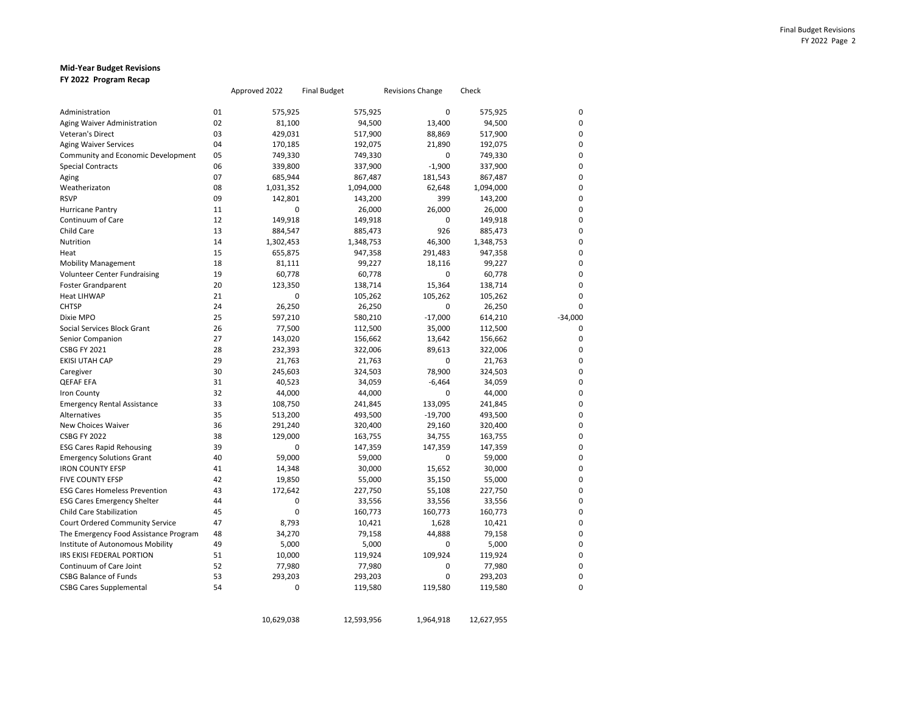**Mid-Year Budget Revisions**
**FY 2022 Program Recap**

| | | Approved 2022 | Final Budget | Revisions Change | Check | |
|---|---|---|---|---|---|---|
| Administration | 01 | 575,925 | 575,925 | 0 | 575,925 | 0 |
| Aging Waiver Administration | 02 | 81,100 | 94,500 | 13,400 | 94,500 | 0 |
| Veteran's Direct | 03 | 429,031 | 517,900 | 88,869 | 517,900 | 0 |
| Aging Waiver Services | 04 | 170,185 | 192,075 | 21,890 | 192,075 | 0 |
| Community and Economic Development | 05 | 749,330 | 749,330 | 0 | 749,330 | 0 |
| Special Contracts | 06 | 339,800 | 337,900 | -1,900 | 337,900 | 0 |
| Aging | 07 | 685,944 | 867,487 | 181,543 | 867,487 | 0 |
| Weatherizaton | 08 | 1,031,352 | 1,094,000 | 62,648 | 1,094,000 | 0 |
| RSVP | 09 | 142,801 | 143,200 | 399 | 143,200 | 0 |
| Hurricane Pantry | 11 | 0 | 26,000 | 26,000 | 26,000 | 0 |
| Continuum of Care | 12 | 149,918 | 149,918 | 0 | 149,918 | 0 |
| Child Care | 13 | 884,547 | 885,473 | 926 | 885,473 | 0 |
| Nutrition | 14 | 1,302,453 | 1,348,753 | 46,300 | 1,348,753 | 0 |
| Heat | 15 | 655,875 | 947,358 | 291,483 | 947,358 | 0 |
| Mobility Management | 18 | 81,111 | 99,227 | 18,116 | 99,227 | 0 |
| Volunteer Center Fundraising | 19 | 60,778 | 60,778 | 0 | 60,778 | 0 |
| Foster Grandparent | 20 | 123,350 | 138,714 | 15,364 | 138,714 | 0 |
| Heat LIHWAP | 21 | 0 | 105,262 | 105,262 | 105,262 | 0 |
| CHTSP | 24 | 26,250 | 26,250 | 0 | 26,250 | 0 |
| Dixie MPO | 25 | 597,210 | 580,210 | -17,000 | 614,210 | -34,000 |
| Social Services Block Grant | 26 | 77,500 | 112,500 | 35,000 | 112,500 | 0 |
| Senior Companion | 27 | 143,020 | 156,662 | 13,642 | 156,662 | 0 |
| CSBG FY 2021 | 28 | 232,393 | 322,006 | 89,613 | 322,006 | 0 |
| EKISI UTAH CAP | 29 | 21,763 | 21,763 | 0 | 21,763 | 0 |
| Caregiver | 30 | 245,603 | 324,503 | 78,900 | 324,503 | 0 |
| QEFAF EFA | 31 | 40,523 | 34,059 | -6,464 | 34,059 | 0 |
| Iron County | 32 | 44,000 | 44,000 | 0 | 44,000 | 0 |
| Emergency Rental Assistance | 33 | 108,750 | 241,845 | 133,095 | 241,845 | 0 |
| Alternatives | 35 | 513,200 | 493,500 | -19,700 | 493,500 | 0 |
| New Choices Waiver | 36 | 291,240 | 320,400 | 29,160 | 320,400 | 0 |
| CSBG FY 2022 | 38 | 129,000 | 163,755 | 34,755 | 163,755 | 0 |
| ESG Cares Rapid Rehousing | 39 | 0 | 147,359 | 147,359 | 147,359 | 0 |
| Emergency Solutions Grant | 40 | 59,000 | 59,000 | 0 | 59,000 | 0 |
| IRON COUNTY EFSP | 41 | 14,348 | 30,000 | 15,652 | 30,000 | 0 |
| FIVE COUNTY EFSP | 42 | 19,850 | 55,000 | 35,150 | 55,000 | 0 |
| ESG Cares Homeless Prevention | 43 | 172,642 | 227,750 | 55,108 | 227,750 | 0 |
| ESG Cares Emergency Shelter | 44 | 0 | 33,556 | 33,556 | 33,556 | 0 |
| Child Care Stabilization | 45 | 0 | 160,773 | 160,773 | 160,773 | 0 |
| Court Ordered Community Service | 47 | 8,793 | 10,421 | 1,628 | 10,421 | 0 |
| The Emergency Food Assistance Program | 48 | 34,270 | 79,158 | 44,888 | 79,158 | 0 |
| Institute of Autonomous Mobility | 49 | 5,000 | 5,000 | 0 | 5,000 | 0 |
| IRS EKISI FEDERAL PORTION | 51 | 10,000 | 119,924 | 109,924 | 119,924 | 0 |
| Continuum of Care Joint | 52 | 77,980 | 77,980 | 0 | 77,980 | 0 |
| CSBG Balance of Funds | 53 | 293,203 | 293,203 | 0 | 293,203 | 0 |
| CSBG Cares Supplemental | 54 | 0 | 119,580 | 119,580 | 119,580 | 0 |
| | | 10,629,038 | 12,593,956 | 1,964,918 | 12,627,955 | |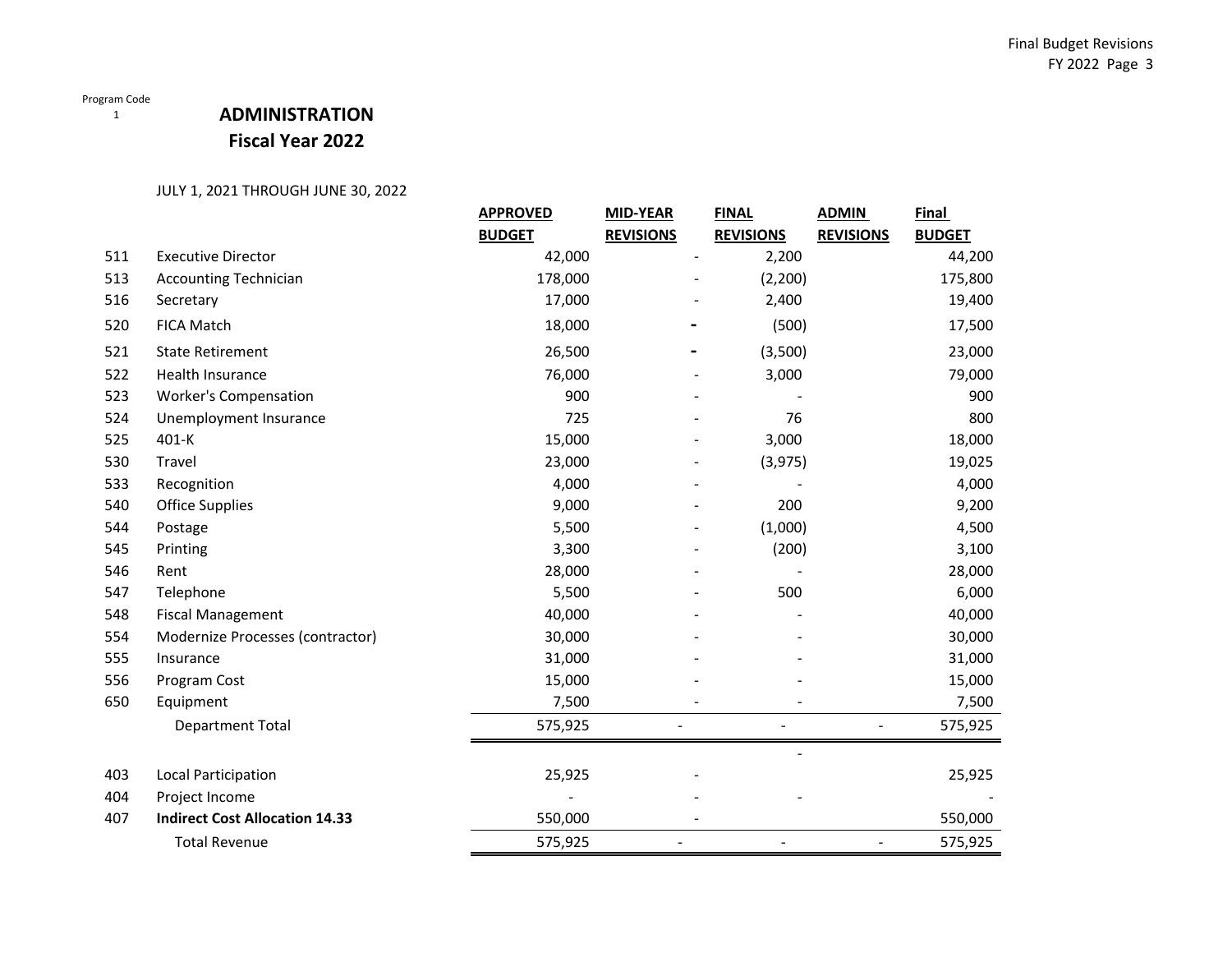Program Code
1

# ADMINISTRATION
## Fiscal Year 2022

JULY 1, 2021 THROUGH JUNE 30, 2022

| | | APPROVED BUDGET | MID-YEAR REVISIONS | FINAL REVISIONS | ADMIN REVISIONS | Final BUDGET |
|---|---|---|---|---|---|---|
| 511 | Executive Director | 42,000 | - | 2,200 | | 44,200 |
| 513 | Accounting Technician | 178,000 | - | (2,200) | | 175,800 |
| 516 | Secretary | 17,000 | - | 2,400 | | 19,400 |
| 520 | FICA Match | 18,000 | - | (500) | | 17,500 |
| 521 | State Retirement | 26,500 | - | (3,500) | | 23,000 |
| 522 | Health Insurance | 76,000 | - | 3,000 | | 79,000 |
| 523 | Worker's Compensation | 900 | - | - | | 900 |
| 524 | Unemployment Insurance | 725 | - | 76 | | 800 |
| 525 | 401-K | 15,000 | - | 3,000 | | 18,000 |
| 530 | Travel | 23,000 | - | (3,975) | | 19,025 |
| 533 | Recognition | 4,000 | - | - | | 4,000 |
| 540 | Office Supplies | 9,000 | - | 200 | | 9,200 |
| 544 | Postage | 5,500 | - | (1,000) | | 4,500 |
| 545 | Printing | 3,300 | - | (200) | | 3,100 |
| 546 | Rent | 28,000 | - | - | | 28,000 |
| 547 | Telephone | 5,500 | - | 500 | | 6,000 |
| 548 | Fiscal Management | 40,000 | - | - | | 40,000 |
| 554 | Modernize Processes (contractor) | 30,000 | - | - | | 30,000 |
| 555 | Insurance | 31,000 | - | - | | 31,000 |
| 556 | Program Cost | 15,000 | - | - | | 15,000 |
| 650 | Equipment | 7,500 | - | - | | 7,500 |
| | Department Total | 575,925 | - | - | - | 575,925 |
| | | | | - | | |
| 403 | Local Participation | 25,925 | - | | | 25,925 |
| 404 | Project Income | - | - | - | | - |
| 407 | **Indirect Cost Allocation 14.33** | 550,000 | - | | | 550,000 |
| | Total Revenue | 575,925 | - | - | - | 575,925 |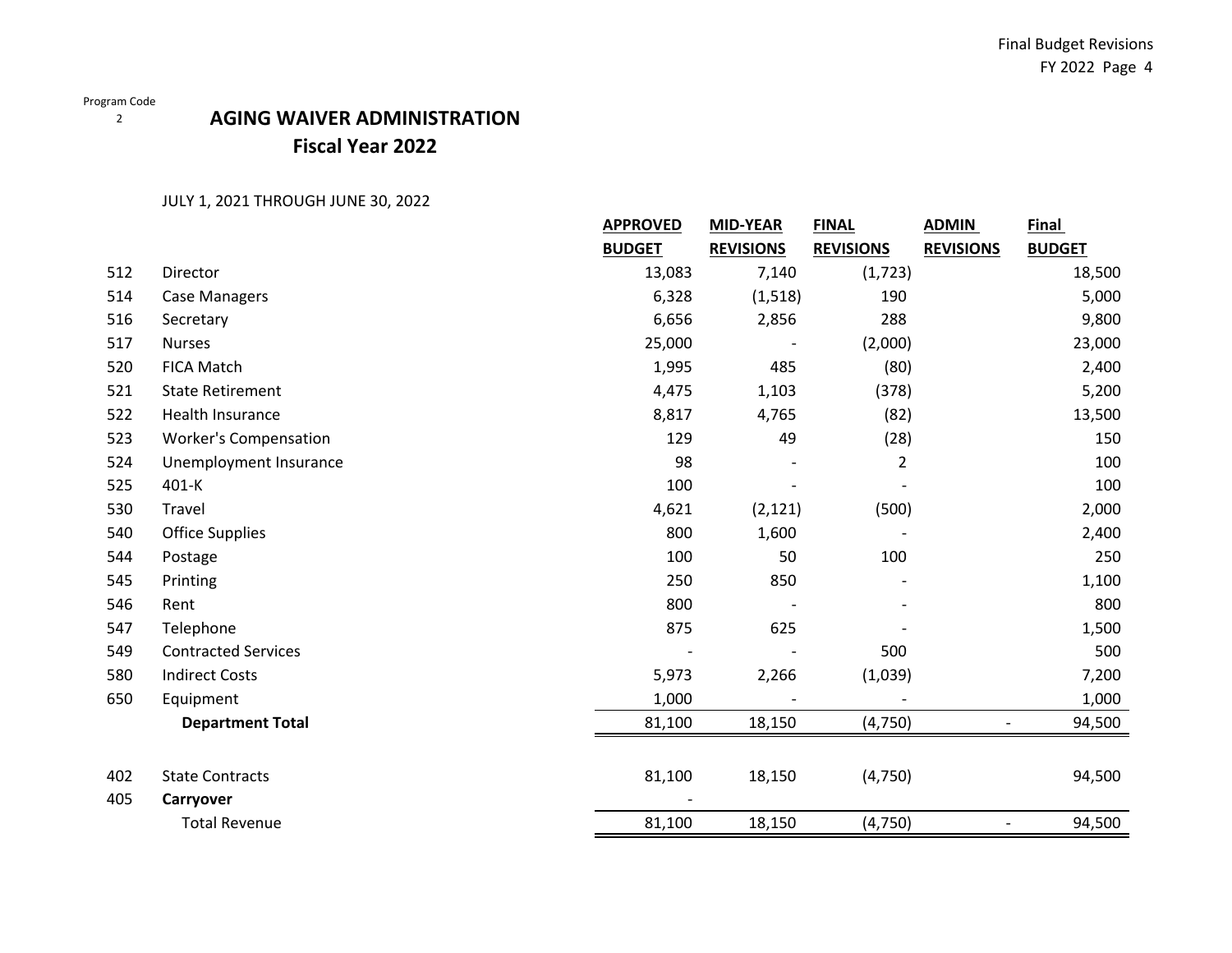Program Code
2

# AGING WAIVER ADMINISTRATION
## Fiscal Year 2022

JULY 1, 2021 THROUGH JUNE 30, 2022

| | | APPROVED BUDGET | MID-YEAR REVISIONS | FINAL REVISIONS | ADMIN REVISIONS | Final BUDGET |
|---|---|---|---|---|---|---|
| 512 | Director | 13,083 | 7,140 | (1,723) | | 18,500 |
| 514 | Case Managers | 6,328 | (1,518) | 190 | | 5,000 |
| 516 | Secretary | 6,656 | 2,856 | 288 | | 9,800 |
| 517 | Nurses | 25,000 | - | (2,000) | | 23,000 |
| 520 | FICA Match | 1,995 | 485 | (80) | | 2,400 |
| 521 | State Retirement | 4,475 | 1,103 | (378) | | 5,200 |
| 522 | Health Insurance | 8,817 | 4,765 | (82) | | 13,500 |
| 523 | Worker's Compensation | 129 | 49 | (28) | | 150 |
| 524 | Unemployment Insurance | 98 | - | 2 | | 100 |
| 525 | 401-K | 100 | - | - | | 100 |
| 530 | Travel | 4,621 | (2,121) | (500) | | 2,000 |
| 540 | Office Supplies | 800 | 1,600 | - | | 2,400 |
| 544 | Postage | 100 | 50 | 100 | | 250 |
| 545 | Printing | 250 | 850 | - | | 1,100 |
| 546 | Rent | 800 | - | - | | 800 |
| 547 | Telephone | 875 | 625 | - | | 1,500 |
| 549 | Contracted Services | - | - | 500 | | 500 |
| 580 | Indirect Costs | 5,973 | 2,266 | (1,039) | | 7,200 |
| 650 | Equipment | 1,000 | - | - | | 1,000 |
| | **Department Total** | 81,100 | 18,150 | (4,750) | - | 94,500 |
| | | | | | | |
| 402 | State Contracts | 81,100 | 18,150 | (4,750) | | 94,500 |
| 405 | **Carryover** | - | | | | |
| | Total Revenue | 81,100 | 18,150 | (4,750) | - | 94,500 |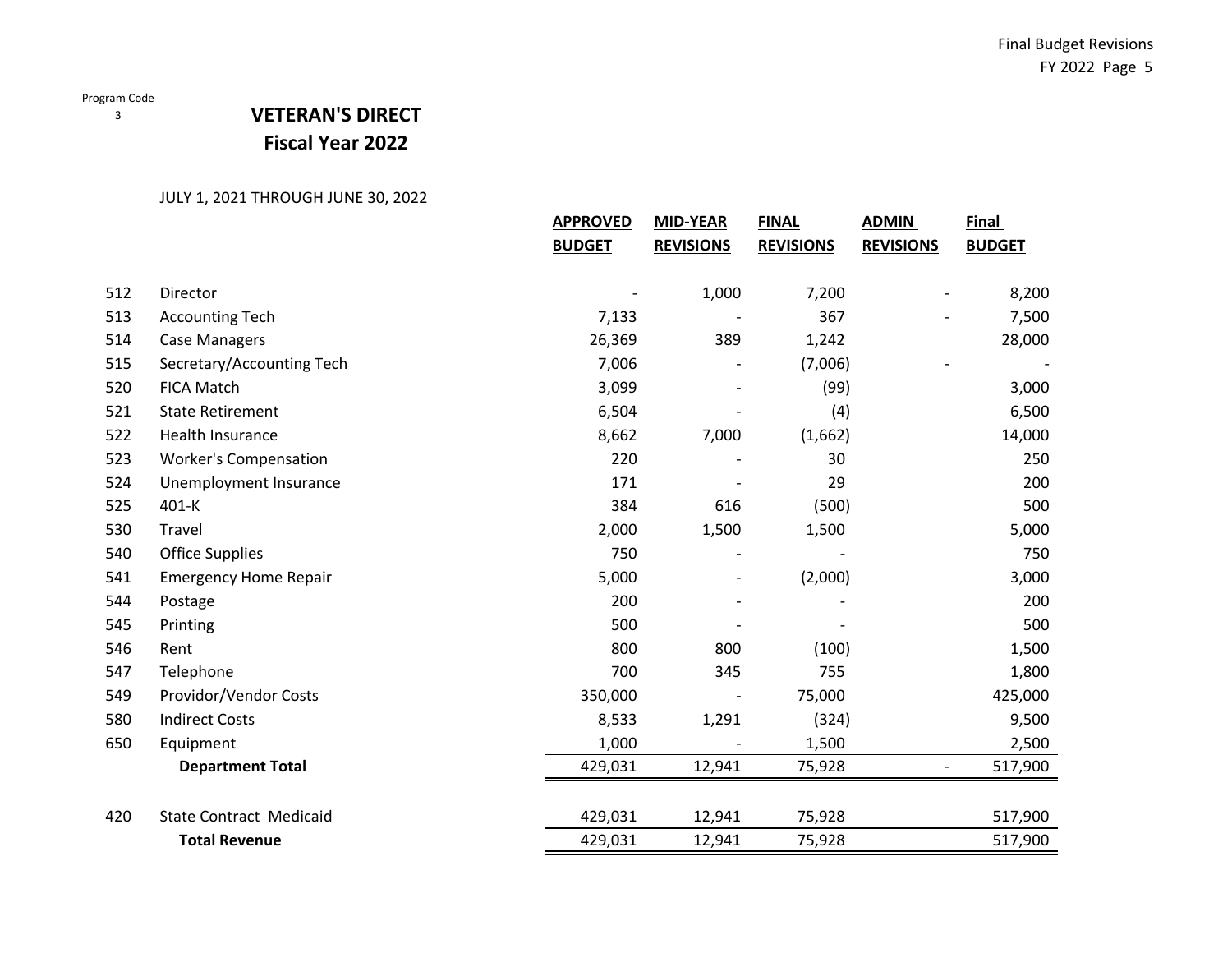Program Code
3

# VETERAN'S DIRECT
## Fiscal Year 2022

JULY 1, 2021 THROUGH JUNE 30, 2022

| | | APPROVED BUDGET | MID-YEAR REVISIONS | FINAL REVISIONS | ADMIN REVISIONS | Final BUDGET |
|---|---|---|---|---|---|---|
| 512 | Director | - | 1,000 | 7,200 | - | 8,200 |
| 513 | Accounting Tech | 7,133 | - | 367 | - | 7,500 |
| 514 | Case Managers | 26,369 | 389 | 1,242 | | 28,000 |
| 515 | Secretary/Accounting Tech | 7,006 | - | (7,006) | - | - |
| 520 | FICA Match | 3,099 | - | (99) | | 3,000 |
| 521 | State Retirement | 6,504 | - | (4) | | 6,500 |
| 522 | Health Insurance | 8,662 | 7,000 | (1,662) | | 14,000 |
| 523 | Worker's Compensation | 220 | - | 30 | | 250 |
| 524 | Unemployment Insurance | 171 | - | 29 | | 200 |
| 525 | 401-K | 384 | 616 | (500) | | 500 |
| 530 | Travel | 2,000 | 1,500 | 1,500 | | 5,000 |
| 540 | Office Supplies | 750 | - | - | | 750 |
| 541 | Emergency Home Repair | 5,000 | - | (2,000) | | 3,000 |
| 544 | Postage | 200 | - | - | | 200 |
| 545 | Printing | 500 | - | - | | 500 |
| 546 | Rent | 800 | 800 | (100) | | 1,500 |
| 547 | Telephone | 700 | 345 | 755 | | 1,800 |
| 549 | Providor/Vendor Costs | 350,000 | - | 75,000 | | 425,000 |
| 580 | Indirect Costs | 8,533 | 1,291 | (324) | | 9,500 |
| 650 | Equipment | 1,000 | - | 1,500 | | 2,500 |
| | **Department Total** | 429,031 | 12,941 | 75,928 | - | 517,900 |
| | | | | | | |
| 420 | State Contract Medicaid | 429,031 | 12,941 | 75,928 | | 517,900 |
| | **Total Revenue** | 429,031 | 12,941 | 75,928 | | 517,900 |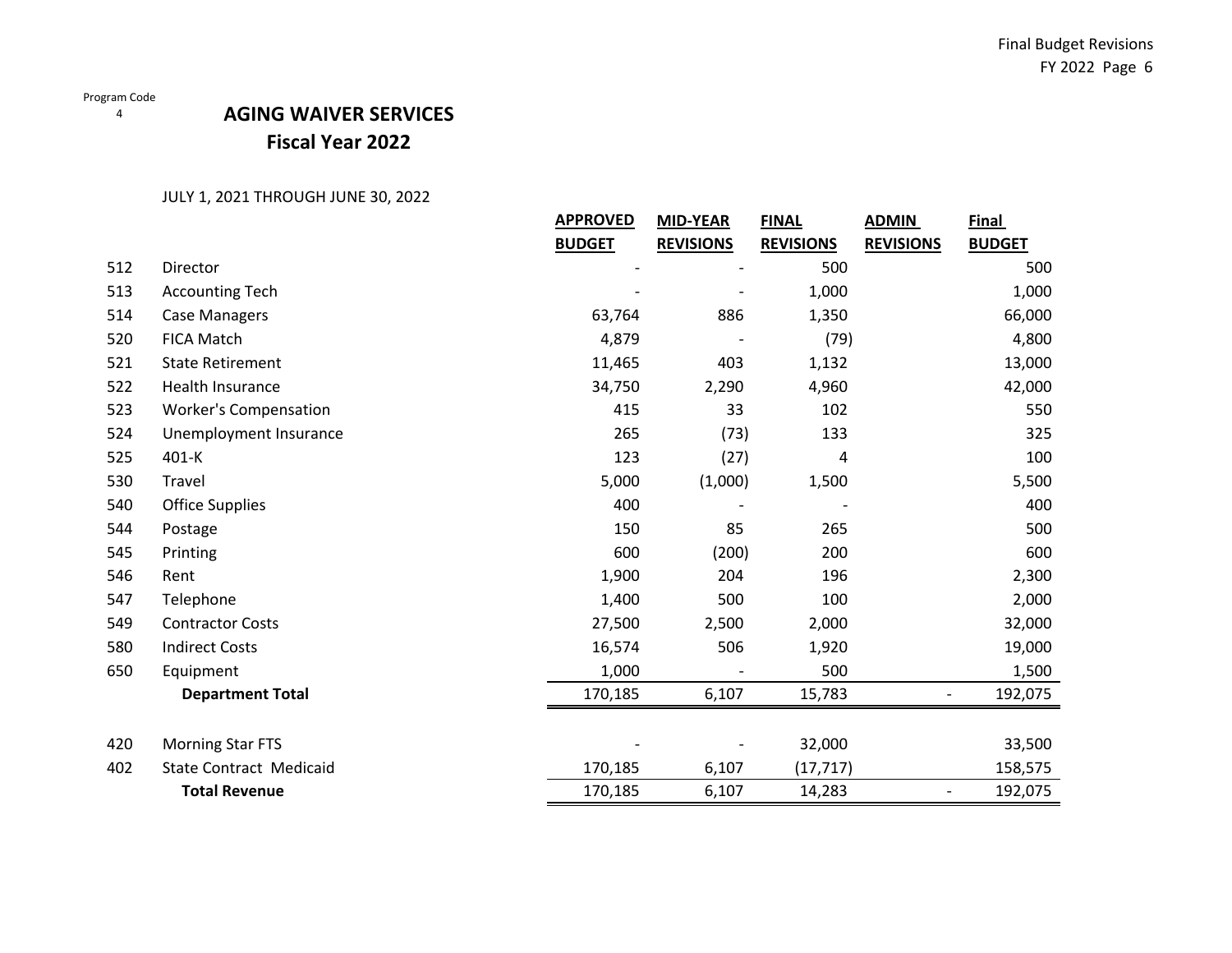Program Code
4

# AGING WAIVER SERVICES
## Fiscal Year 2022

JULY 1, 2021 THROUGH JUNE 30, 2022

| | | APPROVED BUDGET | MID-YEAR REVISIONS | FINAL REVISIONS | ADMIN REVISIONS | Final BUDGET |
|---|---|---|---|---|---|---|
| 512 | Director | - | - | 500 | | 500 |
| 513 | Accounting Tech | - | - | 1,000 | | 1,000 |
| 514 | Case Managers | 63,764 | 886 | 1,350 | | 66,000 |
| 520 | FICA Match | 4,879 | - | (79) | | 4,800 |
| 521 | State Retirement | 11,465 | 403 | 1,132 | | 13,000 |
| 522 | Health Insurance | 34,750 | 2,290 | 4,960 | | 42,000 |
| 523 | Worker's Compensation | 415 | 33 | 102 | | 550 |
| 524 | Unemployment Insurance | 265 | (73) | 133 | | 325 |
| 525 | 401-K | 123 | (27) | 4 | | 100 |
| 530 | Travel | 5,000 | (1,000) | 1,500 | | 5,500 |
| 540 | Office Supplies | 400 | - | - | | 400 |
| 544 | Postage | 150 | 85 | 265 | | 500 |
| 545 | Printing | 600 | (200) | 200 | | 600 |
| 546 | Rent | 1,900 | 204 | 196 | | 2,300 |
| 547 | Telephone | 1,400 | 500 | 100 | | 2,000 |
| 549 | Contractor Costs | 27,500 | 2,500 | 2,000 | | 32,000 |
| 580 | Indirect Costs | 16,574 | 506 | 1,920 | | 19,000 |
| 650 | Equipment | 1,000 | - | 500 | | 1,500 |
| | **Department Total** | 170,185 | 6,107 | 15,783 | - | 192,075 |
| | | | | | | |
| 420 | Morning Star FTS | - | - | 32,000 | | 33,500 |
| 402 | State Contract Medicaid | 170,185 | 6,107 | (17,717) | | 158,575 |
| | **Total Revenue** | 170,185 | 6,107 | 14,283 | - | 192,075 |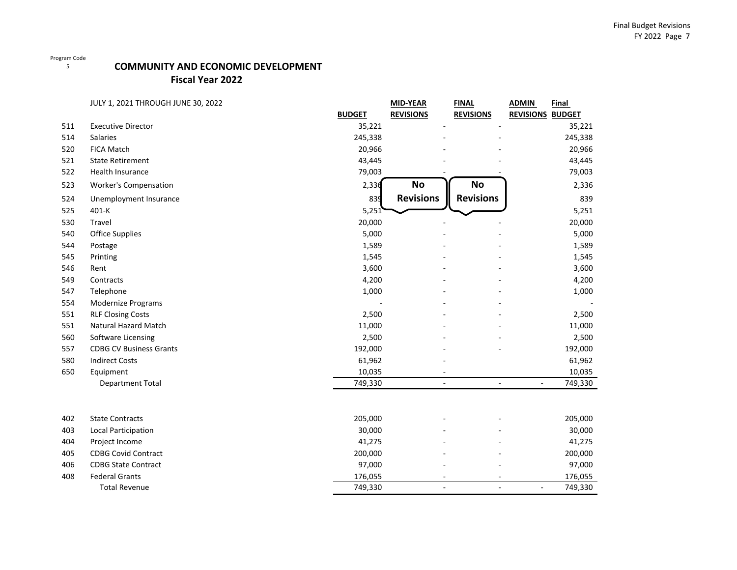Program Code
5

# COMMUNITY AND ECONOMIC DEVELOPMENT
## Fiscal Year 2022

| | JULY 1, 2021 THROUGH JUNE 30, 2022 | BUDGET | MID-YEAR REVISIONS | FINAL REVISIONS | ADMIN REVISIONS | Final BUDGET |
|---|---|---|---|---|---|---|
| 511 | Executive Director | 35,221 | - | - | | 35,221 |
| 514 | Salaries | 245,338 | - | - | | 245,338 |
| 520 | FICA Match | 20,966 | - | - | | 20,966 |
| 521 | State Retirement | 43,445 | - | - | | 43,445 |
| 522 | Health Insurance | 79,003 | - | - | | 79,003 |
| 523 | Worker's Compensation | 2,336 | No Revisions | No Revisions | | 2,336 |
| 524 | Unemployment Insurance | 839 | | | | 839 |
| 525 | 401-K | 5,251 | | | | 5,251 |
| 530 | Travel | 20,000 | - | - | | 20,000 |
| 540 | Office Supplies | 5,000 | - | - | | 5,000 |
| 544 | Postage | 1,589 | - | - | | 1,589 |
| 545 | Printing | 1,545 | - | - | | 1,545 |
| 546 | Rent | 3,600 | - | - | | 3,600 |
| 549 | Contracts | 4,200 | - | - | | 4,200 |
| 547 | Telephone | 1,000 | - | - | | 1,000 |
| 554 | Modernize Programs | - | - | - | | - |
| 551 | RLF Closing Costs | 2,500 | - | - | | 2,500 |
| 551 | Natural Hazard Match | 11,000 | - | - | | 11,000 |
| 560 | Software Licensing | 2,500 | - | - | | 2,500 |
| 557 | CDBG CV Business Grants | 192,000 | - | - | | 192,000 |
| 580 | Indirect Costs | 61,962 | - | | | 61,962 |
| 650 | Equipment | 10,035 | - | | | 10,035 |
| | Department Total | 749,330 | - | - | - | 749,330 |
| | | | | | | |
| 402 | State Contracts | 205,000 | - | - | | 205,000 |
| 403 | Local Participation | 30,000 | - | - | | 30,000 |
| 404 | Project Income | 41,275 | - | - | | 41,275 |
| 405 | CDBG Covid Contract | 200,000 | - | - | | 200,000 |
| 406 | CDBG State Contract | 97,000 | - | - | | 97,000 |
| 408 | Federal Grants | 176,055 | - | - | | 176,055 |
| | Total Revenue | 749,330 | - | - | - | 749,330 |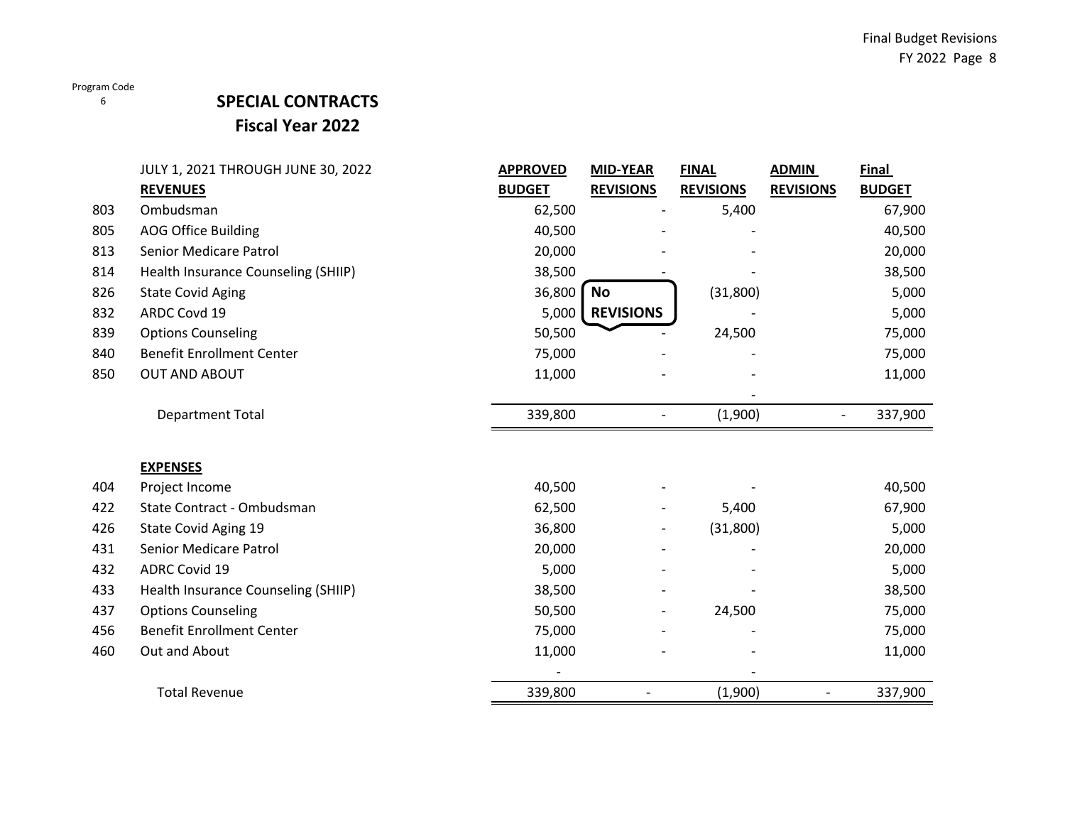Program Code
6

# SPECIAL CONTRACTS
## Fiscal Year 2022

| | JULY 1, 2021 THROUGH JUNE 30, 2022 **REVENUES** | **APPROVED BUDGET** | **MID-YEAR REVISIONS** | **FINAL REVISIONS** | **ADMIN REVISIONS** | **Final BUDGET** |
|---|---|---|---|---|---|---|
| 803 | Ombudsman | 62,500 | - | 5,400 | | 67,900 |
| 805 | AOG Office Building | 40,500 | - | - | | 40,500 |
| 813 | Senior Medicare Patrol | 20,000 | - | - | | 20,000 |
| 814 | Health Insurance Counseling (SHIIP) | 38,500 | - | - | | 38,500 |
| 826 | State Covid Aging | 36,800 | **No REVISIONS** | (31,800) | | 5,000 |
| 832 | ARDC Covd 19 | 5,000 | | - | | 5,000 |
| 839 | Options Counseling | 50,500 | - | 24,500 | | 75,000 |
| 840 | Benefit Enrollment Center | 75,000 | - | - | | 75,000 |
| 850 | OUT AND ABOUT | 11,000 | - | - | | 11,000 |
| | | | | - | | |
| | Department Total | 339,800 | - | (1,900) | - | 337,900 |

| | **EXPENSES** | **APPROVED BUDGET** | **MID-YEAR REVISIONS** | **FINAL REVISIONS** | **ADMIN REVISIONS** | **Final BUDGET** |
|---|---|---|---|---|---|---|
| 404 | Project Income | 40,500 | - | - | | 40,500 |
| 422 | State Contract - Ombudsman | 62,500 | - | 5,400 | | 67,900 |
| 426 | State Covid Aging 19 | 36,800 | - | (31,800) | | 5,000 |
| 431 | Senior Medicare Patrol | 20,000 | - | - | | 20,000 |
| 432 | ADRC Covid 19 | 5,000 | - | - | | 5,000 |
| 433 | Health Insurance Counseling (SHIIP) | 38,500 | - | - | | 38,500 |
| 437 | Options Counseling | 50,500 | - | 24,500 | | 75,000 |
| 456 | Benefit Enrollment Center | 75,000 | - | - | | 75,000 |
| 460 | Out and About | 11,000 | - | - | | 11,000 |
| | | - | | - | | |
| | Total Revenue | 339,800 | - | (1,900) | - | 337,900 |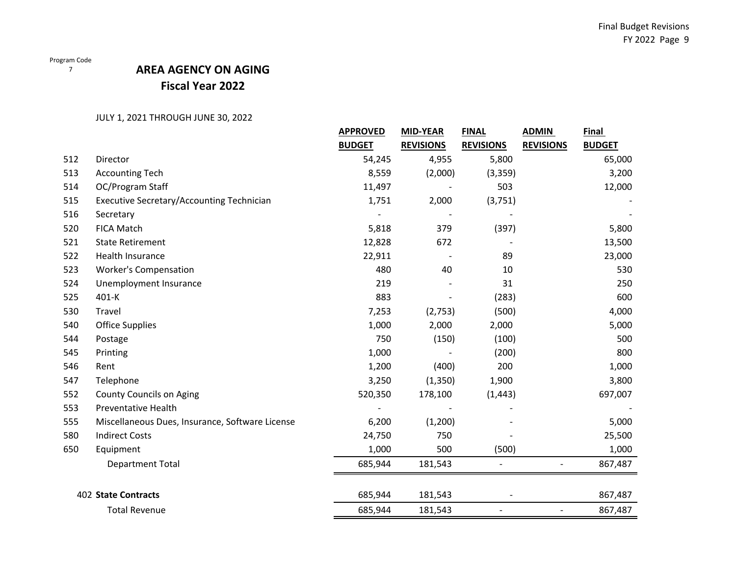Program Code
7

# AREA AGENCY ON AGING

## Fiscal Year 2022

JULY 1, 2021 THROUGH JUNE 30, 2022

| | | APPROVED BUDGET | MID-YEAR REVISIONS | FINAL REVISIONS | ADMIN REVISIONS | Final BUDGET |
|---|---|---|---|---|---|---|
| 512 | Director | 54,245 | 4,955 | 5,800 | | 65,000 |
| 513 | Accounting Tech | 8,559 | (2,000) | (3,359) | | 3,200 |
| 514 | OC/Program Staff | 11,497 | - | 503 | | 12,000 |
| 515 | Executive Secretary/Accounting Technician | 1,751 | 2,000 | (3,751) | | - |
| 516 | Secretary | - | - | - | | - |
| 520 | FICA Match | 5,818 | 379 | (397) | | 5,800 |
| 521 | State Retirement | 12,828 | 672 | - | | 13,500 |
| 522 | Health Insurance | 22,911 | - | 89 | | 23,000 |
| 523 | Worker's Compensation | 480 | 40 | 10 | | 530 |
| 524 | Unemployment Insurance | 219 | - | 31 | | 250 |
| 525 | 401-K | 883 | - | (283) | | 600 |
| 530 | Travel | 7,253 | (2,753) | (500) | | 4,000 |
| 540 | Office Supplies | 1,000 | 2,000 | 2,000 | | 5,000 |
| 544 | Postage | 750 | (150) | (100) | | 500 |
| 545 | Printing | 1,000 | - | (200) | | 800 |
| 546 | Rent | 1,200 | (400) | 200 | | 1,000 |
| 547 | Telephone | 3,250 | (1,350) | 1,900 | | 3,800 |
| 552 | County Councils on Aging | 520,350 | 178,100 | (1,443) | | 697,007 |
| 553 | Preventative Health | - | - | - | | - |
| 555 | Miscellaneous Dues, Insurance, Software License | 6,200 | (1,200) | - | | 5,000 |
| 580 | Indirect Costs | 24,750 | 750 | - | | 25,500 |
| 650 | Equipment | 1,000 | 500 | (500) | | 1,000 |
| | Department Total | 685,944 | 181,543 | - | - | 867,487 |
| | | | | | | |
| 402 | **State Contracts** | 685,944 | 181,543 | - | | 867,487 |
| | Total Revenue | 685,944 | 181,543 | - | - | 867,487 |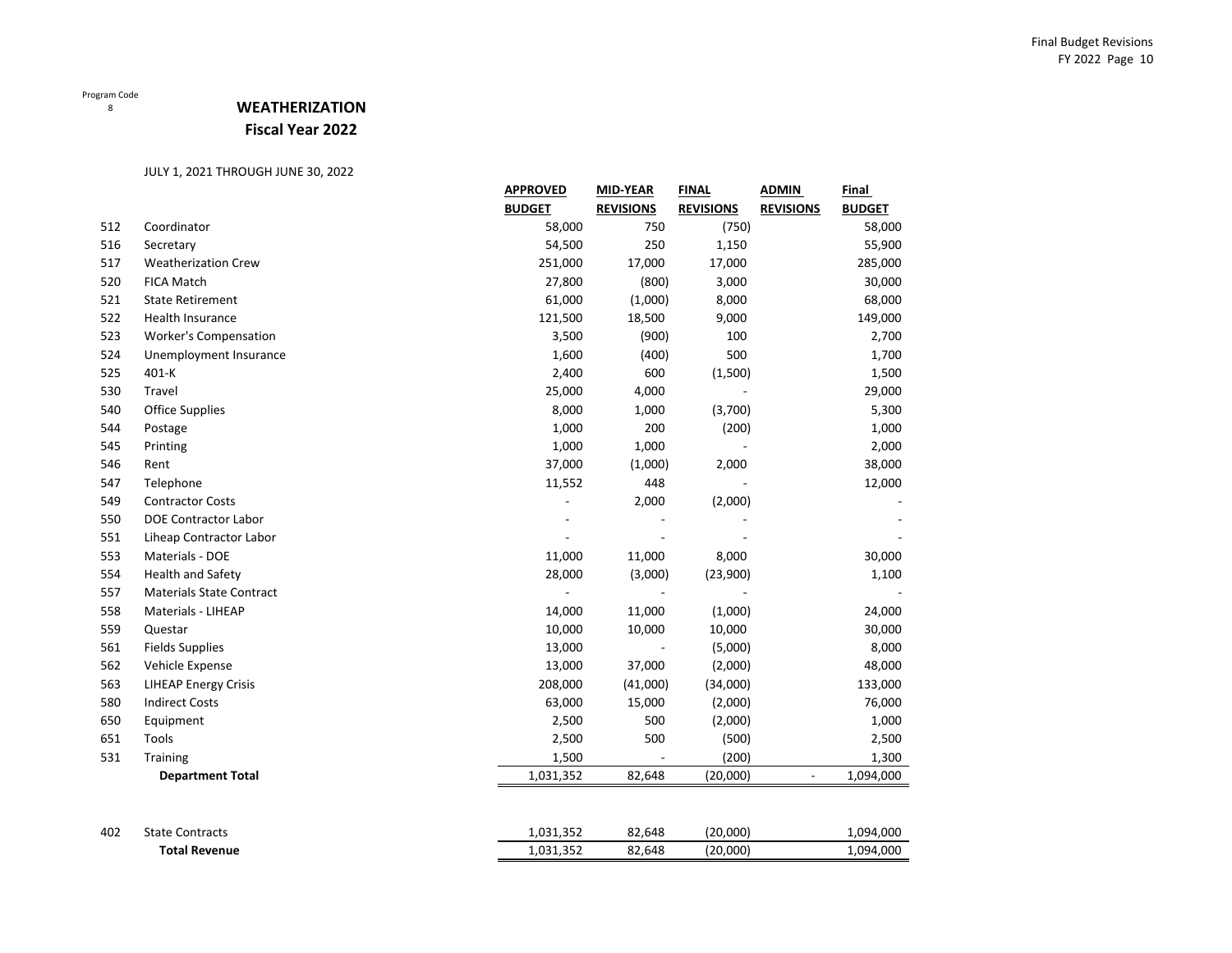Program Code
8

# WEATHERIZATION
## Fiscal Year 2022

JULY 1, 2021 THROUGH JUNE 30, 2022

| | | APPROVED BUDGET | MID-YEAR REVISIONS | FINAL REVISIONS | ADMIN REVISIONS | Final BUDGET |
|---|---|---|---|---|---|---|
| 512 | Coordinator | 58,000 | 750 | (750) | | 58,000 |
| 516 | Secretary | 54,500 | 250 | 1,150 | | 55,900 |
| 517 | Weatherization Crew | 251,000 | 17,000 | 17,000 | | 285,000 |
| 520 | FICA Match | 27,800 | (800) | 3,000 | | 30,000 |
| 521 | State Retirement | 61,000 | (1,000) | 8,000 | | 68,000 |
| 522 | Health Insurance | 121,500 | 18,500 | 9,000 | | 149,000 |
| 523 | Worker's Compensation | 3,500 | (900) | 100 | | 2,700 |
| 524 | Unemployment Insurance | 1,600 | (400) | 500 | | 1,700 |
| 525 | 401-K | 2,400 | 600 | (1,500) | | 1,500 |
| 530 | Travel | 25,000 | 4,000 | - | | 29,000 |
| 540 | Office Supplies | 8,000 | 1,000 | (3,700) | | 5,300 |
| 544 | Postage | 1,000 | 200 | (200) | | 1,000 |
| 545 | Printing | 1,000 | 1,000 | - | | 2,000 |
| 546 | Rent | 37,000 | (1,000) | 2,000 | | 38,000 |
| 547 | Telephone | 11,552 | 448 | - | | 12,000 |
| 549 | Contractor Costs | - | 2,000 | (2,000) | | - |
| 550 | DOE Contractor Labor | - | - | - | | - |
| 551 | Liheap Contractor Labor | - | - | - | | - |
| 553 | Materials - DOE | 11,000 | 11,000 | 8,000 | | 30,000 |
| 554 | Health and Safety | 28,000 | (3,000) | (23,900) | | 1,100 |
| 557 | Materials State Contract | - | - | - | | - |
| 558 | Materials - LIHEAP | 14,000 | 11,000 | (1,000) | | 24,000 |
| 559 | Questar | 10,000 | 10,000 | 10,000 | | 30,000 |
| 561 | Fields Supplies | 13,000 | - | (5,000) | | 8,000 |
| 562 | Vehicle Expense | 13,000 | 37,000 | (2,000) | | 48,000 |
| 563 | LIHEAP Energy Crisis | 208,000 | (41,000) | (34,000) | | 133,000 |
| 580 | Indirect Costs | 63,000 | 15,000 | (2,000) | | 76,000 |
| 650 | Equipment | 2,500 | 500 | (2,000) | | 1,000 |
| 651 | Tools | 2,500 | 500 | (500) | | 2,500 |
| 531 | Training | 1,500 | - | (200) | | 1,300 |
| | **Department Total** | 1,031,352 | 82,648 | (20,000) | - | 1,094,000 |
| | | | | | | |
| 402 | State Contracts | 1,031,352 | 82,648 | (20,000) | | 1,094,000 |
| | **Total Revenue** | 1,031,352 | 82,648 | (20,000) | | 1,094,000 |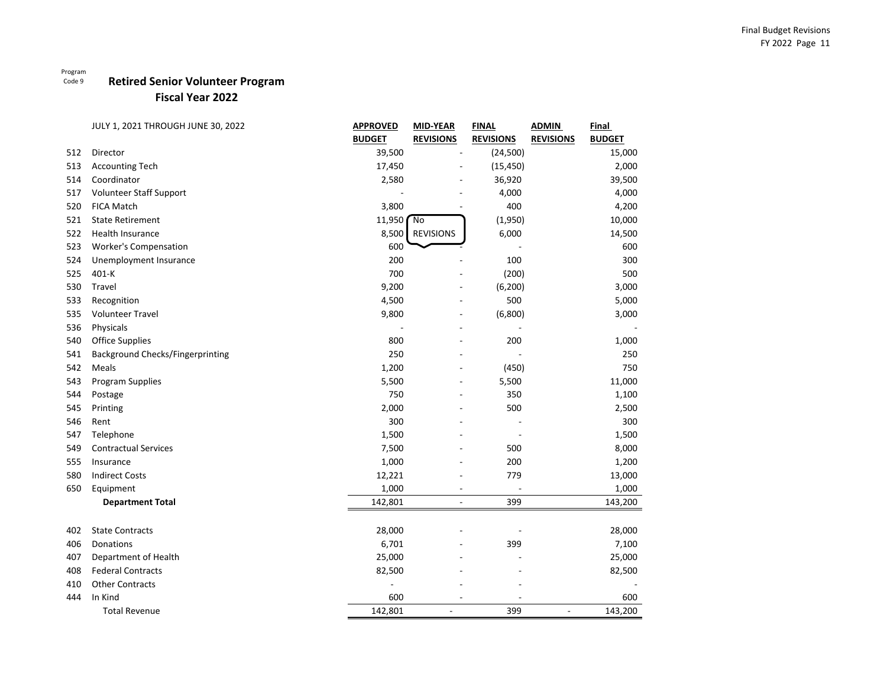Program Code 9

# Retired Senior Volunteer Program

## Fiscal Year 2022

| | JULY 1, 2021 THROUGH JUNE 30, 2022 | APPROVED BUDGET | MID-YEAR REVISIONS | FINAL REVISIONS | ADMIN REVISIONS | Final BUDGET |
|---|---|---|---|---|---|---|
| 512 | Director | 39,500 | - | (24,500) | | 15,000 |
| 513 | Accounting Tech | 17,450 | - | (15,450) | | 2,000 |
| 514 | Coordinator | 2,580 | - | 36,920 | | 39,500 |
| 517 | Volunteer Staff Support | - | - | 4,000 | | 4,000 |
| 520 | FICA Match | 3,800 | - | 400 | | 4,200 |
| 521 | State Retirement | 11,950 | No | (1,950) | | 10,000 |
| 522 | Health Insurance | 8,500 | REVISIONS | 6,000 | | 14,500 |
| 523 | Worker's Compensation | 600 | - | - | | 600 |
| 524 | Unemployment Insurance | 200 | - | 100 | | 300 |
| 525 | 401-K | 700 | - | (200) | | 500 |
| 530 | Travel | 9,200 | - | (6,200) | | 3,000 |
| 533 | Recognition | 4,500 | - | 500 | | 5,000 |
| 535 | Volunteer Travel | 9,800 | - | (6,800) | | 3,000 |
| 536 | Physicals | - | - | - | | - |
| 540 | Office Supplies | 800 | - | 200 | | 1,000 |
| 541 | Background Checks/Fingerprinting | 250 | - | - | | 250 |
| 542 | Meals | 1,200 | - | (450) | | 750 |
| 543 | Program Supplies | 5,500 | - | 5,500 | | 11,000 |
| 544 | Postage | 750 | - | 350 | | 1,100 |
| 545 | Printing | 2,000 | - | 500 | | 2,500 |
| 546 | Rent | 300 | - | - | | 300 |
| 547 | Telephone | 1,500 | - | - | | 1,500 |
| 549 | Contractual Services | 7,500 | - | 500 | | 8,000 |
| 555 | Insurance | 1,000 | - | 200 | | 1,200 |
| 580 | Indirect Costs | 12,221 | - | 779 | | 13,000 |
| 650 | Equipment | 1,000 | - | - | | 1,000 |
| | **Department Total** | 142,801 | - | 399 | | 143,200 |
| | | | | | | |
| 402 | State Contracts | 28,000 | - | - | | 28,000 |
| 406 | Donations | 6,701 | - | 399 | | 7,100 |
| 407 | Department of Health | 25,000 | - | - | | 25,000 |
| 408 | Federal Contracts | 82,500 | - | - | | 82,500 |
| 410 | Other Contracts | - | - | - | | - |
| 444 | In Kind | 600 | - | - | | 600 |
| | Total Revenue | 142,801 | - | 399 | - | 143,200 |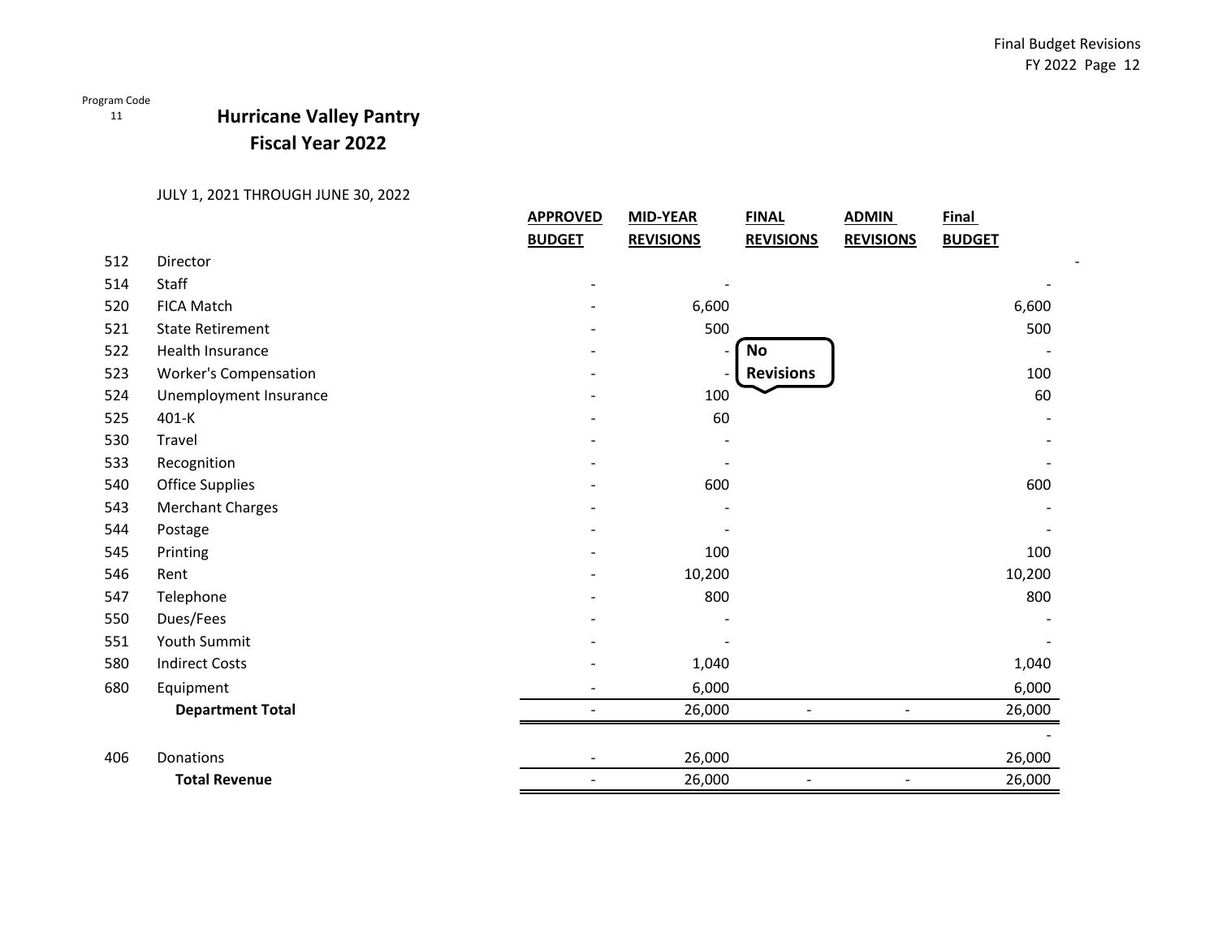Program Code
11

# Hurricane Valley Pantry
## Fiscal Year 2022

JULY 1, 2021 THROUGH JUNE 30, 2022

| | | APPROVED BUDGET | MID-YEAR REVISIONS | FINAL REVISIONS | ADMIN REVISIONS | Final BUDGET |
|---|---|---|---|---|---|---|
| 512 | Director | | | | | - |
| 514 | Staff | - | - | | | - |
| 520 | FICA Match | - | 6,600 | | | 6,600 |
| 521 | State Retirement | - | 500 | | | 500 |
| 522 | Health Insurance | - | - | No Revisions | | - |
| 523 | Worker's Compensation | - | - | | | 100 |
| 524 | Unemployment Insurance | - | 100 | | | 60 |
| 525 | 401-K | - | 60 | | | - |
| 530 | Travel | - | - | | | - |
| 533 | Recognition | - | - | | | - |
| 540 | Office Supplies | - | 600 | | | 600 |
| 543 | Merchant Charges | - | - | | | - |
| 544 | Postage | - | - | | | - |
| 545 | Printing | - | 100 | | | 100 |
| 546 | Rent | - | 10,200 | | | 10,200 |
| 547 | Telephone | - | 800 | | | 800 |
| 550 | Dues/Fees | - | - | | | - |
| 551 | Youth Summit | - | - | | | - |
| 580 | Indirect Costs | - | 1,040 | | | 1,040 |
| 680 | Equipment | - | 6,000 | | | 6,000 |
| | **Department Total** | - | 26,000 | - | - | 26,000 |
| | | | | | | - |
| 406 | Donations | - | 26,000 | | | 26,000 |
| | **Total Revenue** | - | 26,000 | - | - | 26,000 |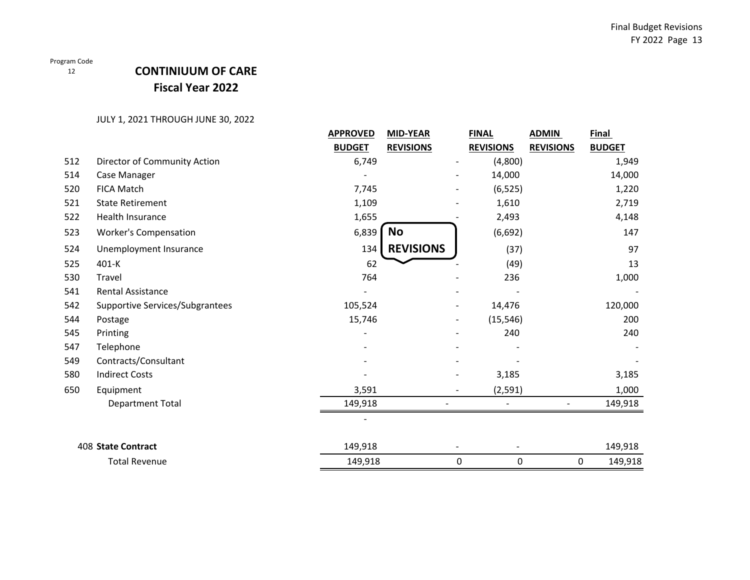Program Code
12

# CONTINIUUM OF CARE
## Fiscal Year 2022

JULY 1, 2021 THROUGH JUNE 30, 2022

| | | APPROVED BUDGET | MID-YEAR REVISIONS | FINAL REVISIONS | ADMIN REVISIONS | Final BUDGET |
|---|---|---|---|---|---|---|
| 512 | Director of Community Action | 6,749 | - | (4,800) | | 1,949 |
| 514 | Case Manager | - | - | 14,000 | | 14,000 |
| 520 | FICA Match | 7,745 | - | (6,525) | | 1,220 |
| 521 | State Retirement | 1,109 | - | 1,610 | | 2,719 |
| 522 | Health Insurance | 1,655 | - | 2,493 | | 4,148 |
| 523 | Worker's Compensation | 6,839 | No REVISIONS | (6,692) | | 147 |
| 524 | Unemployment Insurance | 134 | | (37) | | 97 |
| 525 | 401-K | 62 | - | (49) | | 13 |
| 530 | Travel | 764 | - | 236 | | 1,000 |
| 541 | Rental Assistance | - | - | - | | - |
| 542 | Supportive Services/Subgrantees | 105,524 | - | 14,476 | | 120,000 |
| 544 | Postage | 15,746 | - | (15,546) | | 200 |
| 545 | Printing | - | - | 240 | | 240 |
| 547 | Telephone | - | - | - | | - |
| 549 | Contracts/Consultant | - | - | - | | - |
| 580 | Indirect Costs | - | - | 3,185 | | 3,185 |
| 650 | Equipment | 3,591 | - | (2,591) | | 1,000 |
| | Department Total | 149,918 | - | - | - | 149,918 |
| | | - | | | | |
| 408 | **State Contract** | 149,918 | - | - | | 149,918 |
| | Total Revenue | 149,918 | 0 | 0 | 0 | 149,918 |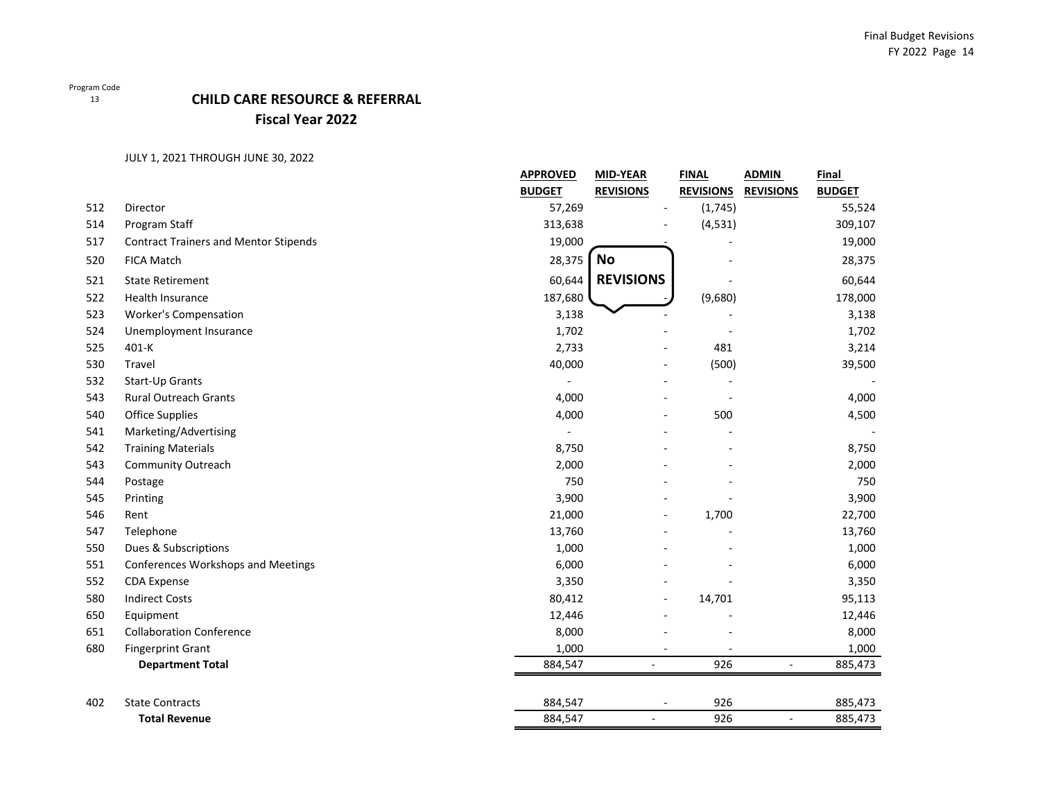Program Code
13

# CHILD CARE RESOURCE & REFERRAL
## Fiscal Year 2022

JULY 1, 2021 THROUGH JUNE 30, 2022

| | | APPROVED BUDGET | MID-YEAR REVISIONS | FINAL REVISIONS | ADMIN REVISIONS | Final BUDGET |
|---|---|---|---|---|---|---|
| 512 | Director | 57,269 | - | (1,745) | | 55,524 |
| 514 | Program Staff | 313,638 | - | (4,531) | | 309,107 |
| 517 | Contract Trainers and Mentor Stipends | 19,000 | - | - | | 19,000 |
| 520 | FICA Match | 28,375 | | - | | 28,375 |
| 521 | State Retirement | 60,644 | | - | | 60,644 |
| 522 | Health Insurance | 187,680 | - | (9,680) | | 178,000 |
| 523 | Worker's Compensation | 3,138 | - | - | | 3,138 |
| 524 | Unemployment Insurance | 1,702 | - | - | | 1,702 |
| 525 | 401-K | 2,733 | - | 481 | | 3,214 |
| 530 | Travel | 40,000 | - | (500) | | 39,500 |
| 532 | Start-Up Grants | - | - | - | | - |
| 543 | Rural Outreach Grants | 4,000 | - | - | | 4,000 |
| 540 | Office Supplies | 4,000 | - | 500 | | 4,500 |
| 541 | Marketing/Advertising | - | - | - | | - |
| 542 | Training Materials | 8,750 | - | - | | 8,750 |
| 543 | Community Outreach | 2,000 | - | - | | 2,000 |
| 544 | Postage | 750 | - | - | | 750 |
| 545 | Printing | 3,900 | - | - | | 3,900 |
| 546 | Rent | 21,000 | - | 1,700 | | 22,700 |
| 547 | Telephone | 13,760 | - | - | | 13,760 |
| 550 | Dues & Subscriptions | 1,000 | - | - | | 1,000 |
| 551 | Conferences Workshops and Meetings | 6,000 | - | - | | 6,000 |
| 552 | CDA Expense | 3,350 | - | - | | 3,350 |
| 580 | Indirect Costs | 80,412 | - | 14,701 | | 95,113 |
| 650 | Equipment | 12,446 | - | - | | 12,446 |
| 651 | Collaboration Conference | 8,000 | - | - | | 8,000 |
| 680 | Fingerprint Grant | 1,000 | - | - | | 1,000 |
| | **Department Total** | 884,547 | - | 926 | - | 885,473 |
| | | | | | | |
| 402 | State Contracts | 884,547 | - | 926 | | 885,473 |
| | **Total Revenue** | 884,547 | - | 926 | - | 885,473 |

**No REVISIONS**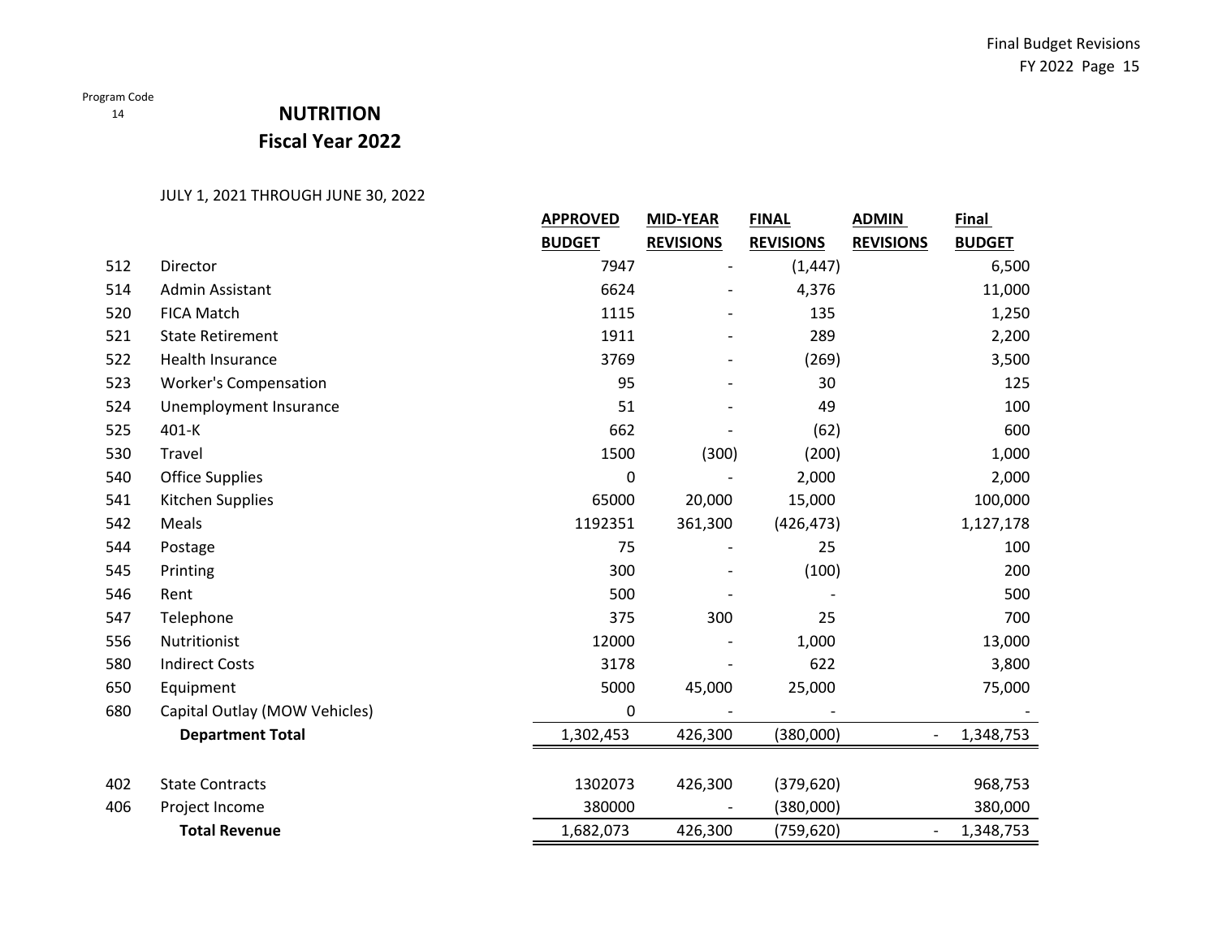Program Code
14

# NUTRITION
## Fiscal Year 2022

JULY 1, 2021 THROUGH JUNE 30, 2022

| | | APPROVED BUDGET | MID-YEAR REVISIONS | FINAL REVISIONS | ADMIN REVISIONS | Final BUDGET |
|---|---|---|---|---|---|---|
| 512 | Director | 7947 | - | (1,447) | | 6,500 |
| 514 | Admin Assistant | 6624 | - | 4,376 | | 11,000 |
| 520 | FICA Match | 1115 | - | 135 | | 1,250 |
| 521 | State Retirement | 1911 | - | 289 | | 2,200 |
| 522 | Health Insurance | 3769 | - | (269) | | 3,500 |
| 523 | Worker's Compensation | 95 | - | 30 | | 125 |
| 524 | Unemployment Insurance | 51 | - | 49 | | 100 |
| 525 | 401-K | 662 | - | (62) | | 600 |
| 530 | Travel | 1500 | (300) | (200) | | 1,000 |
| 540 | Office Supplies | 0 | - | 2,000 | | 2,000 |
| 541 | Kitchen Supplies | 65000 | 20,000 | 15,000 | | 100,000 |
| 542 | Meals | 1192351 | 361,300 | (426,473) | | 1,127,178 |
| 544 | Postage | 75 | - | 25 | | 100 |
| 545 | Printing | 300 | - | (100) | | 200 |
| 546 | Rent | 500 | - | - | | 500 |
| 547 | Telephone | 375 | 300 | 25 | | 700 |
| 556 | Nutritionist | 12000 | - | 1,000 | | 13,000 |
| 580 | Indirect Costs | 3178 | - | 622 | | 3,800 |
| 650 | Equipment | 5000 | 45,000 | 25,000 | | 75,000 |
| 680 | Capital Outlay (MOW Vehicles) | 0 | - | - | | - |
| | **Department Total** | 1,302,453 | 426,300 | (380,000) | - | 1,348,753 |
| | | | | | | |
| 402 | State Contracts | 1302073 | 426,300 | (379,620) | | 968,753 |
| 406 | Project Income | 380000 | - | (380,000) | | 380,000 |
| | **Total Revenue** | 1,682,073 | 426,300 | (759,620) | - | 1,348,753 |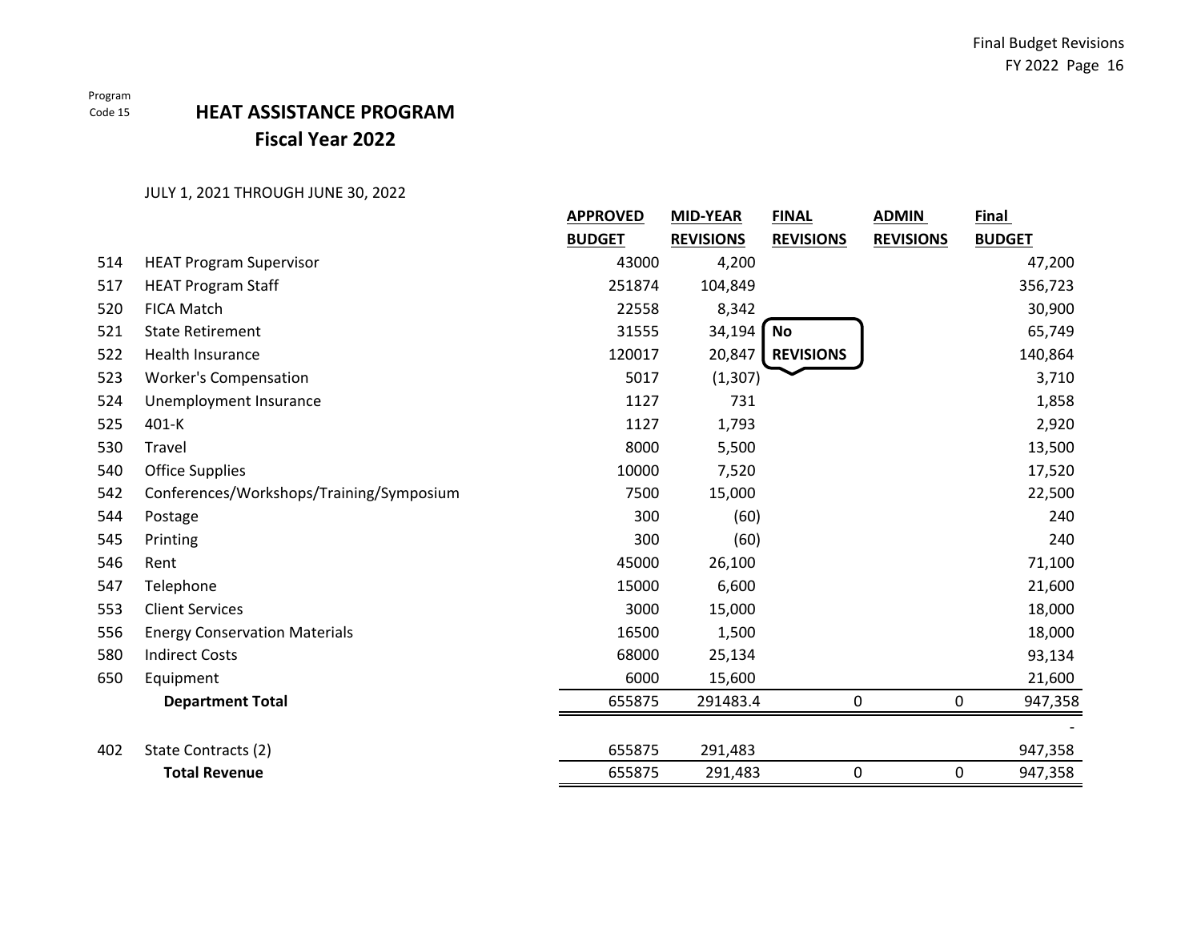Program Code 15

# HEAT ASSISTANCE PROGRAM
## Fiscal Year 2022

JULY 1, 2021 THROUGH JUNE 30, 2022

| | | APPROVED BUDGET | MID-YEAR REVISIONS | FINAL REVISIONS | ADMIN REVISIONS | Final BUDGET |
|---|---|---|---|---|---|---|
| 514 | HEAT Program Supervisor | 43000 | 4,200 | | | 47,200 |
| 517 | HEAT Program Staff | 251874 | 104,849 | | | 356,723 |
| 520 | FICA Match | 22558 | 8,342 | | | 30,900 |
| 521 | State Retirement | 31555 | 34,194 | No | | 65,749 |
| 522 | Health Insurance | 120017 | 20,847 | REVISIONS | | 140,864 |
| 523 | Worker's Compensation | 5017 | (1,307) | | | 3,710 |
| 524 | Unemployment Insurance | 1127 | 731 | | | 1,858 |
| 525 | 401-K | 1127 | 1,793 | | | 2,920 |
| 530 | Travel | 8000 | 5,500 | | | 13,500 |
| 540 | Office Supplies | 10000 | 7,520 | | | 17,520 |
| 542 | Conferences/Workshops/Training/Symposium | 7500 | 15,000 | | | 22,500 |
| 544 | Postage | 300 | (60) | | | 240 |
| 545 | Printing | 300 | (60) | | | 240 |
| 546 | Rent | 45000 | 26,100 | | | 71,100 |
| 547 | Telephone | 15000 | 6,600 | | | 21,600 |
| 553 | Client Services | 3000 | 15,000 | | | 18,000 |
| 556 | Energy Conservation Materials | 16500 | 1,500 | | | 18,000 |
| 580 | Indirect Costs | 68000 | 25,134 | | | 93,134 |
| 650 | Equipment | 6000 | 15,600 | | | 21,600 |
| | **Department Total** | 655875 | 291483.4 | 0 | 0 | 947,358 |
| | | | | | | - |
| 402 | State Contracts (2) | 655875 | 291,483 | | | 947,358 |
| | **Total Revenue** | 655875 | 291,483 | 0 | 0 | 947,358 |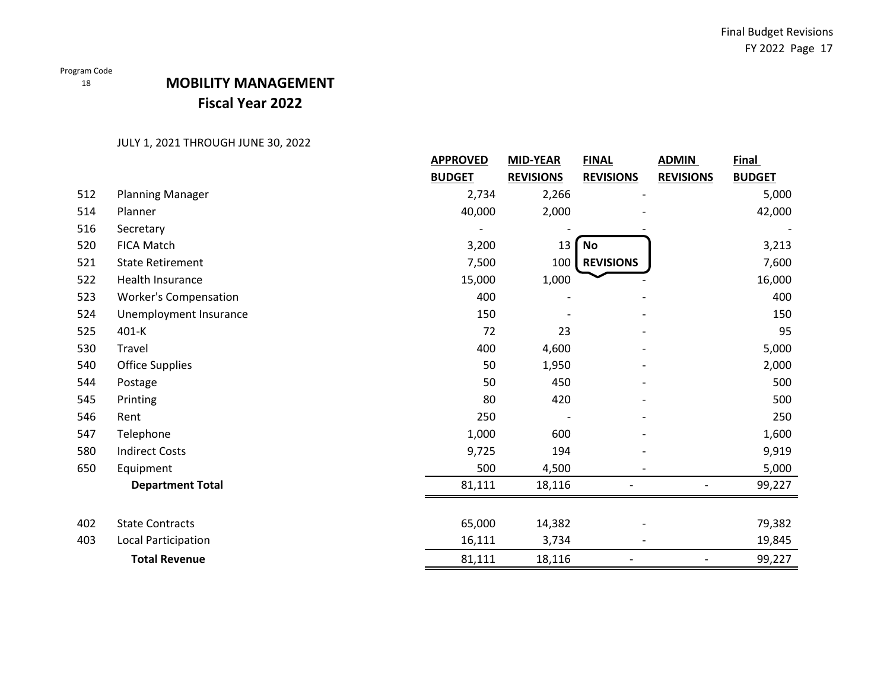Program Code
18

# MOBILITY MANAGEMENT
## Fiscal Year 2022

JULY 1, 2021 THROUGH JUNE 30, 2022

| | | APPROVED BUDGET | MID-YEAR REVISIONS | FINAL REVISIONS | ADMIN REVISIONS | Final BUDGET |
|---|---|---|---|---|---|---|
| 512 | Planning Manager | 2,734 | 2,266 | - | | 5,000 |
| 514 | Planner | 40,000 | 2,000 | - | | 42,000 |
| 516 | Secretary | - | - | - | | - |
| 520 | FICA Match | 3,200 | 13 | No REVISIONS | | 3,213 |
| 521 | State Retirement | 7,500 | 100 | | | 7,600 |
| 522 | Health Insurance | 15,000 | 1,000 | - | | 16,000 |
| 523 | Worker's Compensation | 400 | - | - | | 400 |
| 524 | Unemployment Insurance | 150 | - | - | | 150 |
| 525 | 401-K | 72 | 23 | - | | 95 |
| 530 | Travel | 400 | 4,600 | - | | 5,000 |
| 540 | Office Supplies | 50 | 1,950 | - | | 2,000 |
| 544 | Postage | 50 | 450 | - | | 500 |
| 545 | Printing | 80 | 420 | - | | 500 |
| 546 | Rent | 250 | - | - | | 250 |
| 547 | Telephone | 1,000 | 600 | - | | 1,600 |
| 580 | Indirect Costs | 9,725 | 194 | - | | 9,919 |
| 650 | Equipment | 500 | 4,500 | - | | 5,000 |
| | **Department Total** | 81,111 | 18,116 | - | - | 99,227 |
| | | | | | | |
| 402 | State Contracts | 65,000 | 14,382 | - | | 79,382 |
| 403 | Local Participation | 16,111 | 3,734 | - | | 19,845 |
| | **Total Revenue** | 81,111 | 18,116 | - | - | 99,227 |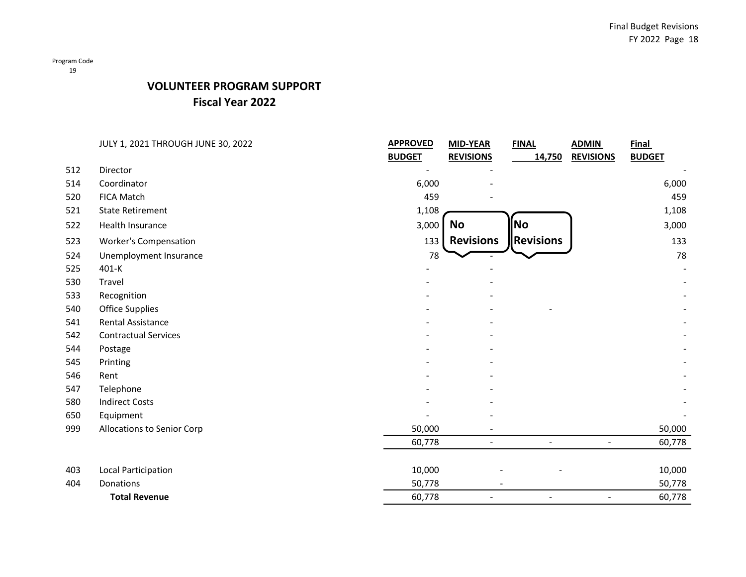Program Code
19

## VOLUNTEER PROGRAM SUPPORT
### Fiscal Year 2022

| | JULY 1, 2021 THROUGH JUNE 30, 2022 | APPROVED BUDGET | MID-YEAR REVISIONS | FINAL 14,750 | ADMIN REVISIONS | Final BUDGET |
|---|---|---|---|---|---|---|
| 512 | Director | - | - | | | - |
| 514 | Coordinator | 6,000 | - | | | 6,000 |
| 520 | FICA Match | 459 | - | | | 459 |
| 521 | State Retirement | 1,108 | | | | 1,108 |
| 522 | Health Insurance | 3,000 | No Revisions | No Revisions | | 3,000 |
| 523 | Worker's Compensation | 133 | | | | 133 |
| 524 | Unemployment Insurance | 78 | - | | | 78 |
| 525 | 401-K | - | - | | | - |
| 530 | Travel | - | - | | | - |
| 533 | Recognition | - | - | | | - |
| 540 | Office Supplies | - | - | - | | - |
| 541 | Rental Assistance | - | - | | | - |
| 542 | Contractual Services | - | - | | | - |
| 544 | Postage | - | - | | | - |
| 545 | Printing | - | - | | | - |
| 546 | Rent | - | - | | | - |
| 547 | Telephone | - | - | | | - |
| 580 | Indirect Costs | - | - | | | - |
| 650 | Equipment | - | - | | | - |
| 999 | Allocations to Senior Corp | 50,000 | - | | | 50,000 |
| | | 60,778 | - | - | - | 60,778 |
| | | | | | | |
| 403 | Local Participation | 10,000 | - | - | | 10,000 |
| 404 | Donations | 50,778 | - | | | 50,778 |
| | **Total Revenue** | 60,778 | - | - | - | 60,778 |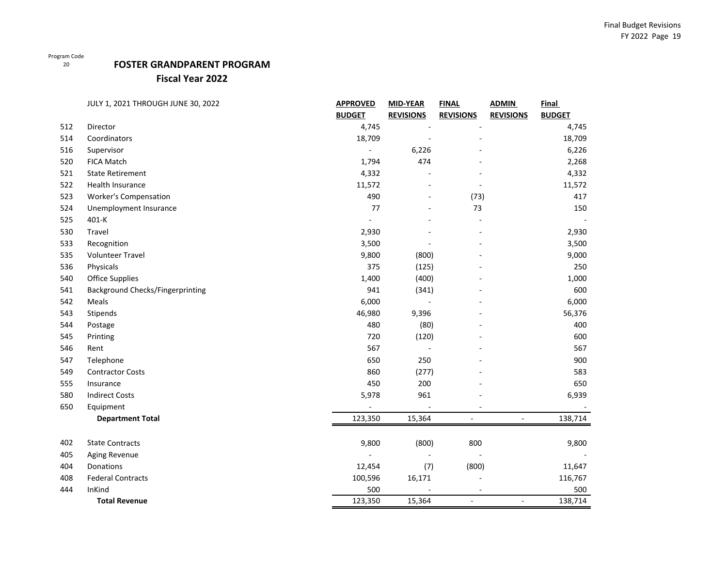Program Code
20

# FOSTER GRANDPARENT PROGRAM

## Fiscal Year 2022

| | JULY 1, 2021 THROUGH JUNE 30, 2022 | APPROVED BUDGET | MID-YEAR REVISIONS | FINAL REVISIONS | ADMIN REVISIONS | Final BUDGET |
|---|---|---|---|---|---|---|
| 512 | Director | 4,745 | - | - | | 4,745 |
| 514 | Coordinators | 18,709 | - | - | | 18,709 |
| 516 | Supervisor | - | 6,226 | - | | 6,226 |
| 520 | FICA Match | 1,794 | 474 | - | | 2,268 |
| 521 | State Retirement | 4,332 | - | - | | 4,332 |
| 522 | Health Insurance | 11,572 | - | - | | 11,572 |
| 523 | Worker's Compensation | 490 | - | (73) | | 417 |
| 524 | Unemployment Insurance | 77 | - | 73 | | 150 |
| 525 | 401-K | - | - | - | | - |
| 530 | Travel | 2,930 | - | - | | 2,930 |
| 533 | Recognition | 3,500 | - | - | | 3,500 |
| 535 | Volunteer Travel | 9,800 | (800) | - | | 9,000 |
| 536 | Physicals | 375 | (125) | - | | 250 |
| 540 | Office Supplies | 1,400 | (400) | - | | 1,000 |
| 541 | Background Checks/Fingerprinting | 941 | (341) | - | | 600 |
| 542 | Meals | 6,000 | - | - | | 6,000 |
| 543 | Stipends | 46,980 | 9,396 | - | | 56,376 |
| 544 | Postage | 480 | (80) | - | | 400 |
| 545 | Printing | 720 | (120) | - | | 600 |
| 546 | Rent | 567 | - | - | | 567 |
| 547 | Telephone | 650 | 250 | - | | 900 |
| 549 | Contractor Costs | 860 | (277) | - | | 583 |
| 555 | Insurance | 450 | 200 | - | | 650 |
| 580 | Indirect Costs | 5,978 | 961 | - | | 6,939 |
| 650 | Equipment | - | - | - | | - |
| | **Department Total** | 123,350 | 15,364 | - | - | 138,714 |
| | | | | | | |
| 402 | State Contracts | 9,800 | (800) | 800 | | 9,800 |
| 405 | Aging Revenue | - | - | - | | - |
| 404 | Donations | 12,454 | (7) | (800) | | 11,647 |
| 408 | Federal Contracts | 100,596 | 16,171 | - | | 116,767 |
| 444 | InKind | 500 | - | - | | 500 |
| | **Total Revenue** | 123,350 | 15,364 | - | - | 138,714 |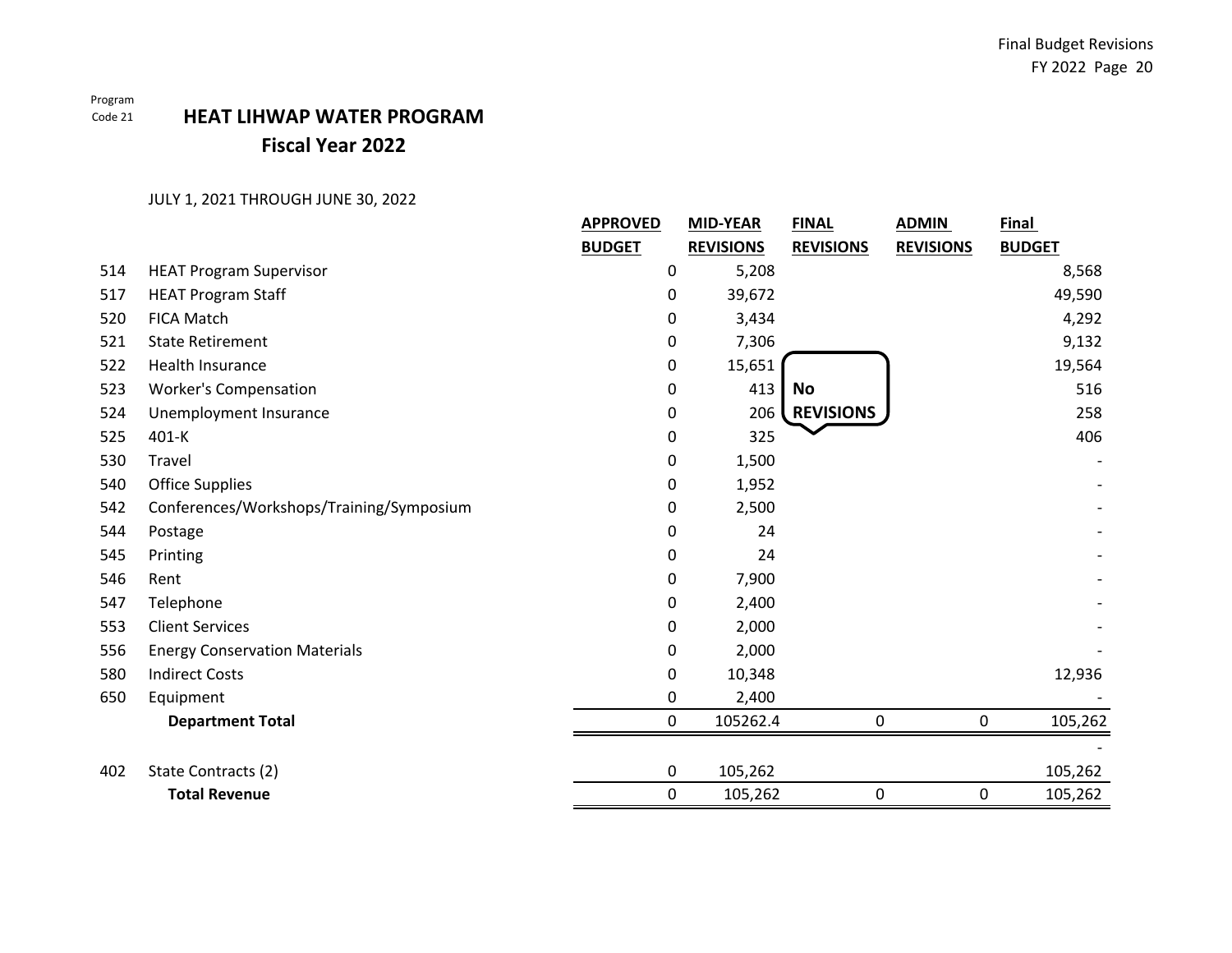Program Code 21

# HEAT LIHWAP WATER PROGRAM

## Fiscal Year 2022

JULY 1, 2021 THROUGH JUNE 30, 2022

| | | APPROVED BUDGET | MID-YEAR REVISIONS | FINAL REVISIONS | ADMIN REVISIONS | Final BUDGET |
|---|---|---|---|---|---|---|
| 514 | HEAT Program Supervisor | 0 | 5,208 | | | 8,568 |
| 517 | HEAT Program Staff | 0 | 39,672 | | | 49,590 |
| 520 | FICA Match | 0 | 3,434 | | | 4,292 |
| 521 | State Retirement | 0 | 7,306 | | | 9,132 |
| 522 | Health Insurance | 0 | 15,651 | | | 19,564 |
| 523 | Worker's Compensation | 0 | 413 | No REVISIONS | | 516 |
| 524 | Unemployment Insurance | 0 | 206 | | | 258 |
| 525 | 401-K | 0 | 325 | | | 406 |
| 530 | Travel | 0 | 1,500 | | | - |
| 540 | Office Supplies | 0 | 1,952 | | | - |
| 542 | Conferences/Workshops/Training/Symposium | 0 | 2,500 | | | - |
| 544 | Postage | 0 | 24 | | | - |
| 545 | Printing | 0 | 24 | | | - |
| 546 | Rent | 0 | 7,900 | | | - |
| 547 | Telephone | 0 | 2,400 | | | - |
| 553 | Client Services | 0 | 2,000 | | | - |
| 556 | Energy Conservation Materials | 0 | 2,000 | | | - |
| 580 | Indirect Costs | 0 | 10,348 | | | 12,936 |
| 650 | Equipment | 0 | 2,400 | | | - |
| | **Department Total** | 0 | 105262.4 | 0 | 0 | 105,262 |
| | | | | | | - |
| 402 | State Contracts (2) | 0 | 105,262 | | | 105,262 |
| | **Total Revenue** | 0 | 105,262 | 0 | 0 | 105,262 |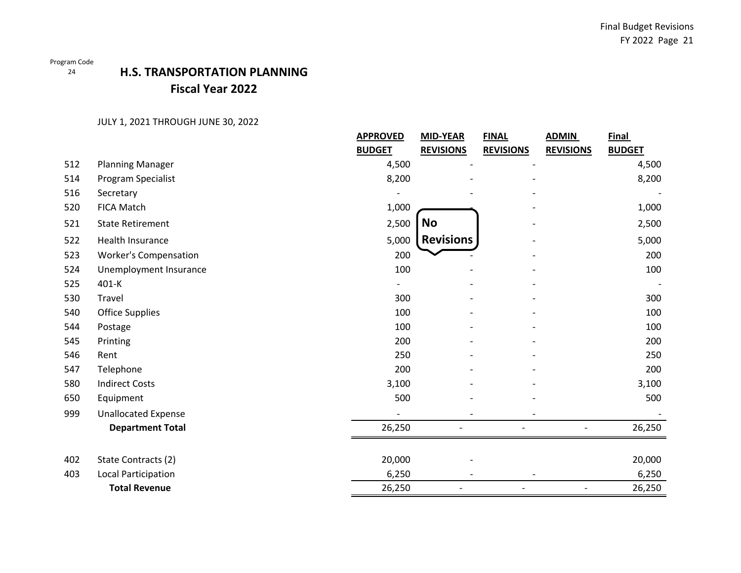Program Code
24

# H.S. TRANSPORTATION PLANNING

## Fiscal Year 2022

JULY 1, 2021 THROUGH JUNE 30, 2022

| | | APPROVED BUDGET | MID-YEAR REVISIONS | FINAL REVISIONS | ADMIN REVISIONS | Final BUDGET |
|---|---|---|---|---|---|---|
| 512 | Planning Manager | 4,500 | - | - | | 4,500 |
| 514 | Program Specialist | 8,200 | - | - | | 8,200 |
| 516 | Secretary | - | - | - | | - |
| 520 | FICA Match | 1,000 | - | - | | 1,000 |
| 521 | State Retirement | 2,500 | | - | | 2,500 |
| 522 | Health Insurance | 5,000 | | - | | 5,000 |
| 523 | Worker's Compensation | 200 | - | - | | 200 |
| 524 | Unemployment Insurance | 100 | - | - | | 100 |
| 525 | 401-K | - | - | - | | - |
| 530 | Travel | 300 | - | - | | 300 |
| 540 | Office Supplies | 100 | - | - | | 100 |
| 544 | Postage | 100 | - | - | | 100 |
| 545 | Printing | 200 | - | - | | 200 |
| 546 | Rent | 250 | - | - | | 250 |
| 547 | Telephone | 200 | - | - | | 200 |
| 580 | Indirect Costs | 3,100 | - | - | | 3,100 |
| 650 | Equipment | 500 | - | - | | 500 |
| 999 | Unallocated Expense | - | - | - | | - |
| | **Department Total** | 26,250 | - | - | - | 26,250 |
| | | | | | | |
| 402 | State Contracts (2) | 20,000 | - | | | 20,000 |
| 403 | Local Participation | 6,250 | - | - | | 6,250 |
| | **Total Revenue** | 26,250 | - | - | - | 26,250 |

**No Revisions**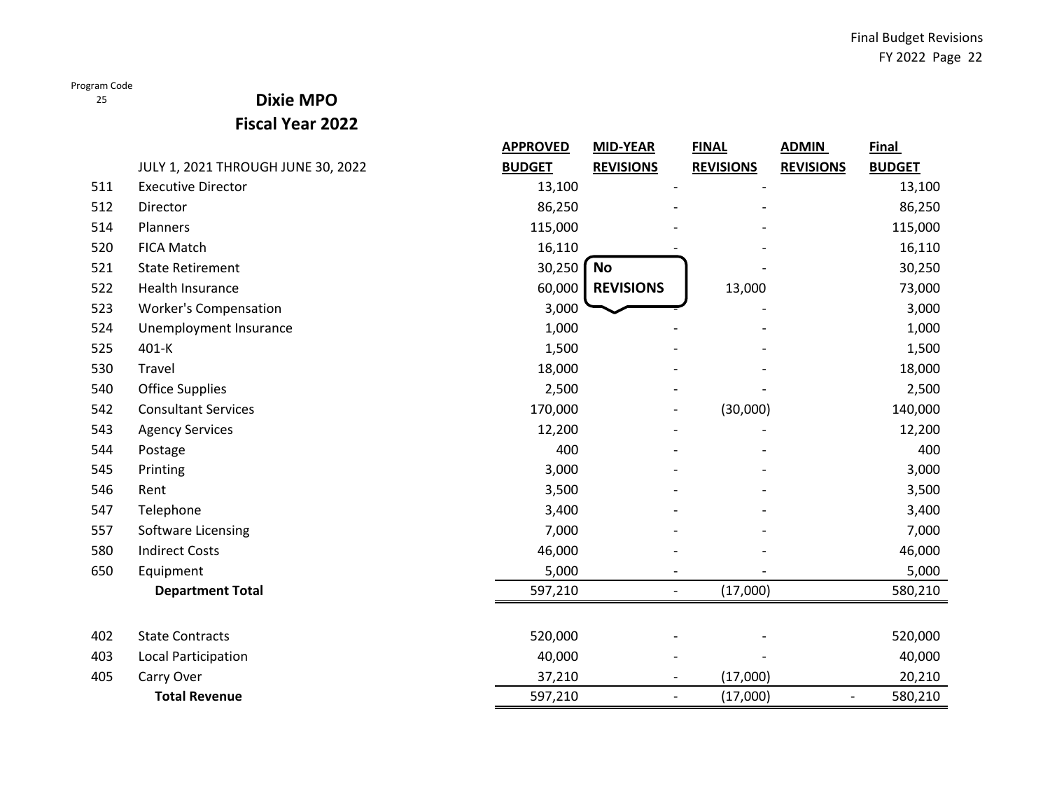Program Code 25

# Dixie MPO
## Fiscal Year 2022

| | JULY 1, 2021 THROUGH JUNE 30, 2022 | APPROVED BUDGET | MID-YEAR REVISIONS | FINAL REVISIONS | ADMIN REVISIONS | Final BUDGET |
|---|---|---|---|---|---|---|
| 511 | Executive Director | 13,100 | - | - | | 13,100 |
| 512 | Director | 86,250 | - | - | | 86,250 |
| 514 | Planners | 115,000 | - | - | | 115,000 |
| 520 | FICA Match | 16,110 | - | - | | 16,110 |
| 521 | State Retirement | 30,250 | No REVISIONS | - | | 30,250 |
| 522 | Health Insurance | 60,000 | | 13,000 | | 73,000 |
| 523 | Worker's Compensation | 3,000 | - | - | | 3,000 |
| 524 | Unemployment Insurance | 1,000 | - | - | | 1,000 |
| 525 | 401-K | 1,500 | - | - | | 1,500 |
| 530 | Travel | 18,000 | - | - | | 18,000 |
| 540 | Office Supplies | 2,500 | - | - | | 2,500 |
| 542 | Consultant Services | 170,000 | - | (30,000) | | 140,000 |
| 543 | Agency Services | 12,200 | - | - | | 12,200 |
| 544 | Postage | 400 | - | - | | 400 |
| 545 | Printing | 3,000 | - | - | | 3,000 |
| 546 | Rent | 3,500 | - | - | | 3,500 |
| 547 | Telephone | 3,400 | - | - | | 3,400 |
| 557 | Software Licensing | 7,000 | - | - | | 7,000 |
| 580 | Indirect Costs | 46,000 | - | - | | 46,000 |
| 650 | Equipment | 5,000 | - | - | | 5,000 |
| | **Department Total** | 597,210 | - | (17,000) | | 580,210 |
| | | | | | | |
| 402 | State Contracts | 520,000 | - | - | | 520,000 |
| 403 | Local Participation | 40,000 | - | - | | 40,000 |
| 405 | Carry Over | 37,210 | - | (17,000) | | 20,210 |
| | **Total Revenue** | 597,210 | - | (17,000) | - | 580,210 |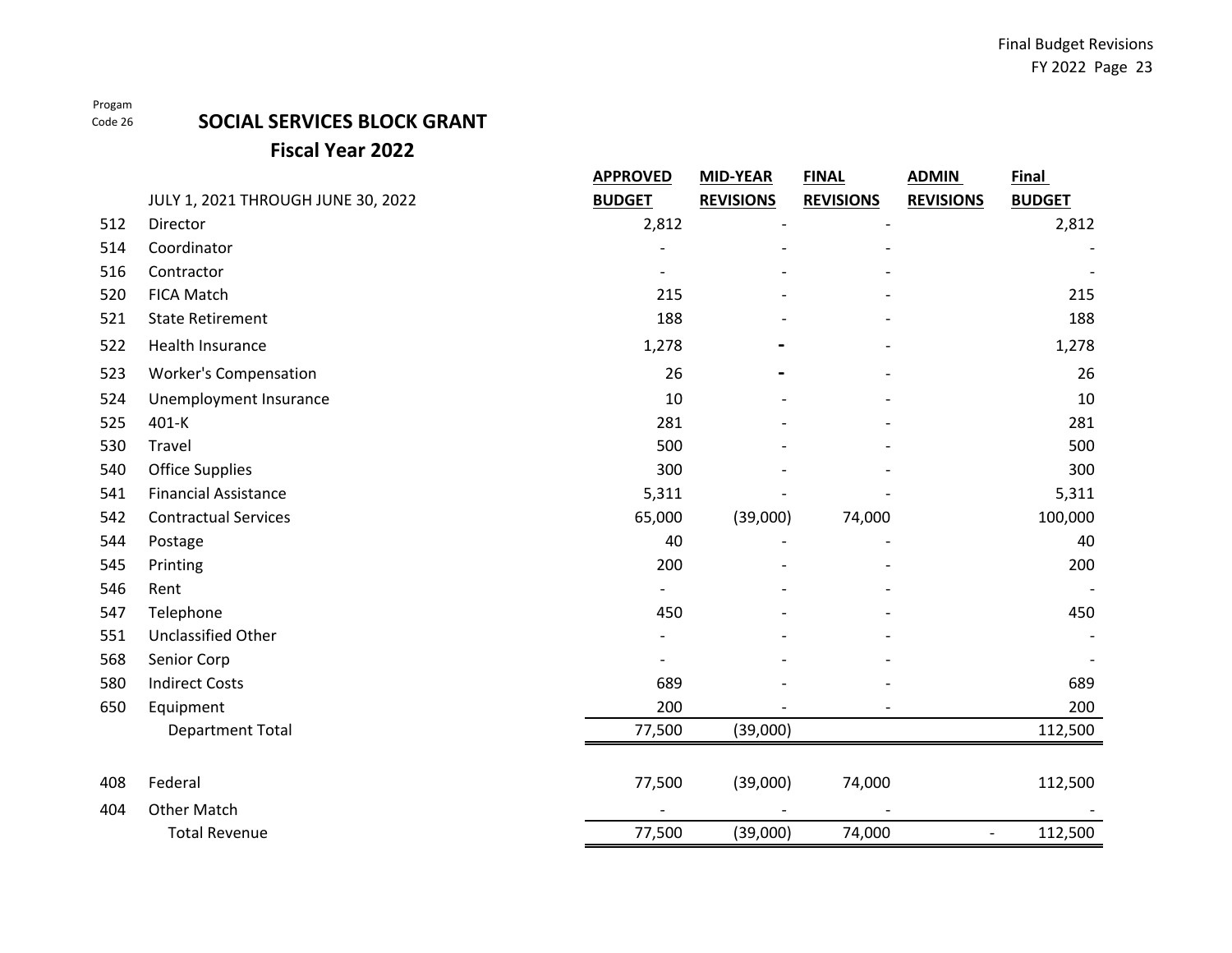Progam Code 26

# SOCIAL SERVICES BLOCK GRANT

## Fiscal Year 2022

| | JULY 1, 2021 THROUGH JUNE 30, 2022 | APPROVED BUDGET | MID-YEAR REVISIONS | FINAL REVISIONS | ADMIN REVISIONS | Final BUDGET |
|---|---|---|---|---|---|---|
| 512 | Director | 2,812 | - | - | | 2,812 |
| 514 | Coordinator | - | - | - | | - |
| 516 | Contractor | - | - | - | | - |
| 520 | FICA Match | 215 | - | - | | 215 |
| 521 | State Retirement | 188 | - | - | | 188 |
| 522 | Health Insurance | 1,278 | - | - | | 1,278 |
| 523 | Worker's Compensation | 26 | - | - | | 26 |
| 524 | Unemployment Insurance | 10 | - | - | | 10 |
| 525 | 401-K | 281 | - | - | | 281 |
| 530 | Travel | 500 | - | - | | 500 |
| 540 | Office Supplies | 300 | - | - | | 300 |
| 541 | Financial Assistance | 5,311 | - | - | | 5,311 |
| 542 | Contractual Services | 65,000 | (39,000) | 74,000 | | 100,000 |
| 544 | Postage | 40 | - | - | | 40 |
| 545 | Printing | 200 | - | - | | 200 |
| 546 | Rent | - | - | - | | - |
| 547 | Telephone | 450 | - | - | | 450 |
| 551 | Unclassified Other | - | - | - | | - |
| 568 | Senior Corp | - | - | - | | - |
| 580 | Indirect Costs | 689 | - | - | | 689 |
| 650 | Equipment | 200 | - | - | | 200 |
| | Department Total | 77,500 | (39,000) | | | 112,500 |
| | | | | | | |
| 408 | Federal | 77,500 | (39,000) | 74,000 | | 112,500 |
| 404 | Other Match | - | - | - | | - |
| | Total Revenue | 77,500 | (39,000) | 74,000 | - | 112,500 |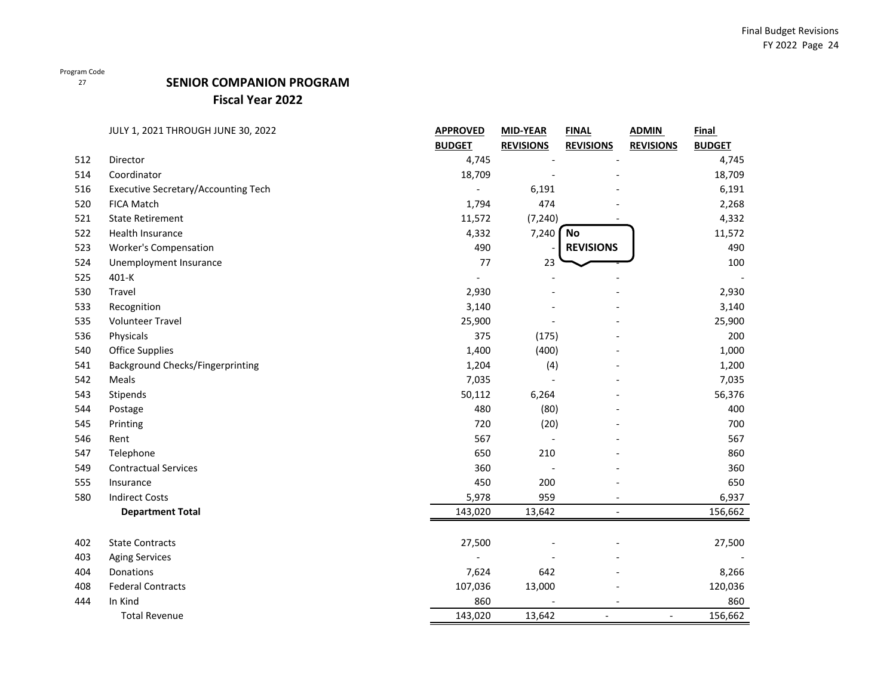Program Code
27

# SENIOR COMPANION PROGRAM
## Fiscal Year 2022

| | JULY 1, 2021 THROUGH JUNE 30, 2022 | APPROVED BUDGET | MID-YEAR REVISIONS | FINAL REVISIONS | ADMIN REVISIONS | Final BUDGET |
|---|---|---|---|---|---|---|
| 512 | Director | 4,745 | - | - | | 4,745 |
| 514 | Coordinator | 18,709 | - | - | | 18,709 |
| 516 | Executive Secretary/Accounting Tech | - | 6,191 | - | | 6,191 |
| 520 | FICA Match | 1,794 | 474 | - | | 2,268 |
| 521 | State Retirement | 11,572 | (7,240) | - | | 4,332 |
| 522 | Health Insurance | 4,332 | 7,240 | No REVISIONS | | 11,572 |
| 523 | Worker's Compensation | 490 | - | | | 490 |
| 524 | Unemployment Insurance | 77 | 23 | - | | 100 |
| 525 | 401-K | - | - | - | | - |
| 530 | Travel | 2,930 | - | - | | 2,930 |
| 533 | Recognition | 3,140 | - | - | | 3,140 |
| 535 | Volunteer Travel | 25,900 | - | - | | 25,900 |
| 536 | Physicals | 375 | (175) | - | | 200 |
| 540 | Office Supplies | 1,400 | (400) | - | | 1,000 |
| 541 | Background Checks/Fingerprinting | 1,204 | (4) | - | | 1,200 |
| 542 | Meals | 7,035 | - | - | | 7,035 |
| 543 | Stipends | 50,112 | 6,264 | - | | 56,376 |
| 544 | Postage | 480 | (80) | - | | 400 |
| 545 | Printing | 720 | (20) | - | | 700 |
| 546 | Rent | 567 | - | - | | 567 |
| 547 | Telephone | 650 | 210 | - | | 860 |
| 549 | Contractual Services | 360 | - | - | | 360 |
| 555 | Insurance | 450 | 200 | - | | 650 |
| 580 | Indirect Costs | 5,978 | 959 | - | | 6,937 |
| | **Department Total** | 143,020 | 13,642 | - | | 156,662 |
| | | | | | | |
| 402 | State Contracts | 27,500 | - | - | | 27,500 |
| 403 | Aging Services | - | - | - | | - |
| 404 | Donations | 7,624 | 642 | - | | 8,266 |
| 408 | Federal Contracts | 107,036 | 13,000 | - | | 120,036 |
| 444 | In Kind | 860 | - | - | | 860 |
| | Total Revenue | 143,020 | 13,642 | - | - | 156,662 |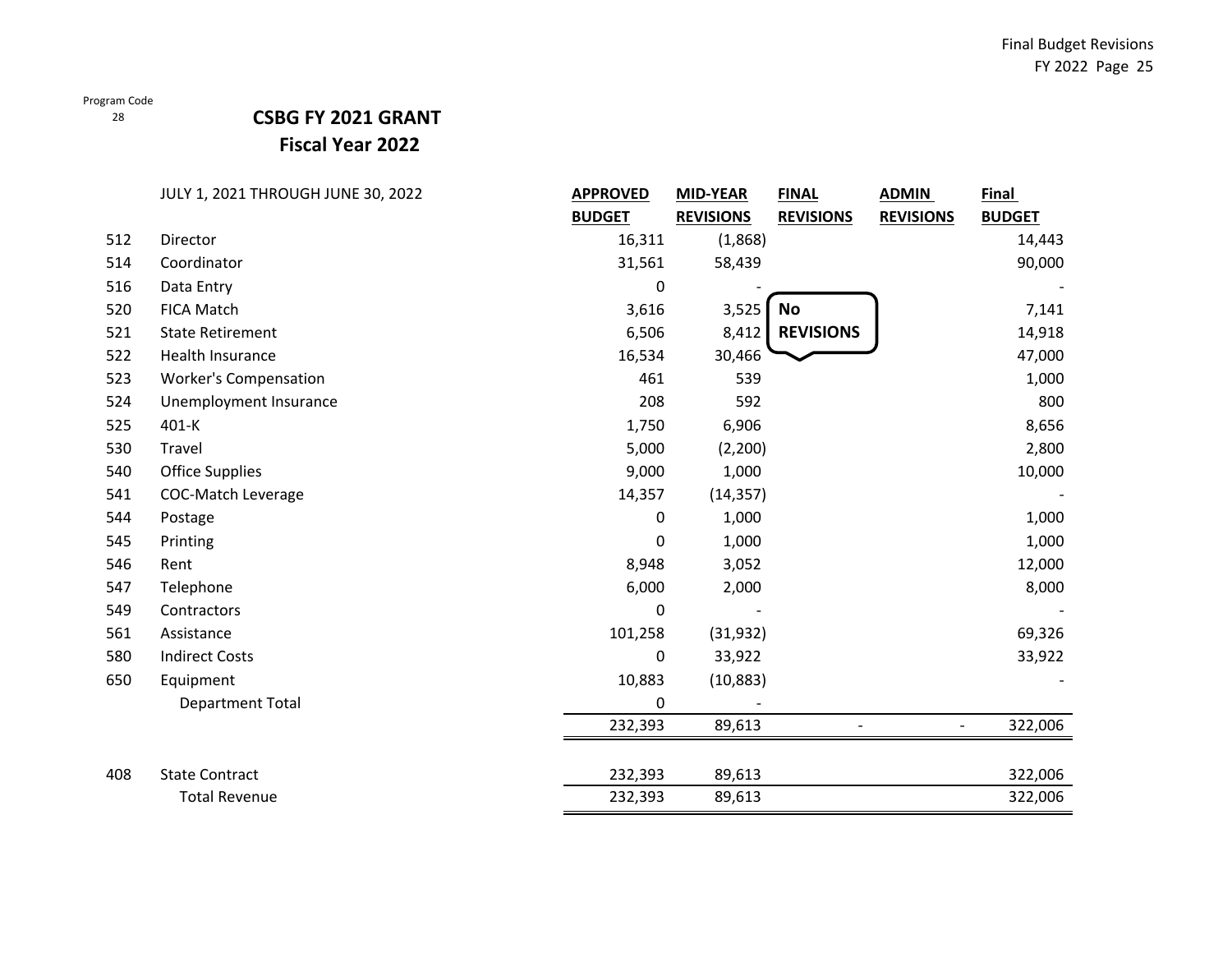Program Code
28

# CSBG FY 2021 GRANT
## Fiscal Year 2022

| | JULY 1, 2021 THROUGH JUNE 30, 2022 | APPROVED BUDGET | MID-YEAR REVISIONS | FINAL REVISIONS | ADMIN REVISIONS | Final BUDGET |
|---|---|---|---|---|---|---|
| 512 | Director | 16,311 | (1,868) | | | 14,443 |
| 514 | Coordinator | 31,561 | 58,439 | | | 90,000 |
| 516 | Data Entry | 0 | - | | | - |
| 520 | FICA Match | 3,616 | 3,525 | No REVISIONS | | 7,141 |
| 521 | State Retirement | 6,506 | 8,412 | | | 14,918 |
| 522 | Health Insurance | 16,534 | 30,466 | | | 47,000 |
| 523 | Worker's Compensation | 461 | 539 | | | 1,000 |
| 524 | Unemployment Insurance | 208 | 592 | | | 800 |
| 525 | 401-K | 1,750 | 6,906 | | | 8,656 |
| 530 | Travel | 5,000 | (2,200) | | | 2,800 |
| 540 | Office Supplies | 9,000 | 1,000 | | | 10,000 |
| 541 | COC-Match Leverage | 14,357 | (14,357) | | | - |
| 544 | Postage | 0 | 1,000 | | | 1,000 |
| 545 | Printing | 0 | 1,000 | | | 1,000 |
| 546 | Rent | 8,948 | 3,052 | | | 12,000 |
| 547 | Telephone | 6,000 | 2,000 | | | 8,000 |
| 549 | Contractors | 0 | - | | | - |
| 561 | Assistance | 101,258 | (31,932) | | | 69,326 |
| 580 | Indirect Costs | 0 | 33,922 | | | 33,922 |
| 650 | Equipment | 10,883 | (10,883) | | | - |
| | Department Total | 0 | - | | | |
| | | 232,393 | 89,613 | - | - | 322,006 |
| | | | | | | |
| 408 | State Contract | 232,393 | 89,613 | | | 322,006 |
| | Total Revenue | 232,393 | 89,613 | | | 322,006 |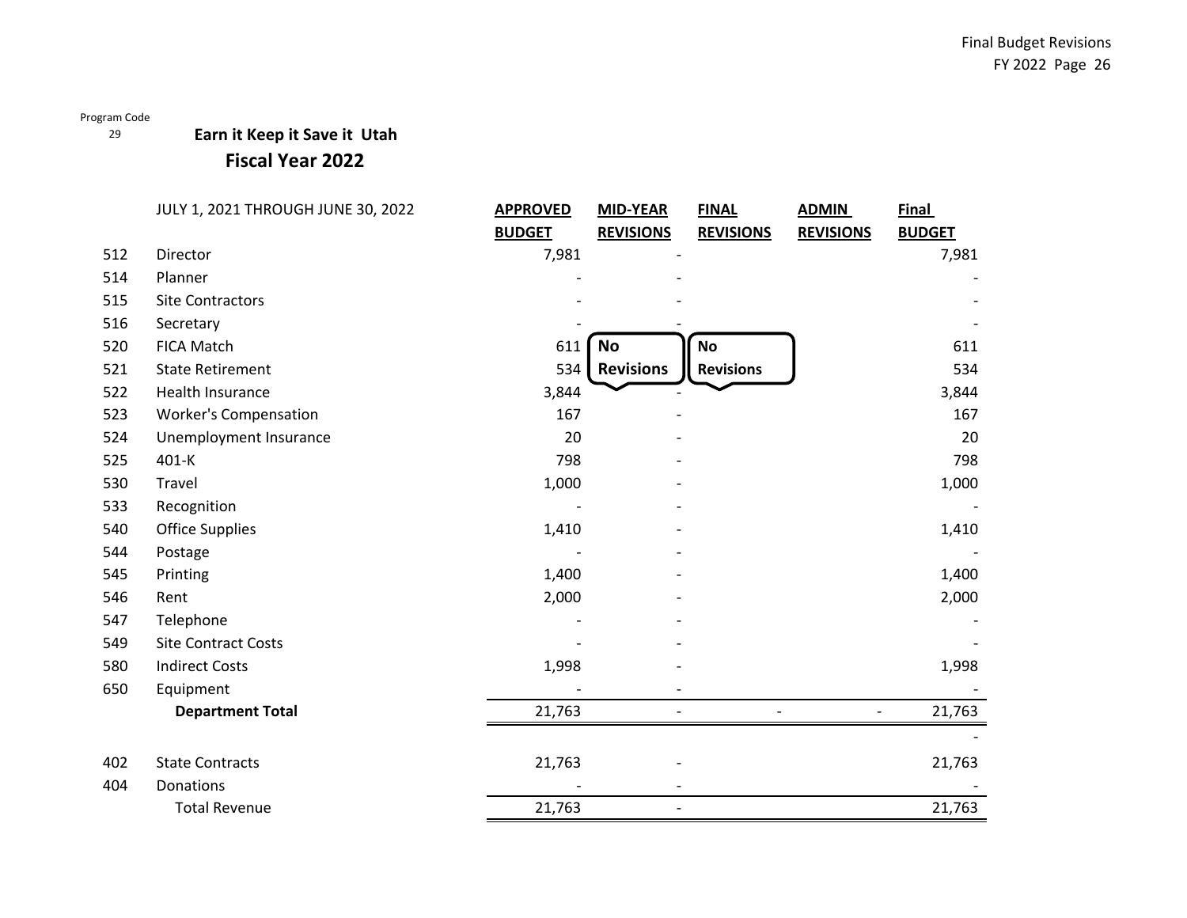Program Code
29

## Earn it Keep it Save it Utah
## Fiscal Year 2022

| | JULY 1, 2021 THROUGH JUNE 30, 2022 | APPROVED BUDGET | MID-YEAR REVISIONS | FINAL REVISIONS | ADMIN REVISIONS | Final BUDGET |
|---|---|---|---|---|---|---|
| 512 | Director | 7,981 | - | | | 7,981 |
| 514 | Planner | - | - | | | - |
| 515 | Site Contractors | - | - | | | - |
| 516 | Secretary | - | - | | | - |
| 520 | FICA Match | 611 | No Revisions | No Revisions | | 611 |
| 521 | State Retirement | 534 | | | | 534 |
| 522 | Health Insurance | 3,844 | - | | | 3,844 |
| 523 | Worker's Compensation | 167 | - | | | 167 |
| 524 | Unemployment Insurance | 20 | - | | | 20 |
| 525 | 401-K | 798 | - | | | 798 |
| 530 | Travel | 1,000 | - | | | 1,000 |
| 533 | Recognition | - | - | | | - |
| 540 | Office Supplies | 1,410 | - | | | 1,410 |
| 544 | Postage | - | - | | | - |
| 545 | Printing | 1,400 | - | | | 1,400 |
| 546 | Rent | 2,000 | - | | | 2,000 |
| 547 | Telephone | - | - | | | - |
| 549 | Site Contract Costs | - | - | | | - |
| 580 | Indirect Costs | 1,998 | - | | | 1,998 |
| 650 | Equipment | - | - | | | - |
| | **Department Total** | 21,763 | - | - | - | 21,763 |
| | | | | | | - |
| 402 | State Contracts | 21,763 | - | | | 21,763 |
| 404 | Donations | - | - | | | - |
| | Total Revenue | 21,763 | - | | | 21,763 |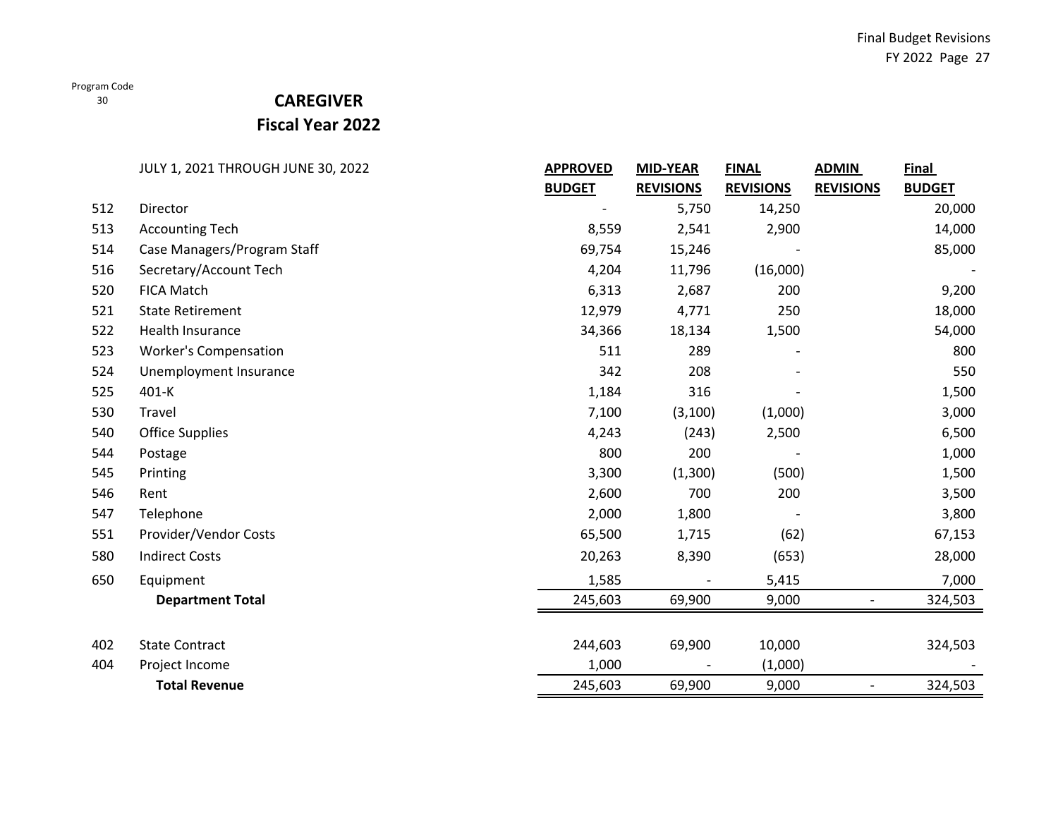Program Code
30

# CAREGIVER
## Fiscal Year 2022

| | JULY 1, 2021 THROUGH JUNE 30, 2022 | APPROVED BUDGET | MID-YEAR REVISIONS | FINAL REVISIONS | ADMIN REVISIONS | Final BUDGET |
|---|---|---|---|---|---|---|
| 512 | Director | - | 5,750 | 14,250 | | 20,000 |
| 513 | Accounting Tech | 8,559 | 2,541 | 2,900 | | 14,000 |
| 514 | Case Managers/Program Staff | 69,754 | 15,246 | - | | 85,000 |
| 516 | Secretary/Account Tech | 4,204 | 11,796 | (16,000) | | - |
| 520 | FICA Match | 6,313 | 2,687 | 200 | | 9,200 |
| 521 | State Retirement | 12,979 | 4,771 | 250 | | 18,000 |
| 522 | Health Insurance | 34,366 | 18,134 | 1,500 | | 54,000 |
| 523 | Worker's Compensation | 511 | 289 | - | | 800 |
| 524 | Unemployment Insurance | 342 | 208 | - | | 550 |
| 525 | 401-K | 1,184 | 316 | - | | 1,500 |
| 530 | Travel | 7,100 | (3,100) | (1,000) | | 3,000 |
| 540 | Office Supplies | 4,243 | (243) | 2,500 | | 6,500 |
| 544 | Postage | 800 | 200 | - | | 1,000 |
| 545 | Printing | 3,300 | (1,300) | (500) | | 1,500 |
| 546 | Rent | 2,600 | 700 | 200 | | 3,500 |
| 547 | Telephone | 2,000 | 1,800 | - | | 3,800 |
| 551 | Provider/Vendor Costs | 65,500 | 1,715 | (62) | | 67,153 |
| 580 | Indirect Costs | 20,263 | 8,390 | (653) | | 28,000 |
| 650 | Equipment | 1,585 | - | 5,415 | | 7,000 |
| | **Department Total** | 245,603 | 69,900 | 9,000 | - | 324,503 |
| | | | | | | |
| 402 | State Contract | 244,603 | 69,900 | 10,000 | | 324,503 |
| 404 | Project Income | 1,000 | - | (1,000) | | - |
| | **Total Revenue** | 245,603 | 69,900 | 9,000 | - | 324,503 |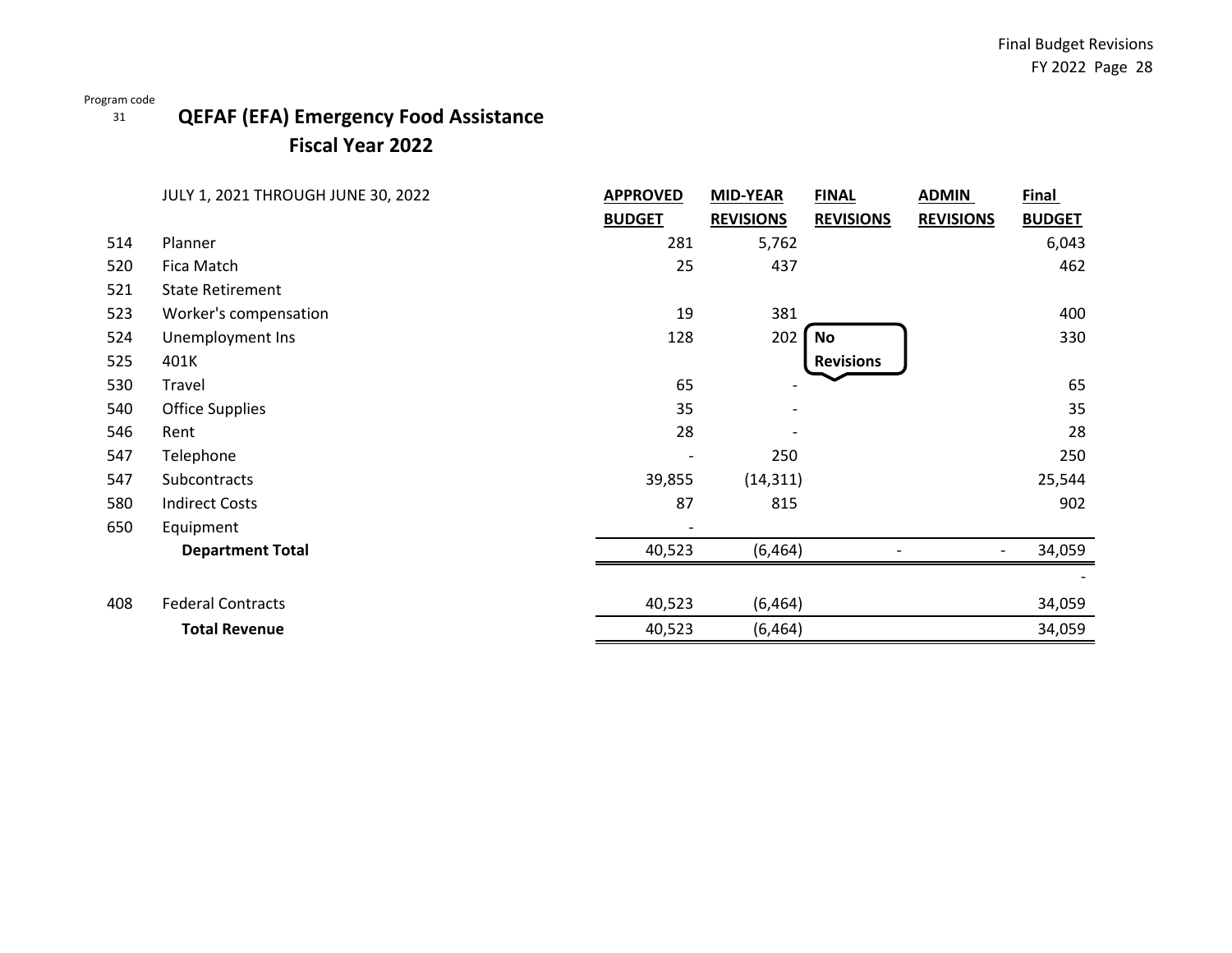Program code
31

# QEFAF (EFA) Emergency Food Assistance
## Fiscal Year 2022

| | JULY 1, 2021 THROUGH JUNE 30, 2022 | APPROVED BUDGET | MID-YEAR REVISIONS | FINAL REVISIONS | ADMIN REVISIONS | Final BUDGET |
|---|---|---|---|---|---|---|
| 514 | Planner | 281 | 5,762 | | | 6,043 |
| 520 | Fica Match | 25 | 437 | | | 462 |
| 521 | State Retirement | | | | | |
| 523 | Worker's compensation | 19 | 381 | | | 400 |
| 524 | Unemployment Ins | 128 | 202 | No Revisions | | 330 |
| 525 | 401K | | | | | |
| 530 | Travel | 65 | - | | | 65 |
| 540 | Office Supplies | 35 | - | | | 35 |
| 546 | Rent | 28 | - | | | 28 |
| 547 | Telephone | - | 250 | | | 250 |
| 547 | Subcontracts | 39,855 | (14,311) | | | 25,544 |
| 580 | Indirect Costs | 87 | 815 | | | 902 |
| 650 | Equipment | - | | | | |
| | **Department Total** | 40,523 | (6,464) | - | - | 34,059 |
| | | | | | | - |
| 408 | Federal Contracts | 40,523 | (6,464) | | | 34,059 |
| | **Total Revenue** | 40,523 | (6,464) | | | 34,059 |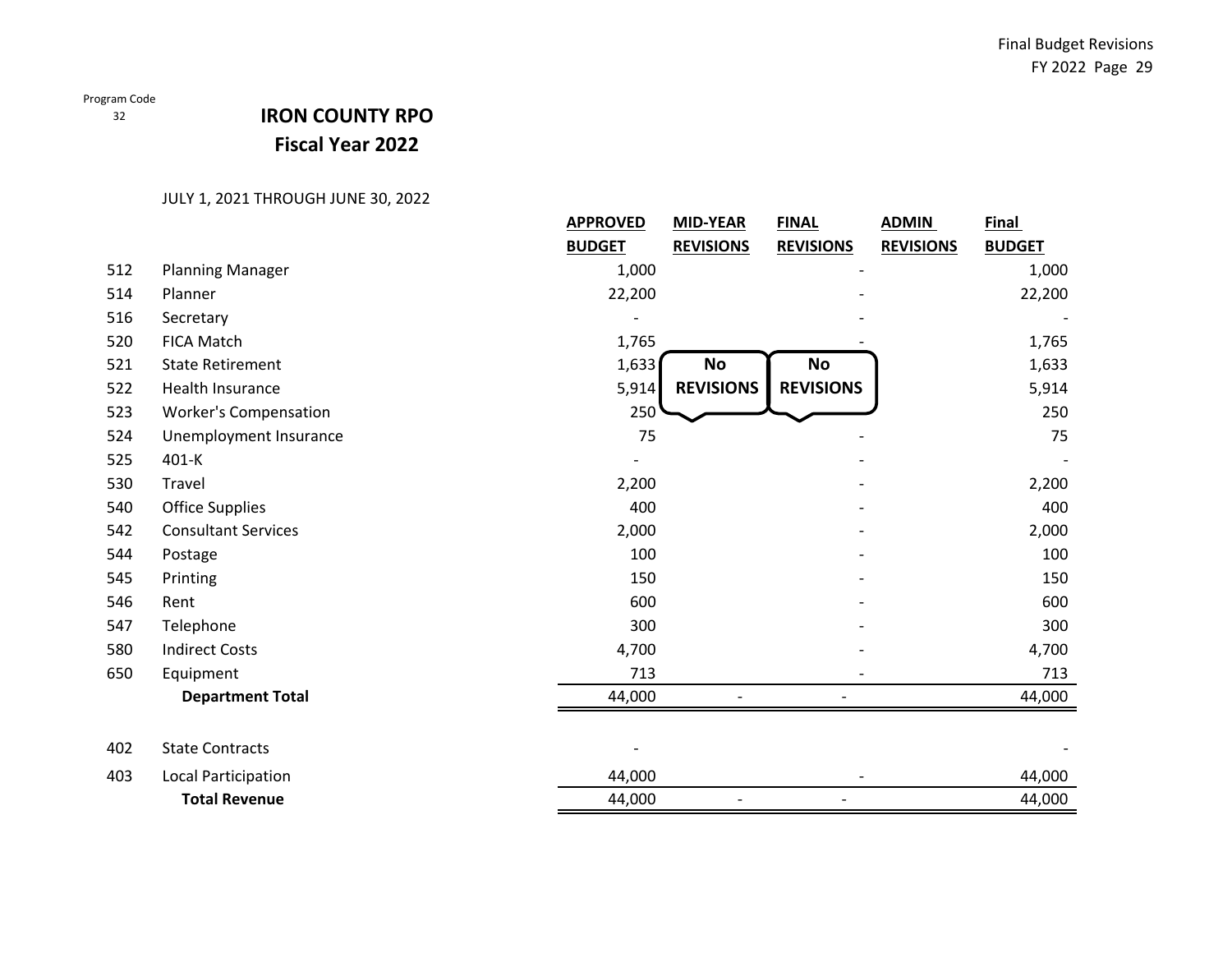Program Code
32

# IRON COUNTY RPO
## Fiscal Year 2022

JULY 1, 2021 THROUGH JUNE 30, 2022

| | | APPROVED BUDGET | MID-YEAR REVISIONS | FINAL REVISIONS | ADMIN REVISIONS | Final BUDGET |
|---|---|---|---|---|---|---|
| 512 | Planning Manager | 1,000 | | - | | 1,000 |
| 514 | Planner | 22,200 | | - | | 22,200 |
| 516 | Secretary | - | | - | | - |
| 520 | FICA Match | 1,765 | | - | | 1,765 |
| 521 | State Retirement | 1,633 | No REVISIONS | No REVISIONS | | 1,633 |
| 522 | Health Insurance | 5,914 | | | | 5,914 |
| 523 | Worker's Compensation | 250 | | | | 250 |
| 524 | Unemployment Insurance | 75 | | - | | 75 |
| 525 | 401-K | - | | - | | - |
| 530 | Travel | 2,200 | | - | | 2,200 |
| 540 | Office Supplies | 400 | | - | | 400 |
| 542 | Consultant Services | 2,000 | | - | | 2,000 |
| 544 | Postage | 100 | | - | | 100 |
| 545 | Printing | 150 | | - | | 150 |
| 546 | Rent | 600 | | - | | 600 |
| 547 | Telephone | 300 | | - | | 300 |
| 580 | Indirect Costs | 4,700 | | - | | 4,700 |
| 650 | Equipment | 713 | | - | | 713 |
| | **Department Total** | 44,000 | - | - | | 44,000 |
| | | | | | | |
| 402 | State Contracts | - | | | | - |
| 403 | Local Participation | 44,000 | | - | | 44,000 |
| | **Total Revenue** | 44,000 | - | - | | 44,000 |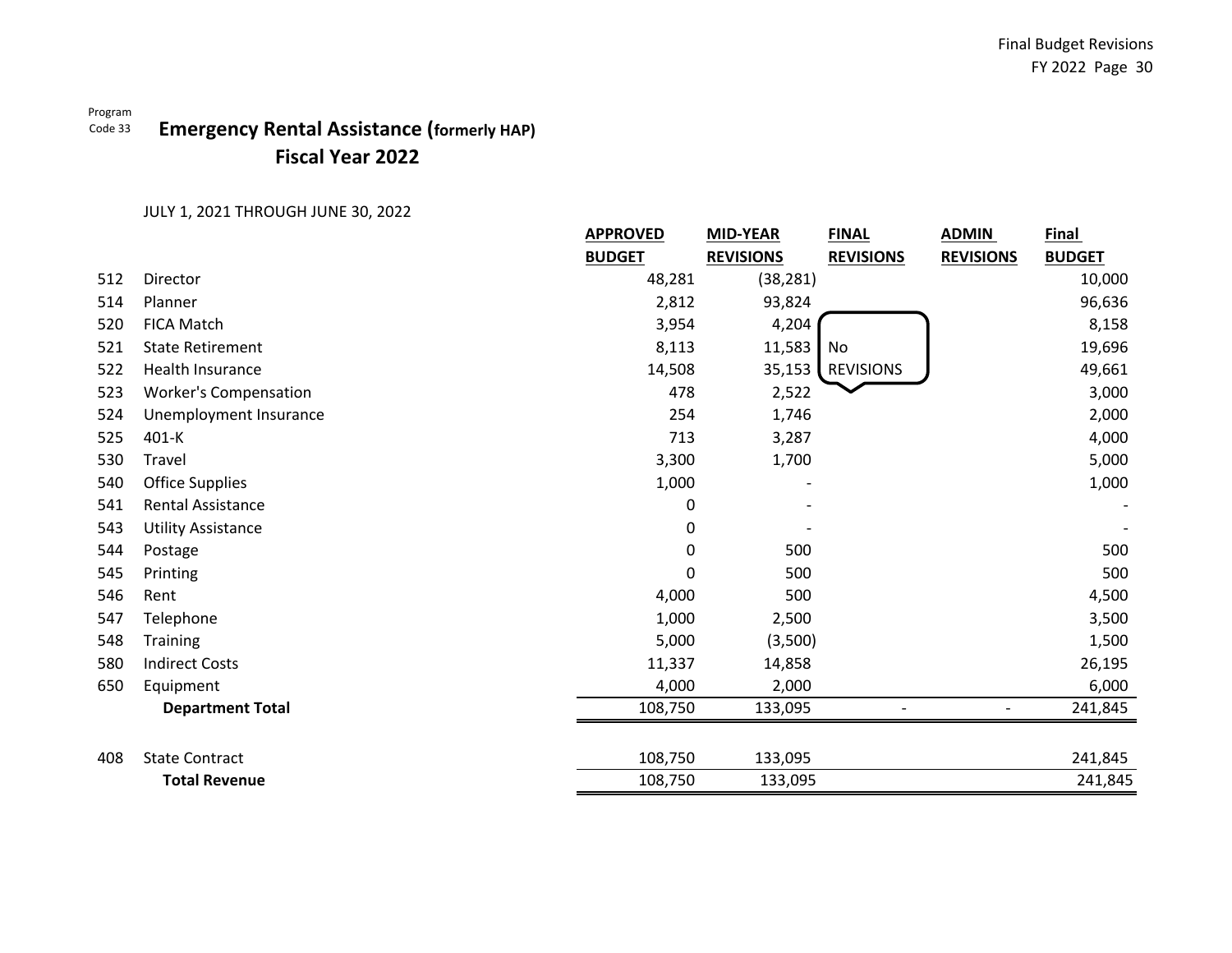Program Code 33

# Emergency Rental Assistance (formerly HAP)

## Fiscal Year 2022

JULY 1, 2021 THROUGH JUNE 30, 2022

| | | APPROVED BUDGET | MID-YEAR REVISIONS | FINAL REVISIONS | ADMIN REVISIONS | Final BUDGET |
|---|---|---|---|---|---|---|
| 512 | Director | 48,281 | (38,281) | | | 10,000 |
| 514 | Planner | 2,812 | 93,824 | | | 96,636 |
| 520 | FICA Match | 3,954 | 4,204 | | | 8,158 |
| 521 | State Retirement | 8,113 | 11,583 | No REVISIONS | | 19,696 |
| 522 | Health Insurance | 14,508 | 35,153 | | | 49,661 |
| 523 | Worker's Compensation | 478 | 2,522 | | | 3,000 |
| 524 | Unemployment Insurance | 254 | 1,746 | | | 2,000 |
| 525 | 401-K | 713 | 3,287 | | | 4,000 |
| 530 | Travel | 3,300 | 1,700 | | | 5,000 |
| 540 | Office Supplies | 1,000 | - | | | 1,000 |
| 541 | Rental Assistance | 0 | - | | | - |
| 543 | Utility Assistance | 0 | - | | | - |
| 544 | Postage | 0 | 500 | | | 500 |
| 545 | Printing | 0 | 500 | | | 500 |
| 546 | Rent | 4,000 | 500 | | | 4,500 |
| 547 | Telephone | 1,000 | 2,500 | | | 3,500 |
| 548 | Training | 5,000 | (3,500) | | | 1,500 |
| 580 | Indirect Costs | 11,337 | 14,858 | | | 26,195 |
| 650 | Equipment | 4,000 | 2,000 | | | 6,000 |
| | **Department Total** | 108,750 | 133,095 | - | - | 241,845 |
| | | | | | | |
| 408 | State Contract | 108,750 | 133,095 | | | 241,845 |
| | **Total Revenue** | 108,750 | 133,095 | | | 241,845 |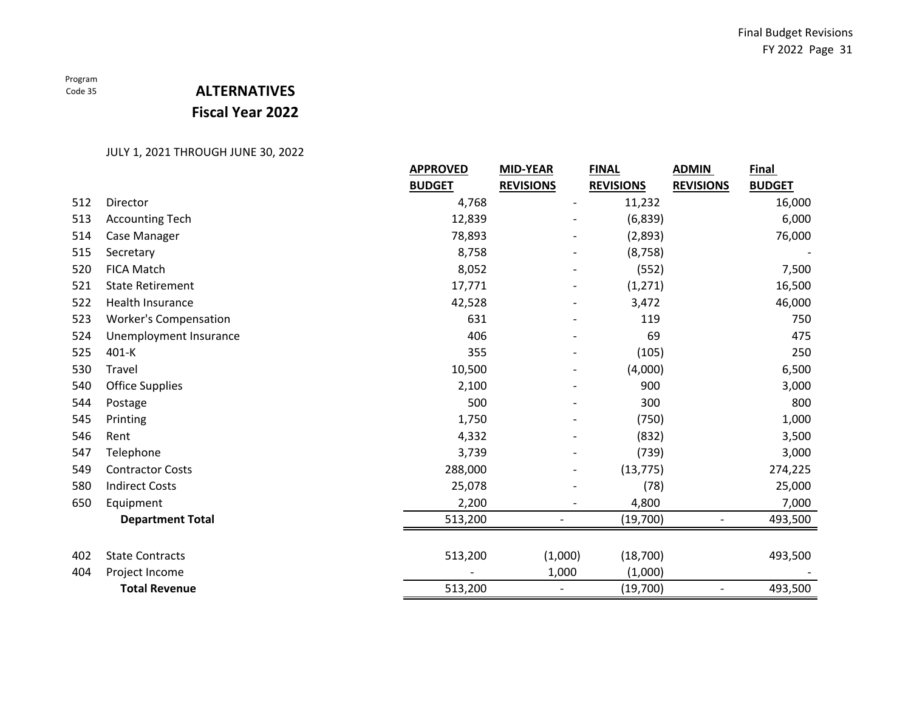Program Code 35

# ALTERNATIVES
## Fiscal Year 2022

JULY 1, 2021 THROUGH JUNE 30, 2022

| | | APPROVED BUDGET | MID-YEAR REVISIONS | FINAL REVISIONS | ADMIN REVISIONS | Final BUDGET |
|---|---|---|---|---|---|---|
| 512 | Director | 4,768 | - | 11,232 | | 16,000 |
| 513 | Accounting Tech | 12,839 | - | (6,839) | | 6,000 |
| 514 | Case Manager | 78,893 | - | (2,893) | | 76,000 |
| 515 | Secretary | 8,758 | - | (8,758) | | - |
| 520 | FICA Match | 8,052 | - | (552) | | 7,500 |
| 521 | State Retirement | 17,771 | - | (1,271) | | 16,500 |
| 522 | Health Insurance | 42,528 | - | 3,472 | | 46,000 |
| 523 | Worker's Compensation | 631 | - | 119 | | 750 |
| 524 | Unemployment Insurance | 406 | - | 69 | | 475 |
| 525 | 401-K | 355 | - | (105) | | 250 |
| 530 | Travel | 10,500 | - | (4,000) | | 6,500 |
| 540 | Office Supplies | 2,100 | - | 900 | | 3,000 |
| 544 | Postage | 500 | - | 300 | | 800 |
| 545 | Printing | 1,750 | - | (750) | | 1,000 |
| 546 | Rent | 4,332 | - | (832) | | 3,500 |
| 547 | Telephone | 3,739 | - | (739) | | 3,000 |
| 549 | Contractor Costs | 288,000 | - | (13,775) | | 274,225 |
| 580 | Indirect Costs | 25,078 | - | (78) | | 25,000 |
| 650 | Equipment | 2,200 | - | 4,800 | | 7,000 |
| | **Department Total** | 513,200 | - | (19,700) | - | 493,500 |
| | | | | | | |
| 402 | State Contracts | 513,200 | (1,000) | (18,700) | | 493,500 |
| 404 | Project Income | - | 1,000 | (1,000) | | - |
| | **Total Revenue** | 513,200 | - | (19,700) | - | 493,500 |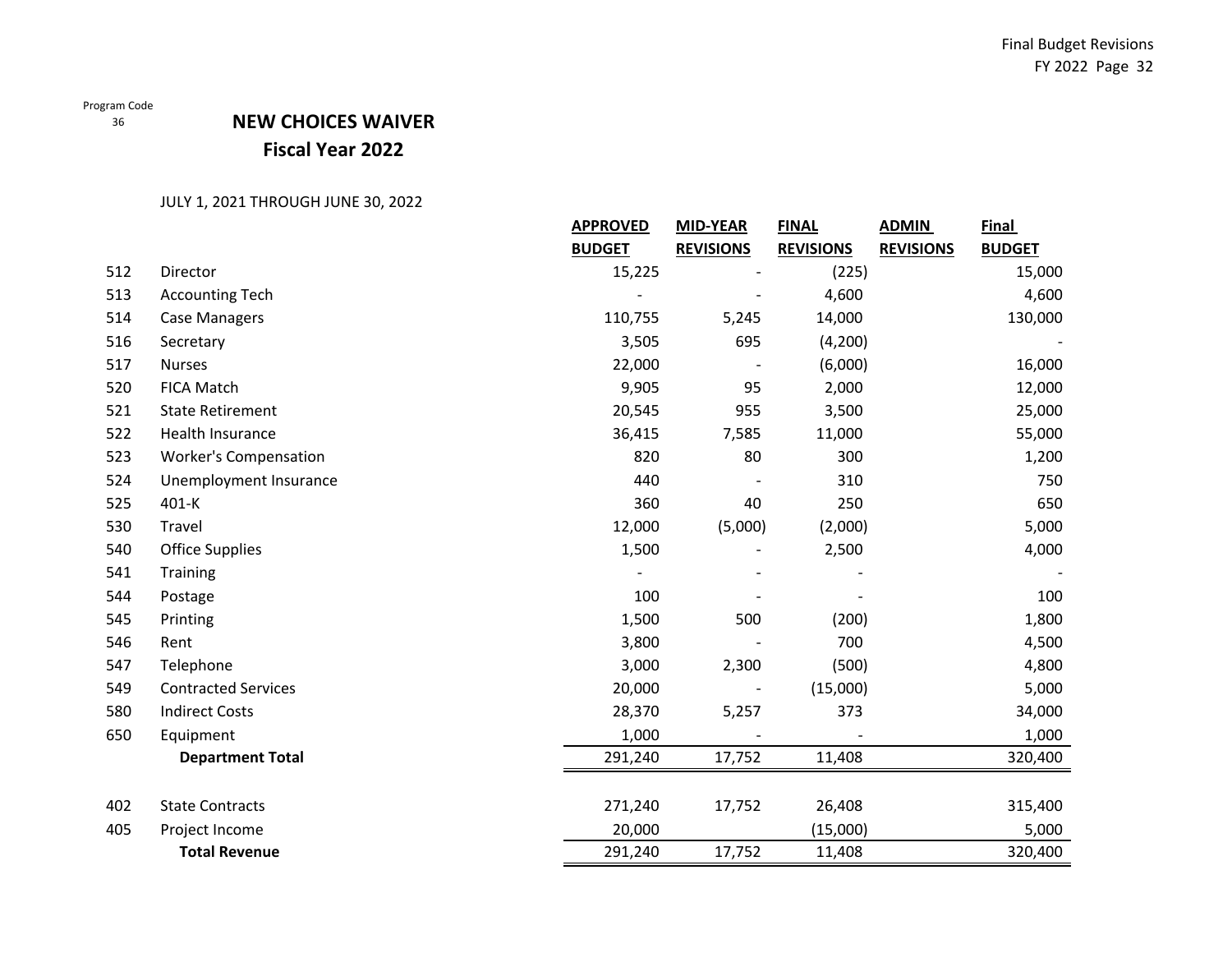Program Code
36

# NEW CHOICES WAIVER

## Fiscal Year 2022

JULY 1, 2021 THROUGH JUNE 30, 2022

| | | APPROVED BUDGET | MID-YEAR REVISIONS | FINAL REVISIONS | ADMIN REVISIONS | Final BUDGET |
|---|---|---|---|---|---|---|
| 512 | Director | 15,225 | - | (225) | | 15,000 |
| 513 | Accounting Tech | - | - | 4,600 | | 4,600 |
| 514 | Case Managers | 110,755 | 5,245 | 14,000 | | 130,000 |
| 516 | Secretary | 3,505 | 695 | (4,200) | | - |
| 517 | Nurses | 22,000 | - | (6,000) | | 16,000 |
| 520 | FICA Match | 9,905 | 95 | 2,000 | | 12,000 |
| 521 | State Retirement | 20,545 | 955 | 3,500 | | 25,000 |
| 522 | Health Insurance | 36,415 | 7,585 | 11,000 | | 55,000 |
| 523 | Worker's Compensation | 820 | 80 | 300 | | 1,200 |
| 524 | Unemployment Insurance | 440 | - | 310 | | 750 |
| 525 | 401-K | 360 | 40 | 250 | | 650 |
| 530 | Travel | 12,000 | (5,000) | (2,000) | | 5,000 |
| 540 | Office Supplies | 1,500 | - | 2,500 | | 4,000 |
| 541 | Training | - | - | - | | - |
| 544 | Postage | 100 | - | - | | 100 |
| 545 | Printing | 1,500 | 500 | (200) | | 1,800 |
| 546 | Rent | 3,800 | - | 700 | | 4,500 |
| 547 | Telephone | 3,000 | 2,300 | (500) | | 4,800 |
| 549 | Contracted Services | 20,000 | - | (15,000) | | 5,000 |
| 580 | Indirect Costs | 28,370 | 5,257 | 373 | | 34,000 |
| 650 | Equipment | 1,000 | - | - | | 1,000 |
| | **Department Total** | 291,240 | 17,752 | 11,408 | | 320,400 |
| | | | | | | |
| 402 | State Contracts | 271,240 | 17,752 | 26,408 | | 315,400 |
| 405 | Project Income | 20,000 | | (15,000) | | 5,000 |
| | **Total Revenue** | 291,240 | 17,752 | 11,408 | | 320,400 |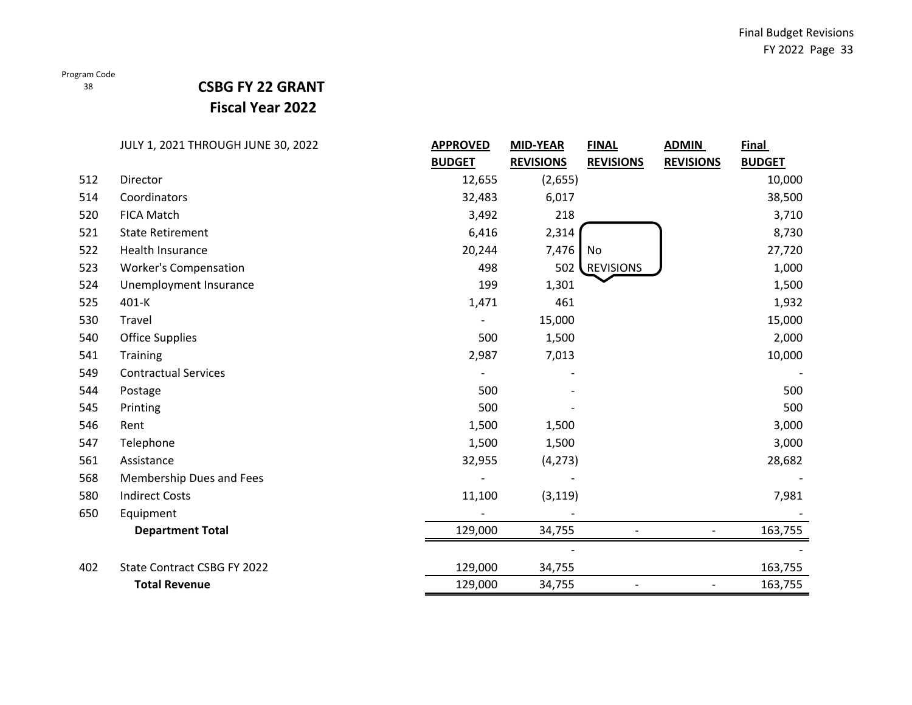Program Code
38

# CSBG FY 22 GRANT
## Fiscal Year 2022

| | JULY 1, 2021 THROUGH JUNE 30, 2022 | APPROVED BUDGET | MID-YEAR REVISIONS | FINAL REVISIONS | ADMIN REVISIONS | Final BUDGET |
|---|---|---|---|---|---|---|
| 512 | Director | 12,655 | (2,655) | | | 10,000 |
| 514 | Coordinators | 32,483 | 6,017 | | | 38,500 |
| 520 | FICA Match | 3,492 | 218 | | | 3,710 |
| 521 | State Retirement | 6,416 | 2,314 | | | 8,730 |
| 522 | Health Insurance | 20,244 | 7,476 | No REVISIONS | | 27,720 |
| 523 | Worker's Compensation | 498 | 502 | | | 1,000 |
| 524 | Unemployment Insurance | 199 | 1,301 | | | 1,500 |
| 525 | 401-K | 1,471 | 461 | | | 1,932 |
| 530 | Travel | - | 15,000 | | | 15,000 |
| 540 | Office Supplies | 500 | 1,500 | | | 2,000 |
| 541 | Training | 2,987 | 7,013 | | | 10,000 |
| 549 | Contractual Services | - | - | | | - |
| 544 | Postage | 500 | - | | | 500 |
| 545 | Printing | 500 | - | | | 500 |
| 546 | Rent | 1,500 | 1,500 | | | 3,000 |
| 547 | Telephone | 1,500 | 1,500 | | | 3,000 |
| 561 | Assistance | 32,955 | (4,273) | | | 28,682 |
| 568 | Membership Dues and Fees | - | - | | | - |
| 580 | Indirect Costs | 11,100 | (3,119) | | | 7,981 |
| 650 | Equipment | - | - | | | - |
| | **Department Total** | 129,000 | 34,755 | - | - | 163,755 |
| | | | - | | | - |
| 402 | State Contract CSBG FY 2022 | 129,000 | 34,755 | | | 163,755 |
| | **Total Revenue** | 129,000 | 34,755 | - | - | 163,755 |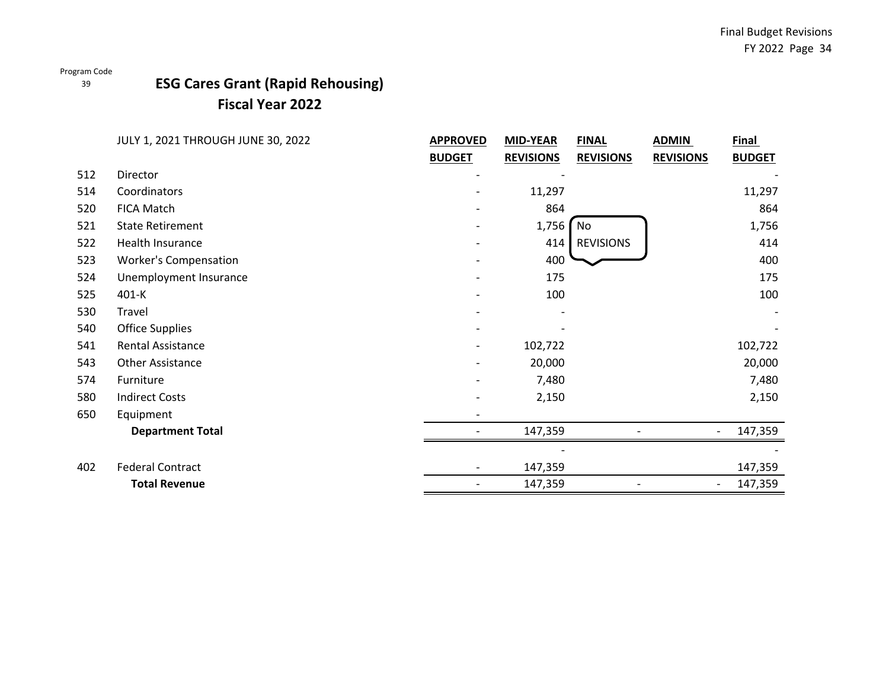Program Code
39

# ESG Cares Grant (Rapid Rehousing)
## Fiscal Year 2022

| | JULY 1, 2021 THROUGH JUNE 30, 2022 | APPROVED BUDGET | MID-YEAR REVISIONS | FINAL REVISIONS | ADMIN REVISIONS | Final BUDGET |
|---|---|---|---|---|---|---|
| 512 | Director | - | - | | | - |
| 514 | Coordinators | - | 11,297 | | | 11,297 |
| 520 | FICA Match | - | 864 | | | 864 |
| 521 | State Retirement | - | 1,756 | No | | 1,756 |
| 522 | Health Insurance | - | 414 | REVISIONS | | 414 |
| 523 | Worker's Compensation | - | 400 | | | 400 |
| 524 | Unemployment Insurance | - | 175 | | | 175 |
| 525 | 401-K | - | 100 | | | 100 |
| 530 | Travel | - | - | | | - |
| 540 | Office Supplies | - | - | | | - |
| 541 | Rental Assistance | - | 102,722 | | | 102,722 |
| 543 | Other Assistance | - | 20,000 | | | 20,000 |
| 574 | Furniture | - | 7,480 | | | 7,480 |
| 580 | Indirect Costs | - | 2,150 | | | 2,150 |
| 650 | Equipment | - | | | | |
| | **Department Total** | - | 147,359 | - | - | 147,359 |
| | | | - | | | - |
| 402 | Federal Contract | - | 147,359 | | | 147,359 |
| | **Total Revenue** | - | 147,359 | - | - | 147,359 |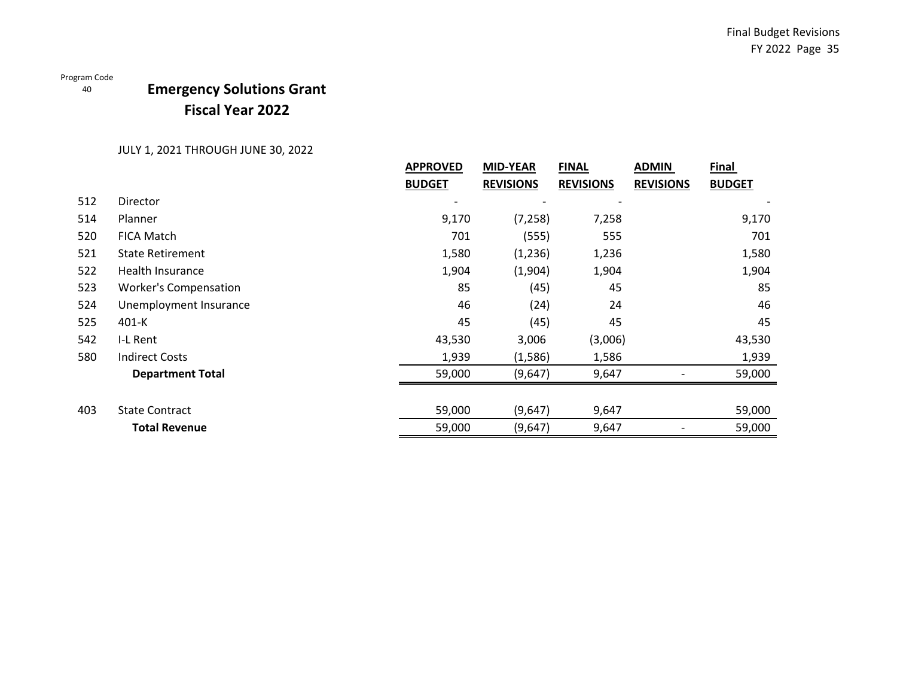Program Code
40

# Emergency Solutions Grant
## Fiscal Year 2022

JULY 1, 2021 THROUGH JUNE 30, 2022

| | | APPROVED BUDGET | MID-YEAR REVISIONS | FINAL REVISIONS | ADMIN REVISIONS | Final BUDGET |
|---|---|---|---|---|---|---|
| 512 | Director | - | - | - | | - |
| 514 | Planner | 9,170 | (7,258) | 7,258 | | 9,170 |
| 520 | FICA Match | 701 | (555) | 555 | | 701 |
| 521 | State Retirement | 1,580 | (1,236) | 1,236 | | 1,580 |
| 522 | Health Insurance | 1,904 | (1,904) | 1,904 | | 1,904 |
| 523 | Worker's Compensation | 85 | (45) | 45 | | 85 |
| 524 | Unemployment Insurance | 46 | (24) | 24 | | 46 |
| 525 | 401-K | 45 | (45) | 45 | | 45 |
| 542 | I-L Rent | 43,530 | 3,006 | (3,006) | | 43,530 |
| 580 | Indirect Costs | 1,939 | (1,586) | 1,586 | | 1,939 |
| | **Department Total** | 59,000 | (9,647) | 9,647 | - | 59,000 |
| | | | | | | |
| 403 | State Contract | 59,000 | (9,647) | 9,647 | | 59,000 |
| | **Total Revenue** | 59,000 | (9,647) | 9,647 | - | 59,000 |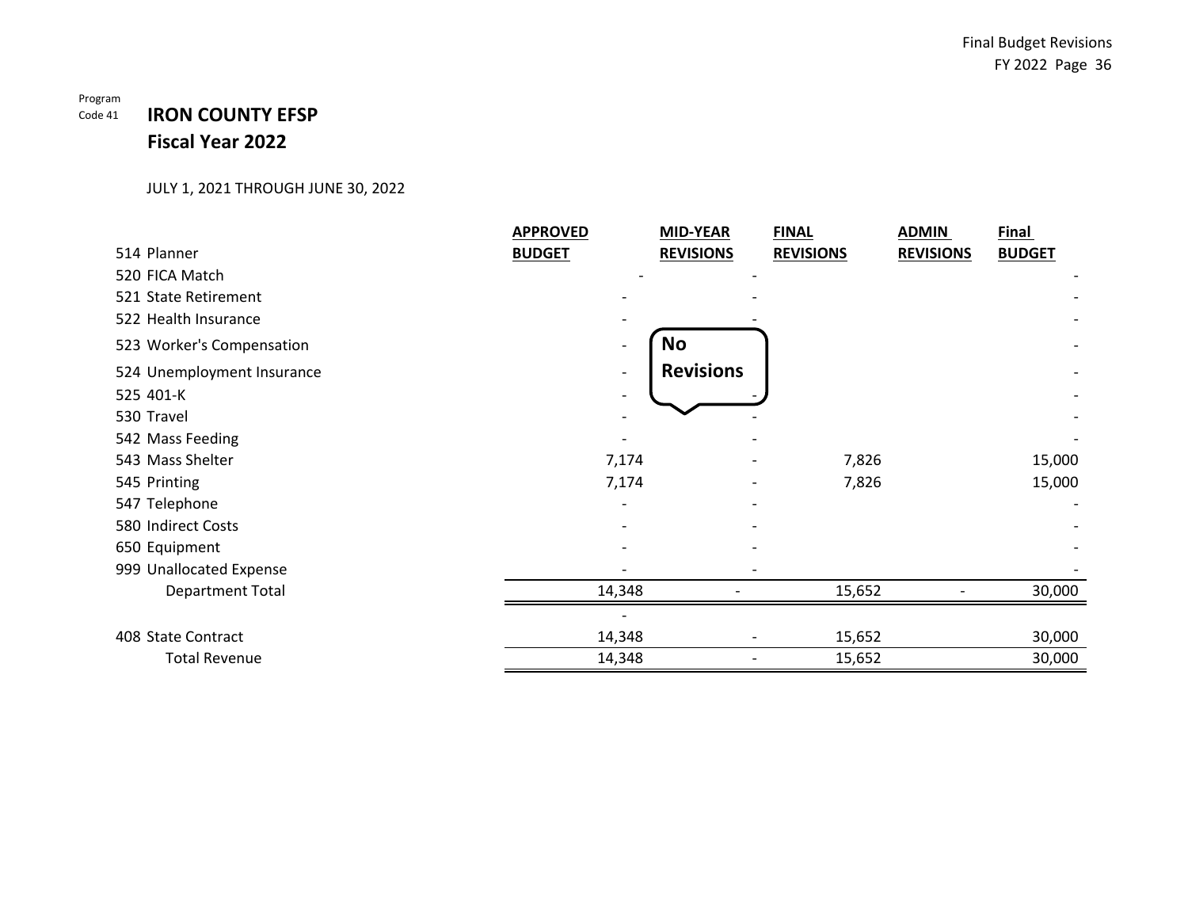Program Code 41

# IRON COUNTY EFSP

## Fiscal Year 2022

JULY 1, 2021 THROUGH JUNE 30, 2022

| | APPROVED BUDGET | MID-YEAR REVISIONS | FINAL REVISIONS | ADMIN REVISIONS | Final BUDGET |
|---|---|---|---|---|---|
| 514 Planner | | | | | |
| 520 FICA Match | - | - | | | - |
| 521 State Retirement | - | - | | | - |
| 522 Health Insurance | - | - | | | - |
| 523 Worker's Compensation | - | | | | - |
| 524 Unemployment Insurance | - | | | | - |
| 525 401-K | - | - | | | - |
| 530 Travel | - | - | | | - |
| 542 Mass Feeding | - | - | | | - |
| 543 Mass Shelter | 7,174 | - | 7,826 | | 15,000 |
| 545 Printing | 7,174 | - | 7,826 | | 15,000 |
| 547 Telephone | - | - | | | - |
| 580 Indirect Costs | - | - | | | - |
| 650 Equipment | - | - | | | - |
| 999 Unallocated Expense | - | - | | | - |
| Department Total | 14,348 | - | 15,652 | - | 30,000 |
| | - | | | | |
| 408 State Contract | 14,348 | - | 15,652 | | 30,000 |
| Total Revenue | 14,348 | - | 15,652 | | 30,000 |

**No Revisions**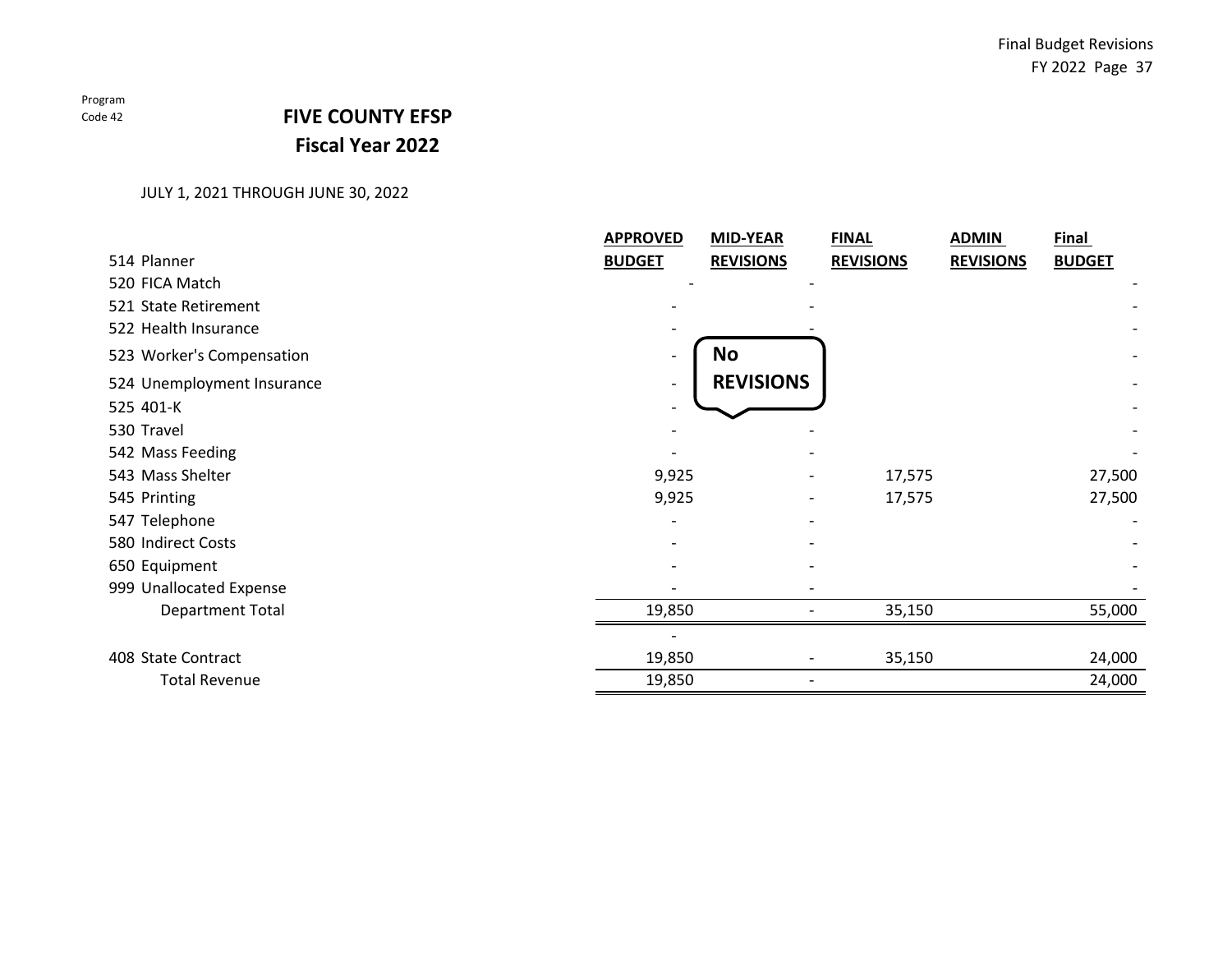Program Code 42

# FIVE COUNTY EFSP
## Fiscal Year 2022

JULY 1, 2021 THROUGH JUNE 30, 2022

| | APPROVED BUDGET | MID-YEAR REVISIONS | FINAL REVISIONS | ADMIN REVISIONS | Final BUDGET |
|---|---|---|---|---|---|
| 514 Planner | | | | | |
| 520 FICA Match | - | - | | | - |
| 521 State Retirement | - | - | | | - |
| 522 Health Insurance | - | - | | | - |
| 523 Worker's Compensation | - | No REVISIONS | | | - |
| 524 Unemployment Insurance | - | | | | - |
| 525 401-K | - | | | | - |
| 530 Travel | - | - | | | - |
| 542 Mass Feeding | - | - | | | - |
| 543 Mass Shelter | 9,925 | - | 17,575 | | 27,500 |
| 545 Printing | 9,925 | - | 17,575 | | 27,500 |
| 547 Telephone | - | - | | | - |
| 580 Indirect Costs | - | - | | | - |
| 650 Equipment | - | - | | | - |
| 999 Unallocated Expense | - | - | | | - |
| Department Total | 19,850 | - | 35,150 | | 55,000 |
| | - | | | | |
| 408 State Contract | 19,850 | - | 35,150 | | 24,000 |
| Total Revenue | 19,850 | - | | | 24,000 |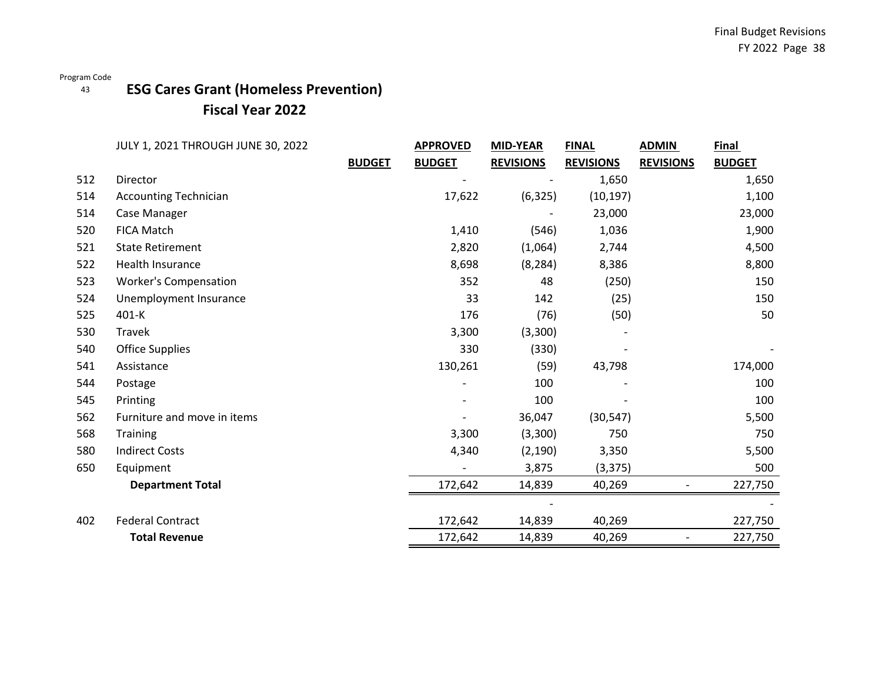Program Code
43

# ESG Cares Grant (Homeless Prevention)
## Fiscal Year 2022

| | JULY 1, 2021 THROUGH JUNE 30, 2022 | BUDGET | APPROVED BUDGET | MID-YEAR REVISIONS | FINAL REVISIONS | ADMIN REVISIONS | Final BUDGET |
|---|---|---|---|---|---|---|---|
| 512 | Director | | - | - | 1,650 | | 1,650 |
| 514 | Accounting Technician | | 17,622 | (6,325) | (10,197) | | 1,100 |
| 514 | Case Manager | | | - | 23,000 | | 23,000 |
| 520 | FICA Match | | 1,410 | (546) | 1,036 | | 1,900 |
| 521 | State Retirement | | 2,820 | (1,064) | 2,744 | | 4,500 |
| 522 | Health Insurance | | 8,698 | (8,284) | 8,386 | | 8,800 |
| 523 | Worker's Compensation | | 352 | 48 | (250) | | 150 |
| 524 | Unemployment Insurance | | 33 | 142 | (25) | | 150 |
| 525 | 401-K | | 176 | (76) | (50) | | 50 |
| 530 | Travek | | 3,300 | (3,300) | - | | |
| 540 | Office Supplies | | 330 | (330) | - | | - |
| 541 | Assistance | | 130,261 | (59) | 43,798 | | 174,000 |
| 544 | Postage | | - | 100 | - | | 100 |
| 545 | Printing | | - | 100 | - | | 100 |
| 562 | Furniture and move in items | | - | 36,047 | (30,547) | | 5,500 |
| 568 | Training | | 3,300 | (3,300) | 750 | | 750 |
| 580 | Indirect Costs | | 4,340 | (2,190) | 3,350 | | 5,500 |
| 650 | Equipment | | - | 3,875 | (3,375) | | 500 |
| | **Department Total** | | 172,642 | 14,839 | 40,269 | - | 227,750 |
| | | | | - | | | - |
| 402 | Federal Contract | | 172,642 | 14,839 | 40,269 | | 227,750 |
| | **Total Revenue** | | 172,642 | 14,839 | 40,269 | - | 227,750 |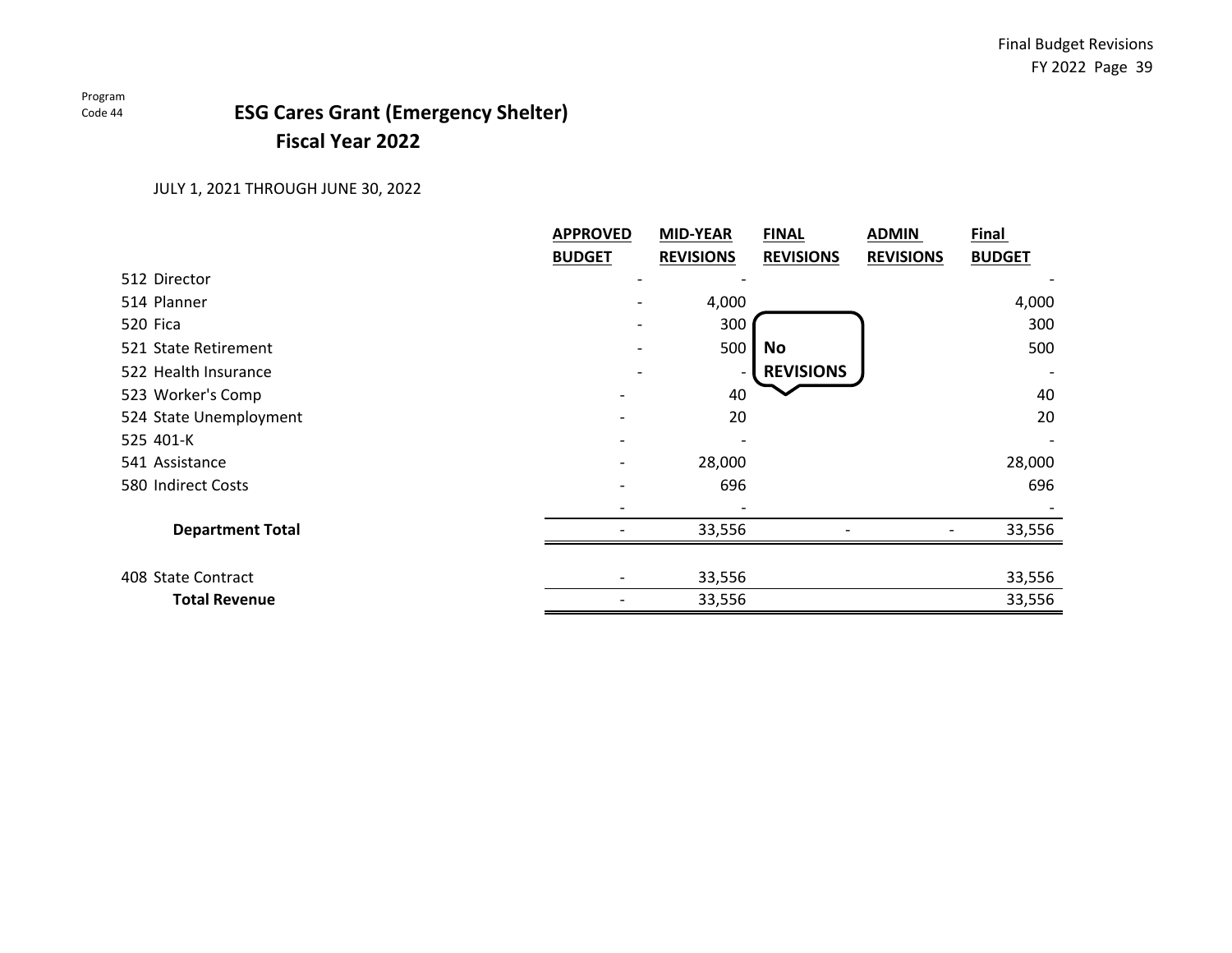Program Code 44

# ESG Cares Grant (Emergency Shelter)
## Fiscal Year 2022

JULY 1, 2021 THROUGH JUNE 30, 2022

| | APPROVED BUDGET | MID-YEAR REVISIONS | FINAL REVISIONS | ADMIN REVISIONS | Final BUDGET |
|---|---|---|---|---|---|
| 512 Director | - | - | | | - |
| 514 Planner | - | 4,000 | | | 4,000 |
| 520 Fica | - | 300 | | | 300 |
| 521 State Retirement | - | 500 | **No REVISIONS** | | 500 |
| 522 Health Insurance | - | - | | | - |
| 523 Worker's Comp | - | 40 | | | 40 |
| 524 State Unemployment | - | 20 | | | 20 |
| 525 401-K | - | - | | | - |
| 541 Assistance | - | 28,000 | | | 28,000 |
| 580 Indirect Costs | - | 696 | | | 696 |
| | - | - | | | - |
| **Department Total** | - | 33,556 | - | - | 33,556 |
| | | | | | |
| 408 State Contract | - | 33,556 | | | 33,556 |
| **Total Revenue** | - | 33,556 | | | 33,556 |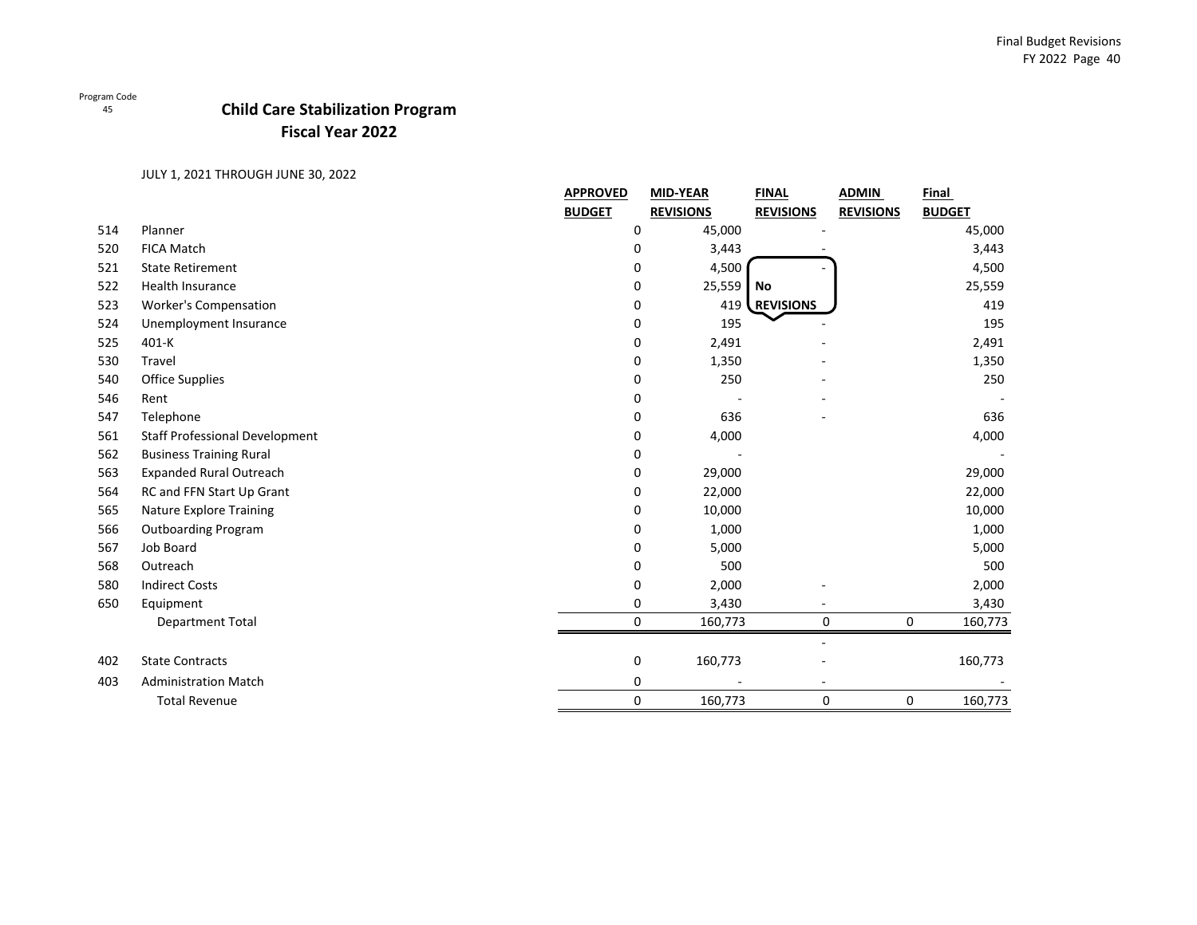Program Code
45

# Child Care Stabilization Program
## Fiscal Year 2022

JULY 1, 2021 THROUGH JUNE 30, 2022

| | | APPROVED BUDGET | MID-YEAR REVISIONS | FINAL REVISIONS | ADMIN REVISIONS | Final BUDGET |
|---|---|---|---|---|---|---|
| 514 | Planner | 0 | 45,000 | - | | 45,000 |
| 520 | FICA Match | 0 | 3,443 | - | | 3,443 |
| 521 | State Retirement | 0 | 4,500 | - | | 4,500 |
| 522 | Health Insurance | 0 | 25,559 | No | | 25,559 |
| 523 | Worker's Compensation | 0 | 419 | REVISIONS | | 419 |
| 524 | Unemployment Insurance | 0 | 195 | - | | 195 |
| 525 | 401-K | 0 | 2,491 | - | | 2,491 |
| 530 | Travel | 0 | 1,350 | - | | 1,350 |
| 540 | Office Supplies | 0 | 250 | - | | 250 |
| 546 | Rent | 0 | - | - | | - |
| 547 | Telephone | 0 | 636 | - | | 636 |
| 561 | Staff Professional Development | 0 | 4,000 | | | 4,000 |
| 562 | Business Training Rural | 0 | - | | | - |
| 563 | Expanded Rural Outreach | 0 | 29,000 | | | 29,000 |
| 564 | RC and FFN Start Up Grant | 0 | 22,000 | | | 22,000 |
| 565 | Nature Explore Training | 0 | 10,000 | | | 10,000 |
| 566 | Outboarding Program | 0 | 1,000 | | | 1,000 |
| 567 | Job Board | 0 | 5,000 | | | 5,000 |
| 568 | Outreach | 0 | 500 | | | 500 |
| 580 | Indirect Costs | 0 | 2,000 | - | | 2,000 |
| 650 | Equipment | 0 | 3,430 | - | | 3,430 |
| | Department Total | 0 | 160,773 | 0 | 0 | 160,773 |
| | | | | - | | |
| 402 | State Contracts | 0 | 160,773 | - | | 160,773 |
| 403 | Administration Match | 0 | - | - | | - |
| | Total Revenue | 0 | 160,773 | 0 | 0 | 160,773 |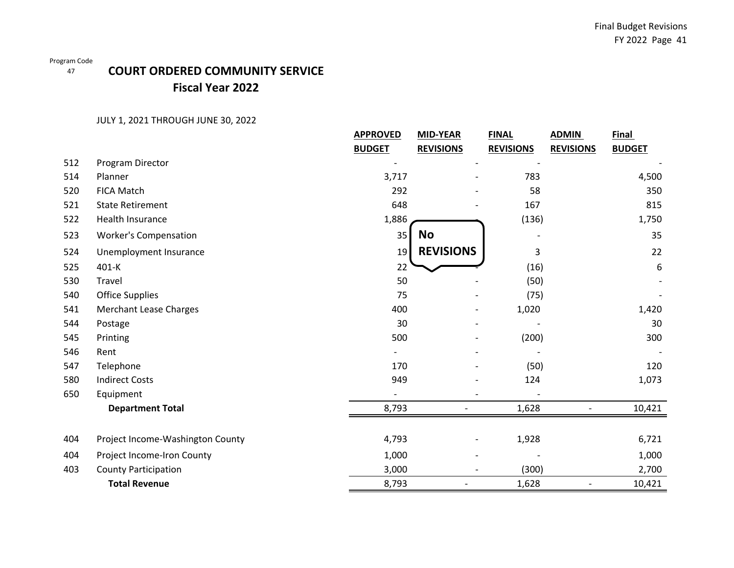Program Code
47

# COURT ORDERED COMMUNITY SERVICE
## Fiscal Year 2022

JULY 1, 2021 THROUGH JUNE 30, 2022

| | | APPROVED BUDGET | MID-YEAR REVISIONS | FINAL REVISIONS | ADMIN REVISIONS | Final BUDGET |
|---|---|---|---|---|---|---|
| 512 | Program Director | - | - | - | | - |
| 514 | Planner | 3,717 | - | 783 | | 4,500 |
| 520 | FICA Match | 292 | - | 58 | | 350 |
| 521 | State Retirement | 648 | - | 167 | | 815 |
| 522 | Health Insurance | 1,886 | - | (136) | | 1,750 |
| 523 | Worker's Compensation | 35 | | - | | 35 |
| 524 | Unemployment Insurance | 19 | | 3 | | 22 |
| 525 | 401-K | 22 | - | (16) | | 6 |
| 530 | Travel | 50 | - | (50) | | - |
| 540 | Office Supplies | 75 | - | (75) | | - |
| 541 | Merchant Lease Charges | 400 | - | 1,020 | | 1,420 |
| 544 | Postage | 30 | - | - | | 30 |
| 545 | Printing | 500 | - | (200) | | 300 |
| 546 | Rent | - | - | - | | - |
| 547 | Telephone | 170 | - | (50) | | 120 |
| 580 | Indirect Costs | 949 | - | 124 | | 1,073 |
| 650 | Equipment | - | - | - | | |
| | **Department Total** | 8,793 | - | 1,628 | - | 10,421 |
| | | | | | | |
| 404 | Project Income-Washington County | 4,793 | - | 1,928 | | 6,721 |
| 404 | Project Income-Iron County | 1,000 | - | - | | 1,000 |
| 403 | County Participation | 3,000 | - | (300) | | 2,700 |
| | **Total Revenue** | 8,793 | - | 1,628 | - | 10,421 |

**No REVISIONS**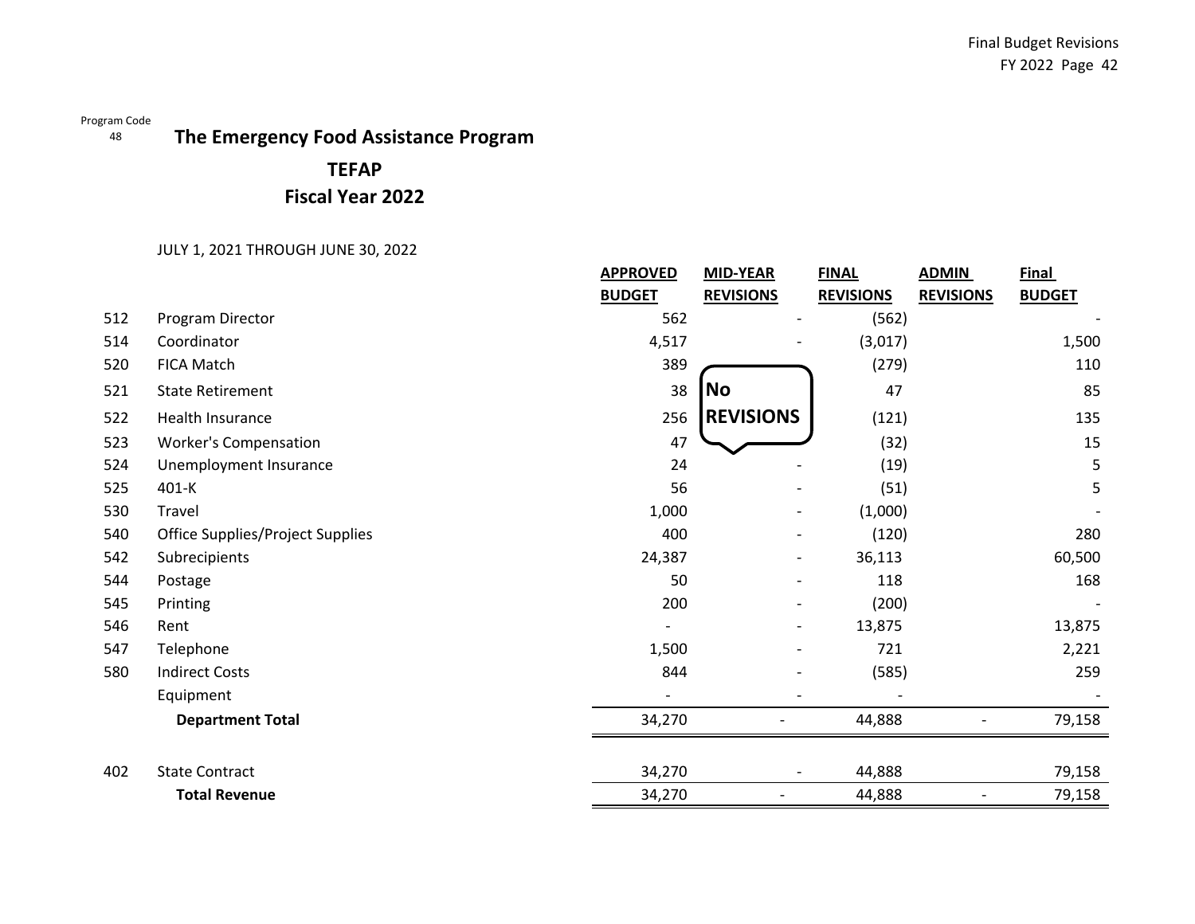Program Code
48

# The Emergency Food Assistance Program

## TEFAP

## Fiscal Year 2022

JULY 1, 2021 THROUGH JUNE 30, 2022

| | | APPROVED BUDGET | MID-YEAR REVISIONS | FINAL REVISIONS | ADMIN REVISIONS | Final BUDGET |
|---|---|---|---|---|---|---|
| 512 | Program Director | 562 | - | (562) | | - |
| 514 | Coordinator | 4,517 | - | (3,017) | | 1,500 |
| 520 | FICA Match | 389 | | (279) | | 110 |
| 521 | State Retirement | 38 | No REVISIONS | 47 | | 85 |
| 522 | Health Insurance | 256 | | (121) | | 135 |
| 523 | Worker's Compensation | 47 | | (32) | | 15 |
| 524 | Unemployment Insurance | 24 | - | (19) | | 5 |
| 525 | 401-K | 56 | - | (51) | | 5 |
| 530 | Travel | 1,000 | - | (1,000) | | - |
| 540 | Office Supplies/Project Supplies | 400 | - | (120) | | 280 |
| 542 | Subrecipients | 24,387 | - | 36,113 | | 60,500 |
| 544 | Postage | 50 | - | 118 | | 168 |
| 545 | Printing | 200 | - | (200) | | - |
| 546 | Rent | - | - | 13,875 | | 13,875 |
| 547 | Telephone | 1,500 | - | 721 | | 2,221 |
| 580 | Indirect Costs | 844 | - | (585) | | 259 |
| | Equipment | - | - | - | | - |
| | **Department Total** | 34,270 | - | 44,888 | - | 79,158 |
| | | | | | | |
| 402 | State Contract | 34,270 | - | 44,888 | | 79,158 |
| | **Total Revenue** | 34,270 | - | 44,888 | - | 79,158 |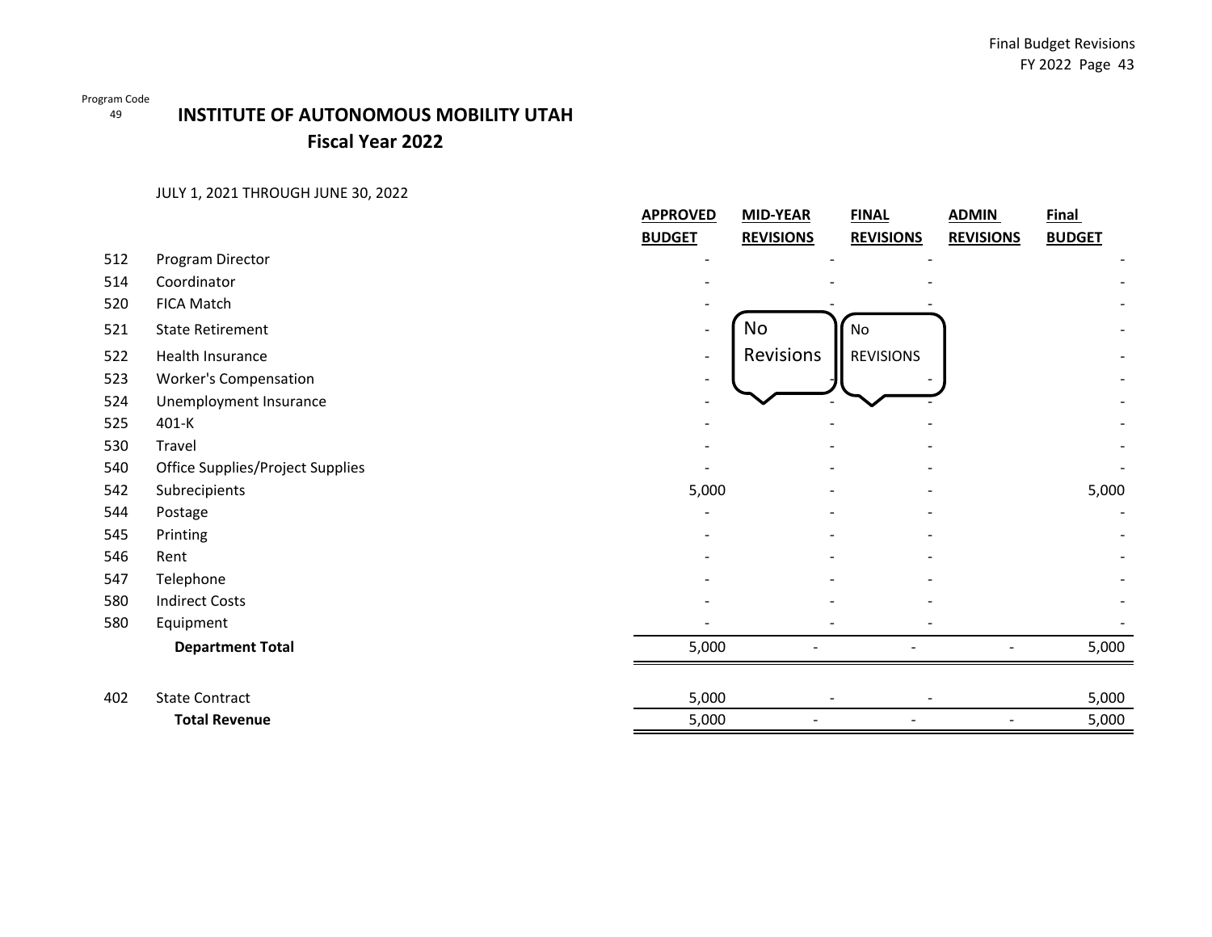Program Code
49

# INSTITUTE OF AUTONOMOUS MOBILITY UTAH

## Fiscal Year 2022

JULY 1, 2021 THROUGH JUNE 30, 2022

| | | APPROVED BUDGET | MID-YEAR REVISIONS | FINAL REVISIONS | ADMIN REVISIONS | Final BUDGET |
|---|---|---|---|---|---|---|
| 512 | Program Director | - | - | - | | - |
| 514 | Coordinator | - | - | - | | - |
| 520 | FICA Match | - | - | - | | - |
| 521 | State Retirement | - | No Revisions | No REVISIONS | | - |
| 522 | Health Insurance | - | | | | - |
| 523 | Worker's Compensation | - | - | - | | - |
| 524 | Unemployment Insurance | - | - | - | | - |
| 525 | 401-K | - | - | - | | - |
| 530 | Travel | - | - | - | | - |
| 540 | Office Supplies/Project Supplies | - | - | - | | - |
| 542 | Subrecipients | 5,000 | - | - | | 5,000 |
| 544 | Postage | - | - | - | | - |
| 545 | Printing | - | - | - | | - |
| 546 | Rent | - | - | - | | - |
| 547 | Telephone | - | - | - | | - |
| 580 | Indirect Costs | - | - | - | | - |
| 580 | Equipment | - | - | - | | - |
| | **Department Total** | 5,000 | - | - | - | 5,000 |
| | | | | | | |
| 402 | State Contract | 5,000 | - | - | | 5,000 |
| | **Total Revenue** | 5,000 | - | - | - | 5,000 |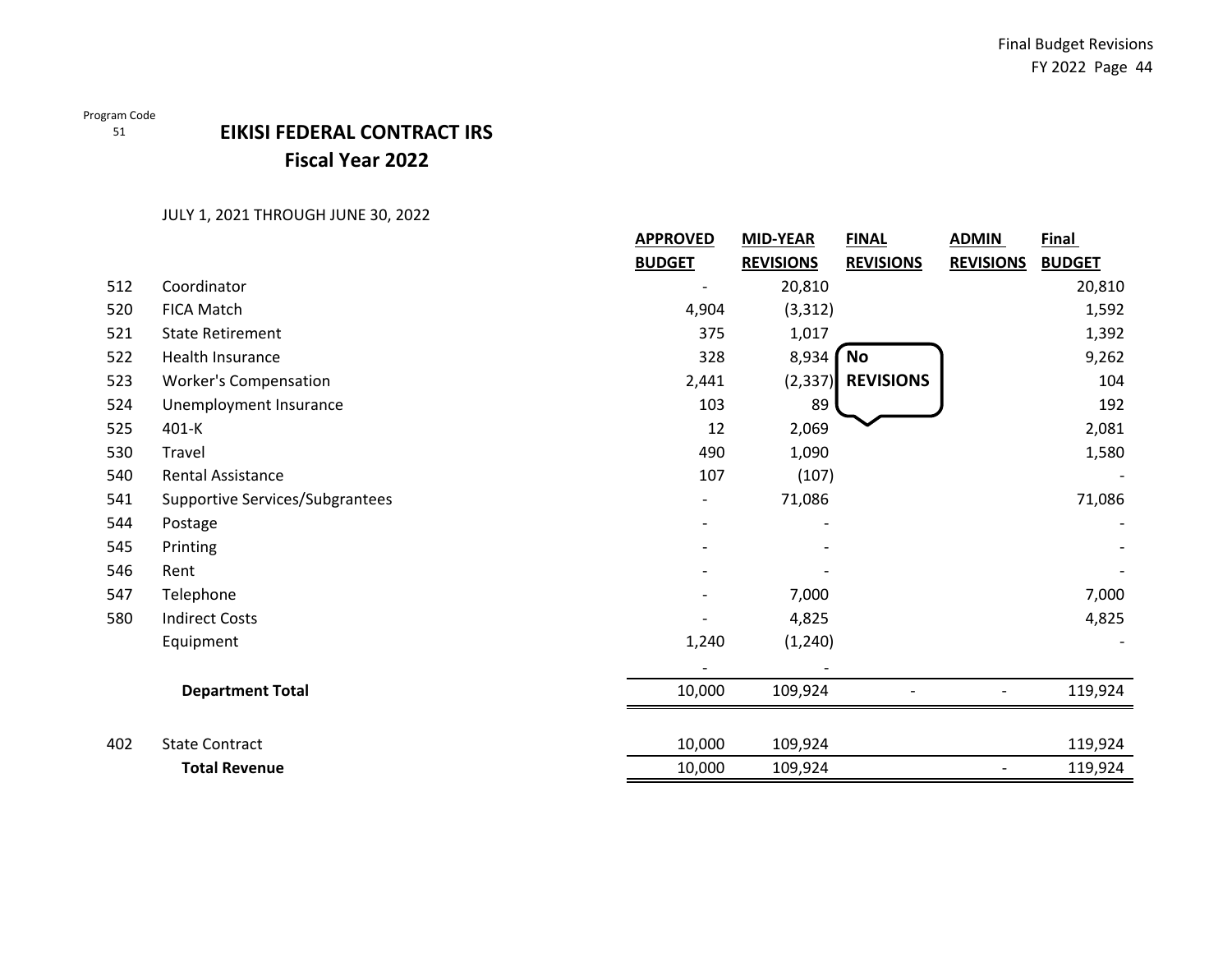Program Code
51

# EIKISI FEDERAL CONTRACT IRS
## Fiscal Year 2022

JULY 1, 2021 THROUGH JUNE 30, 2022

| | | APPROVED BUDGET | MID-YEAR REVISIONS | FINAL REVISIONS | ADMIN REVISIONS | Final BUDGET |
|---|---|---|---|---|---|---|
| 512 | Coordinator | - | 20,810 | | | 20,810 |
| 520 | FICA Match | 4,904 | (3,312) | | | 1,592 |
| 521 | State Retirement | 375 | 1,017 | | | 1,392 |
| 522 | Health Insurance | 328 | 8,934 | No REVISIONS | | 9,262 |
| 523 | Worker's Compensation | 2,441 | (2,337) | | | 104 |
| 524 | Unemployment Insurance | 103 | 89 | | | 192 |
| 525 | 401-K | 12 | 2,069 | | | 2,081 |
| 530 | Travel | 490 | 1,090 | | | 1,580 |
| 540 | Rental Assistance | 107 | (107) | | | - |
| 541 | Supportive Services/Subgrantees | - | 71,086 | | | 71,086 |
| 544 | Postage | - | - | | | - |
| 545 | Printing | - | - | | | - |
| 546 | Rent | - | - | | | - |
| 547 | Telephone | - | 7,000 | | | 7,000 |
| 580 | Indirect Costs | - | 4,825 | | | 4,825 |
| | Equipment | 1,240 | (1,240) | | | - |
| | | - | - | | | |
| | **Department Total** | 10,000 | 109,924 | - | - | 119,924 |
| | | | | | | |
| 402 | State Contract | 10,000 | 109,924 | | | 119,924 |
| | **Total Revenue** | 10,000 | 109,924 | | - | 119,924 |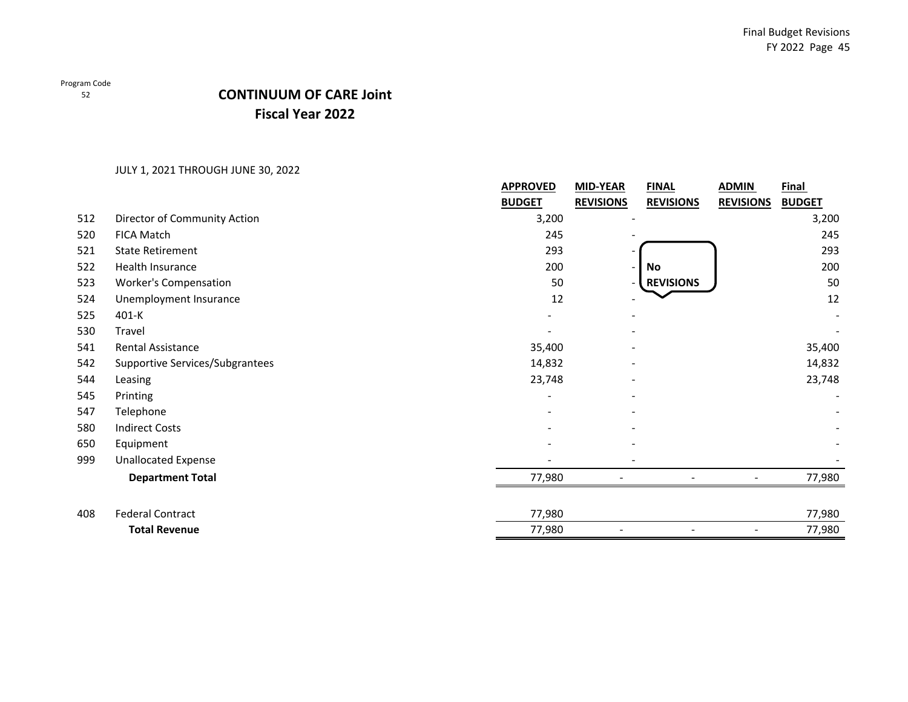Program Code
52

# CONTINUUM OF CARE Joint
## Fiscal Year 2022

JULY 1, 2021 THROUGH JUNE 30, 2022

| | | APPROVED BUDGET | MID-YEAR REVISIONS | FINAL REVISIONS | ADMIN REVISIONS | Final BUDGET |
|---|---|---|---|---|---|---|
| 512 | Director of Community Action | 3,200 | - | | | 3,200 |
| 520 | FICA Match | 245 | - | | | 245 |
| 521 | State Retirement | 293 | - | | | 293 |
| 522 | Health Insurance | 200 | - | **No** | | 200 |
| 523 | Worker's Compensation | 50 | - | **REVISIONS** | | 50 |
| 524 | Unemployment Insurance | 12 | - | | | 12 |
| 525 | 401-K | - | - | | | - |
| 530 | Travel | - | - | | | - |
| 541 | Rental Assistance | 35,400 | - | | | 35,400 |
| 542 | Supportive Services/Subgrantees | 14,832 | - | | | 14,832 |
| 544 | Leasing | 23,748 | - | | | 23,748 |
| 545 | Printing | - | - | | | - |
| 547 | Telephone | - | - | | | - |
| 580 | Indirect Costs | - | - | | | - |
| 650 | Equipment | - | - | | | - |
| 999 | Unallocated Expense | - | - | | | - |
| | **Department Total** | 77,980 | - | - | - | 77,980 |
| | | | | | | |
| 408 | Federal Contract | 77,980 | | | | 77,980 |
| | **Total Revenue** | 77,980 | - | - | - | 77,980 |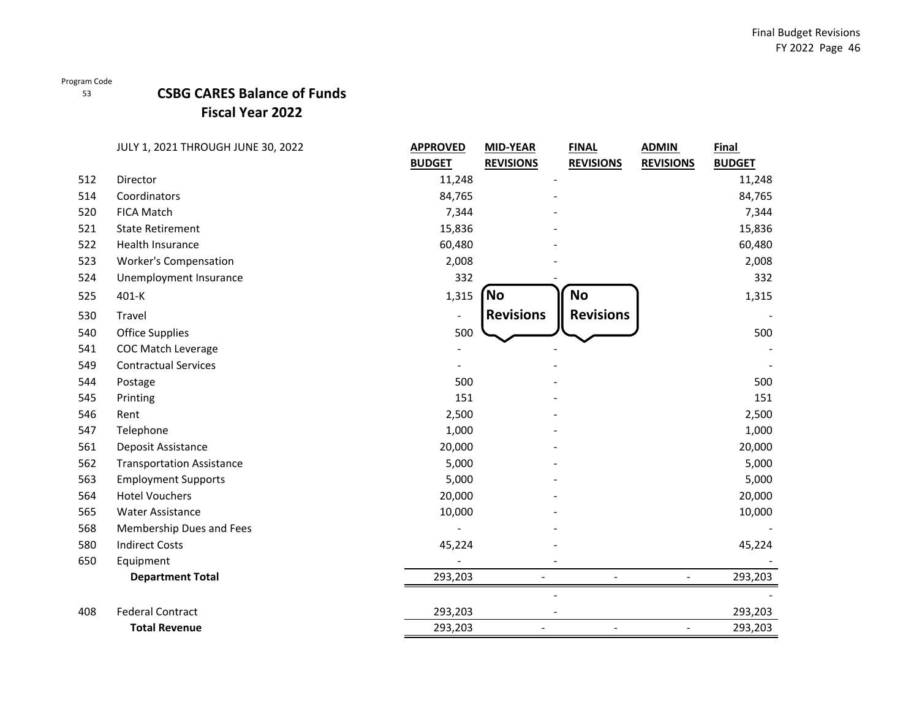Program Code
53

# CSBG CARES Balance of Funds
## Fiscal Year 2022

| | JULY 1, 2021 THROUGH JUNE 30, 2022 | APPROVED BUDGET | MID-YEAR REVISIONS | FINAL REVISIONS | ADMIN REVISIONS | Final BUDGET |
|---|---|---|---|---|---|---|
| 512 | Director | 11,248 | - | | | 11,248 |
| 514 | Coordinators | 84,765 | - | | | 84,765 |
| 520 | FICA Match | 7,344 | - | | | 7,344 |
| 521 | State Retirement | 15,836 | - | | | 15,836 |
| 522 | Health Insurance | 60,480 | - | | | 60,480 |
| 523 | Worker's Compensation | 2,008 | - | | | 2,008 |
| 524 | Unemployment Insurance | 332 | - | | | 332 |
| 525 | 401-K | 1,315 | No Revisions | No Revisions | | 1,315 |
| 530 | Travel | - | | | | - |
| 540 | Office Supplies | 500 | | | | 500 |
| 541 | COC Match Leverage | - | - | | | - |
| 549 | Contractual Services | - | - | | | - |
| 544 | Postage | 500 | - | | | 500 |
| 545 | Printing | 151 | - | | | 151 |
| 546 | Rent | 2,500 | - | | | 2,500 |
| 547 | Telephone | 1,000 | - | | | 1,000 |
| 561 | Deposit Assistance | 20,000 | - | | | 20,000 |
| 562 | Transportation Assistance | 5,000 | - | | | 5,000 |
| 563 | Employment Supports | 5,000 | - | | | 5,000 |
| 564 | Hotel Vouchers | 20,000 | - | | | 20,000 |
| 565 | Water Assistance | 10,000 | - | | | 10,000 |
| 568 | Membership Dues and Fees | - | - | | | - |
| 580 | Indirect Costs | 45,224 | - | | | 45,224 |
| 650 | Equipment | - | - | | | - |
| | **Department Total** | 293,203 | - | - | - | 293,203 |
| | | | - | | | - |
| 408 | Federal Contract | 293,203 | - | | | 293,203 |
| | **Total Revenue** | 293,203 | - | - | - | 293,203 |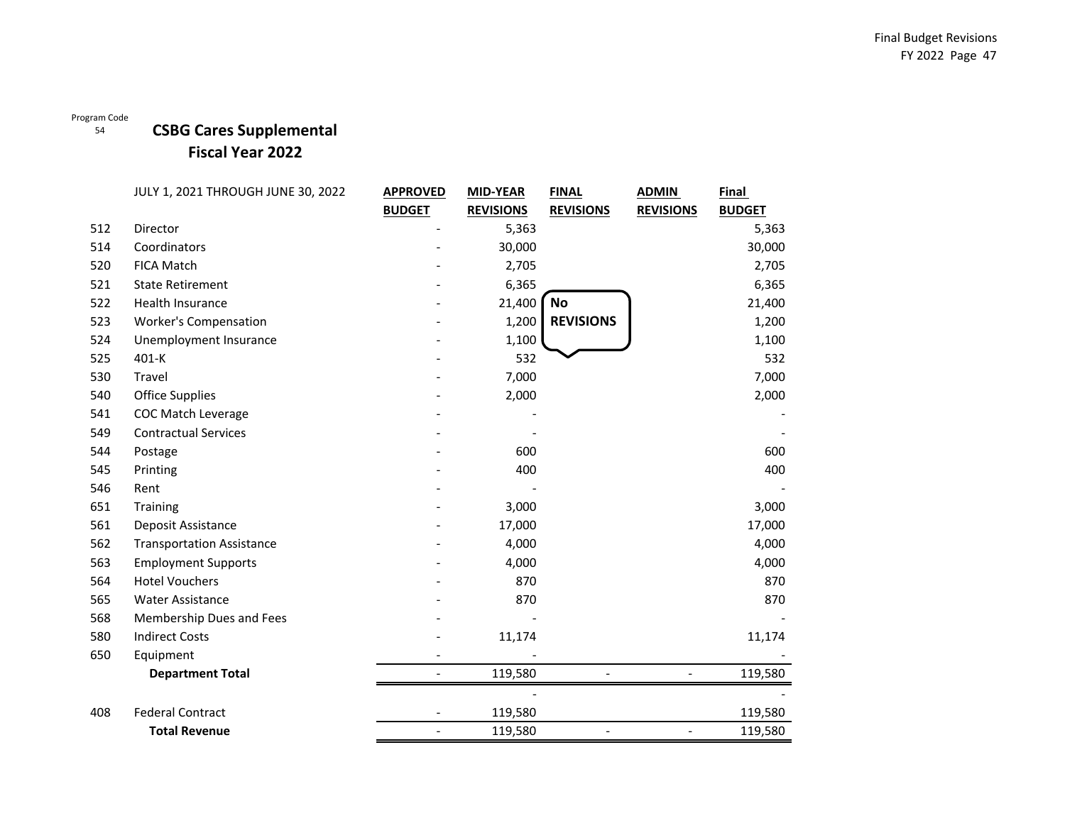Program Code
54

# CSBG Cares Supplemental
## Fiscal Year 2022

| | JULY 1, 2021 THROUGH JUNE 30, 2022 | APPROVED BUDGET | MID-YEAR REVISIONS | FINAL REVISIONS | ADMIN REVISIONS | Final BUDGET |
|---|---|---|---|---|---|---|
| 512 | Director | - | 5,363 | | | 5,363 |
| 514 | Coordinators | - | 30,000 | | | 30,000 |
| 520 | FICA Match | - | 2,705 | | | 2,705 |
| 521 | State Retirement | - | 6,365 | | | 6,365 |
| 522 | Health Insurance | - | 21,400 | No REVISIONS | | 21,400 |
| 523 | Worker's Compensation | - | 1,200 | | | 1,200 |
| 524 | Unemployment Insurance | - | 1,100 | | | 1,100 |
| 525 | 401-K | - | 532 | | | 532 |
| 530 | Travel | - | 7,000 | | | 7,000 |
| 540 | Office Supplies | - | 2,000 | | | 2,000 |
| 541 | COC Match Leverage | - | - | | | - |
| 549 | Contractual Services | - | - | | | - |
| 544 | Postage | - | 600 | | | 600 |
| 545 | Printing | - | 400 | | | 400 |
| 546 | Rent | - | - | | | - |
| 651 | Training | - | 3,000 | | | 3,000 |
| 561 | Deposit Assistance | - | 17,000 | | | 17,000 |
| 562 | Transportation Assistance | - | 4,000 | | | 4,000 |
| 563 | Employment Supports | - | 4,000 | | | 4,000 |
| 564 | Hotel Vouchers | - | 870 | | | 870 |
| 565 | Water Assistance | - | 870 | | | 870 |
| 568 | Membership Dues and Fees | - | - | | | - |
| 580 | Indirect Costs | - | 11,174 | | | 11,174 |
| 650 | Equipment | - | - | | | - |
| | **Department Total** | - | 119,580 | - | - | 119,580 |
| | | | - | | | - |
| 408 | Federal Contract | - | 119,580 | | | 119,580 |
| | **Total Revenue** | - | 119,580 | - | - | 119,580 |